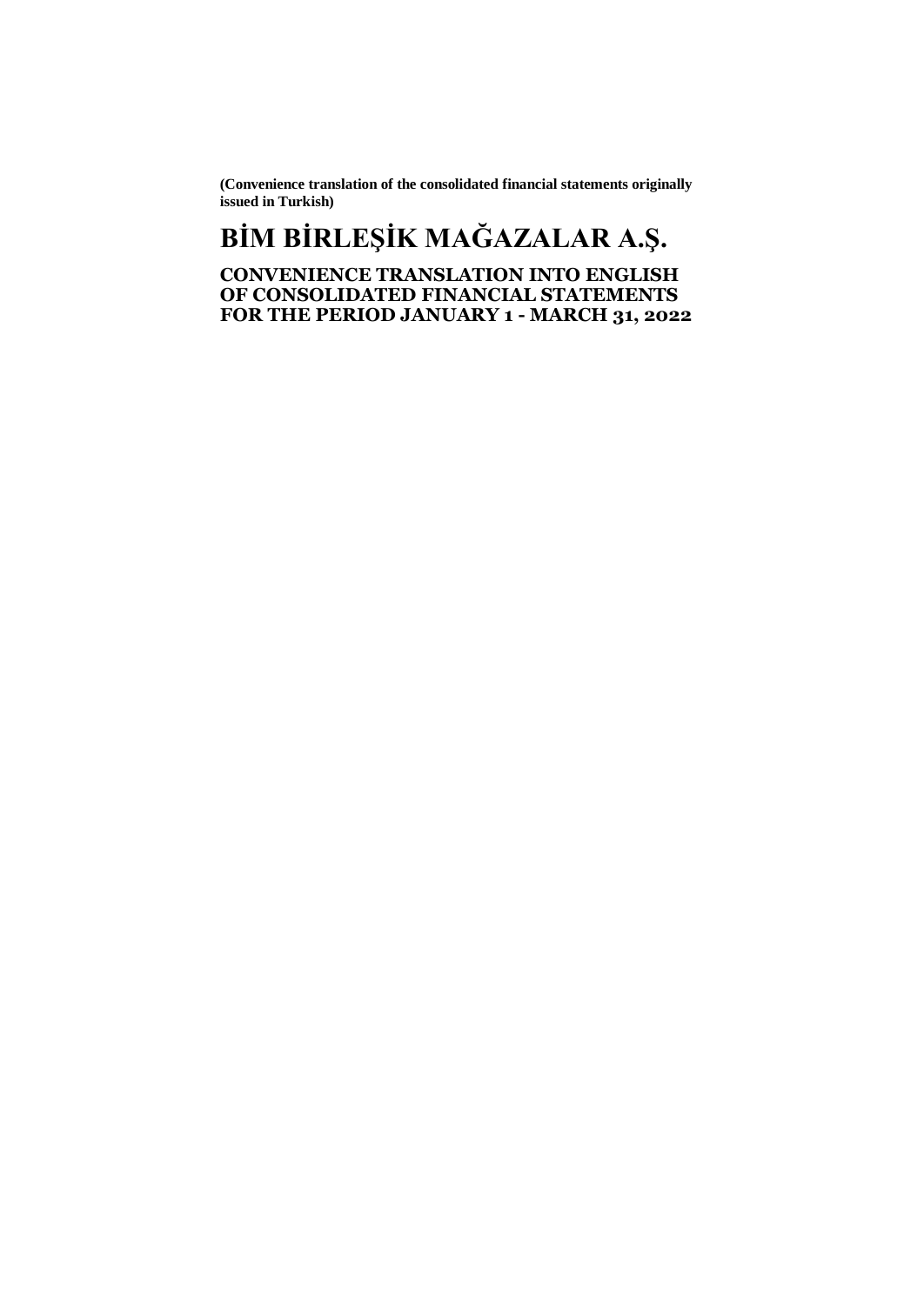**(Convenience translation of the consolidated financial statements originally issued in Turkish)**

# BİM BİRLEŞİK MAĞAZALAR A.Ş.

## CONVENIENCE TRANSLATION INTO ENGLISH OF CONSOLIDATED FINANCIAL STATEMENTS FOR THE PERIOD JANUARY 1 - MARCH 31, 2022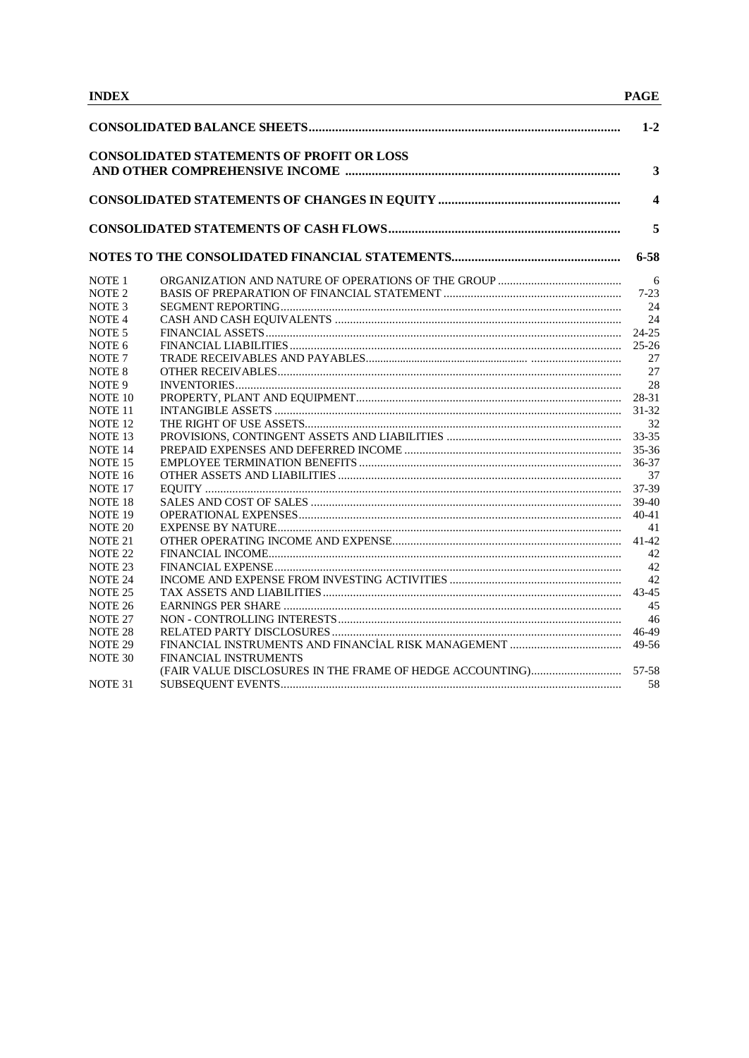| INDEX | | PAGE |
|---|---|---|
| **CONSOLIDATED BALANCE SHEETS** | | **1-2** |
| **CONSOLIDATED STATEMENTS OF PROFIT OR LOSS AND OTHER COMPREHENSIVE INCOME** | | **3** |
| **CONSOLIDATED STATEMENTS OF CHANGES IN EQUITY** | | **4** |
| **CONSOLIDATED STATEMENTS OF CASH FLOWS** | | **5** |
| **NOTES TO THE CONSOLIDATED FINANCIAL STATEMENTS** | | **6-58** |
| NOTE 1 | ORGANIZATION AND NATURE OF OPERATIONS OF THE GROUP | 6 |
| NOTE 2 | BASIS OF PREPARATION OF FINANCIAL STATEMENT | 7-23 |
| NOTE 3 | SEGMENT REPORTING | 24 |
| NOTE 4 | CASH AND CASH EQUIVALENTS | 24 |
| NOTE 5 | FINANCIAL ASSETS | 24-25 |
| NOTE 6 | FINANCIAL LIABILITIES | 25-26 |
| NOTE 7 | TRADE RECEIVABLES AND PAYABLES | 27 |
| NOTE 8 | OTHER RECEIVABLES | 27 |
| NOTE 9 | INVENTORIES | 28 |
| NOTE 10 | PROPERTY, PLANT AND EQUIPMENT | 28-31 |
| NOTE 11 | INTANGIBLE ASSETS | 31-32 |
| NOTE 12 | THE RIGHT OF USE ASSETS | 32 |
| NOTE 13 | PROVISIONS, CONTINGENT ASSETS AND LIABILITIES | 33-35 |
| NOTE 14 | PREPAID EXPENSES AND DEFERRED INCOME | 35-36 |
| NOTE 15 | EMPLOYEE TERMINATION BENEFITS | 36-37 |
| NOTE 16 | OTHER ASSETS AND LIABILITIES | 37 |
| NOTE 17 | EQUITY | 37-39 |
| NOTE 18 | SALES AND COST OF SALES | 39-40 |
| NOTE 19 | OPERATIONAL EXPENSES | 40-41 |
| NOTE 20 | EXPENSE BY NATURE | 41 |
| NOTE 21 | OTHER OPERATING INCOME AND EXPENSE | 41-42 |
| NOTE 22 | FINANCIAL INCOME | 42 |
| NOTE 23 | FINANCIAL EXPENSE | 42 |
| NOTE 24 | INCOME AND EXPENSE FROM INVESTING ACTIVITIES | 42 |
| NOTE 25 | TAX ASSETS AND LIABILITIES | 43-45 |
| NOTE 26 | EARNINGS PER SHARE | 45 |
| NOTE 27 | NON - CONTROLLING INTERESTS | 46 |
| NOTE 28 | RELATED PARTY DISCLOSURES | 46-49 |
| NOTE 29 | FINANCIAL INSTRUMENTS AND FINANCİAL RISK MANAGEMENT | 49-56 |
| NOTE 30 | FINANCIAL INSTRUMENTS (FAIR VALUE DISCLOSURES IN THE FRAME OF HEDGE ACCOUNTING) | 57-58 |
| NOTE 31 | SUBSEQUENT EVENTS | 58 |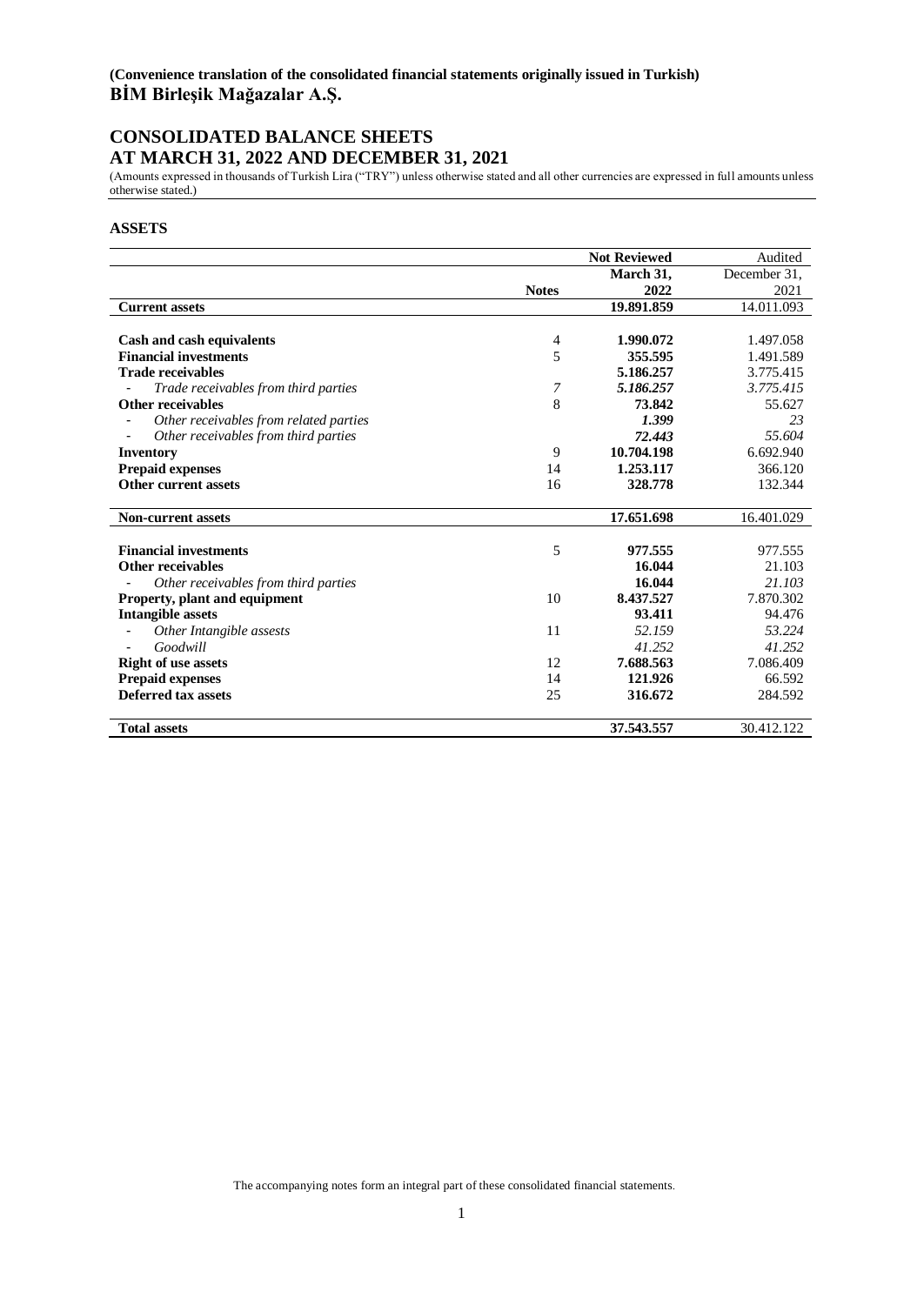**(Convenience translation of the consolidated financial statements originally issued in Turkish)**
**BİM Birleşik Mağazalar A.Ş.**

## CONSOLIDATED BALANCE SHEETS
## AT MARCH 31, 2022 AND DECEMBER 31, 2021

(Amounts expressed in thousands of Turkish Lira ("TRY") unless otherwise stated and all other currencies are expressed in full amounts unless otherwise stated.)

### ASSETS

| | Notes | Not Reviewed March 31, 2022 | Audited December 31, 2021 |
|---|---|---|---|
| **Current assets** | | **19.891.859** | 14.011.093 |
| | | | |
| **Cash and cash equivalents** | 4 | **1.990.072** | 1.497.058 |
| **Financial investments** | 5 | **355.595** | 1.491.589 |
| **Trade receivables** | | **5.186.257** | 3.775.415 |
| - *Trade receivables from third parties* | *7* | ***5.186.257*** | *3.775.415* |
| **Other receivables** | 8 | **73.842** | 55.627 |
| - *Other receivables from related parties* | | ***1.399*** | *23* |
| - *Other receivables from third parties* | | ***72.443*** | *55.604* |
| **Inventory** | 9 | **10.704.198** | 6.692.940 |
| **Prepaid expenses** | 14 | **1.253.117** | 366.120 |
| **Other current assets** | 16 | **328.778** | 132.344 |
| | | | |
| **Non-current assets** | | **17.651.698** | 16.401.029 |
| | | | |
| **Financial investments** | 5 | **977.555** | 977.555 |
| **Other receivables** | | **16.044** | 21.103 |
| - *Other receivables from third parties* | | **16.044** | *21.103* |
| **Property, plant and equipment** | 10 | **8.437.527** | 7.870.302 |
| **Intangible assets** | | **93.411** | 94.476 |
| - *Other Intangible assests* | 11 | *52.159* | *53.224* |
| - *Goodwill* | | *41.252* | *41.252* |
| **Right of use assets** | 12 | **7.688.563** | 7.086.409 |
| **Prepaid expenses** | 14 | **121.926** | 66.592 |
| **Deferred tax assets** | 25 | **316.672** | 284.592 |
| | | | |
| **Total assets** | | **37.543.557** | 30.412.122 |

The accompanying notes form an integral part of these consolidated financial statements.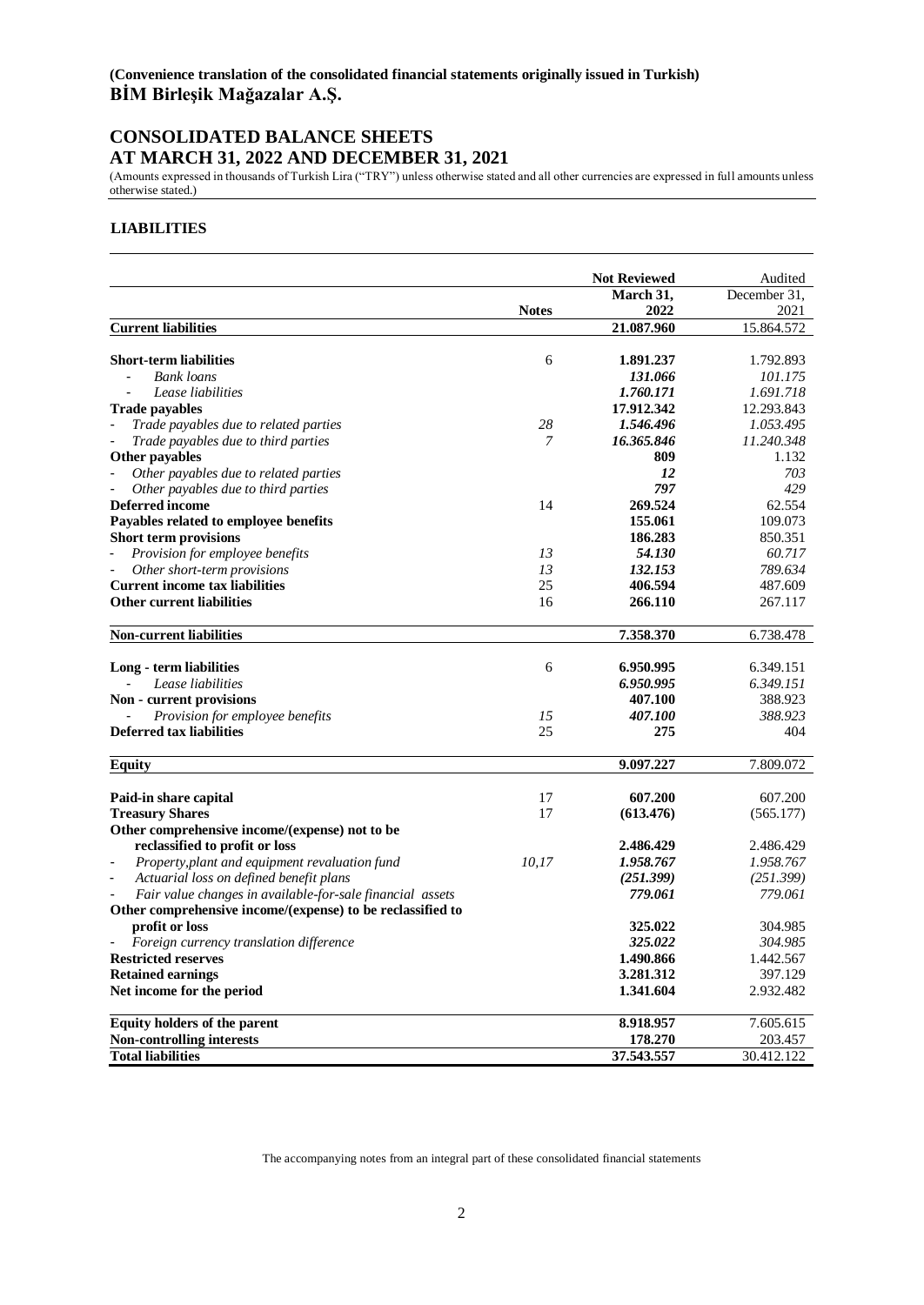**(Convenience translation of the consolidated financial statements originally issued in Turkish)**
**BİM Birleşik Mağazalar A.Ş.**

## CONSOLIDATED BALANCE SHEETS
## AT MARCH 31, 2022 AND DECEMBER 31, 2021

(Amounts expressed in thousands of Turkish Lira ("TRY") unless otherwise stated and all other currencies are expressed in full amounts unless otherwise stated.)

### LIABILITIES

| | Notes | Not Reviewed March 31, 2022 | Audited December 31, 2021 |
|---|---|---|---|
| **Current liabilities** | | **21.087.960** | 15.864.572 |
| | | | |
| **Short-term liabilities** | 6 | **1.891.237** | 1.792.893 |
| - *Bank loans* | | ***131.066*** | *101.175* |
| - *Lease liabilities* | | ***1.760.171*** | *1.691.718* |
| **Trade payables** | | **17.912.342** | 12.293.843 |
| - *Trade payables due to related parties* | *28* | ***1.546.496*** | *1.053.495* |
| - *Trade payables due to third parties* | *7* | ***16.365.846*** | *11.240.348* |
| **Other payables** | | **809** | 1.132 |
| - *Other payables due to related parties* | | ***12*** | *703* |
| - *Other payables due to third parties* | | ***797*** | *429* |
| **Deferred income** | 14 | **269.524** | 62.554 |
| **Payables related to employee benefits** | | **155.061** | 109.073 |
| **Short term provisions** | | **186.283** | 850.351 |
| - *Provision for employee benefits* | *13* | ***54.130*** | *60.717* |
| - *Other short-term provisions* | *13* | ***132.153*** | *789.634* |
| **Current income tax liabilities** | 25 | **406.594** | 487.609 |
| **Other current liabilities** | 16 | **266.110** | 267.117 |
| | | | |
| **Non-current liabilities** | | **7.358.370** | 6.738.478 |
| | | | |
| **Long - term liabilities** | 6 | **6.950.995** | 6.349.151 |
| - *Lease liabilities* | | ***6.950.995*** | *6.349.151* |
| **Non - current provisions** | | **407.100** | 388.923 |
| - *Provision for employee benefits* | *15* | ***407.100*** | *388.923* |
| **Deferred tax liabilities** | 25 | **275** | 404 |
| | | | |
| **Equity** | | **9.097.227** | 7.809.072 |
| | | | |
| **Paid-in share capital** | 17 | **607.200** | 607.200 |
| **Treasury Shares** | 17 | **(613.476)** | (565.177) |
| **Other comprehensive income/(expense) not to be reclassified to profit or loss** | | **2.486.429** | 2.486.429 |
| - *Property,plant and equipment revaluation fund* | *10,17* | ***1.958.767*** | *1.958.767* |
| - *Actuarial loss on defined benefit plans* | | ***(251.399)*** | *(251.399)* |
| - *Fair value changes in available-for-sale financial assets* | | ***779.061*** | *779.061* |
| **Other comprehensive income/(expense) to be reclassified to profit or loss** | | **325.022** | 304.985 |
| - *Foreign currency translation difference* | | ***325.022*** | *304.985* |
| **Restricted reserves** | | **1.490.866** | 1.442.567 |
| **Retained earnings** | | **3.281.312** | 397.129 |
| **Net income for the period** | | **1.341.604** | 2.932.482 |
| | | | |
| **Equity holders of the parent** | | **8.918.957** | 7.605.615 |
| **Non-controlling interests** | | **178.270** | 203.457 |
| **Total liabilities** | | **37.543.557** | 30.412.122 |

The accompanying notes from an integral part of these consolidated financial statements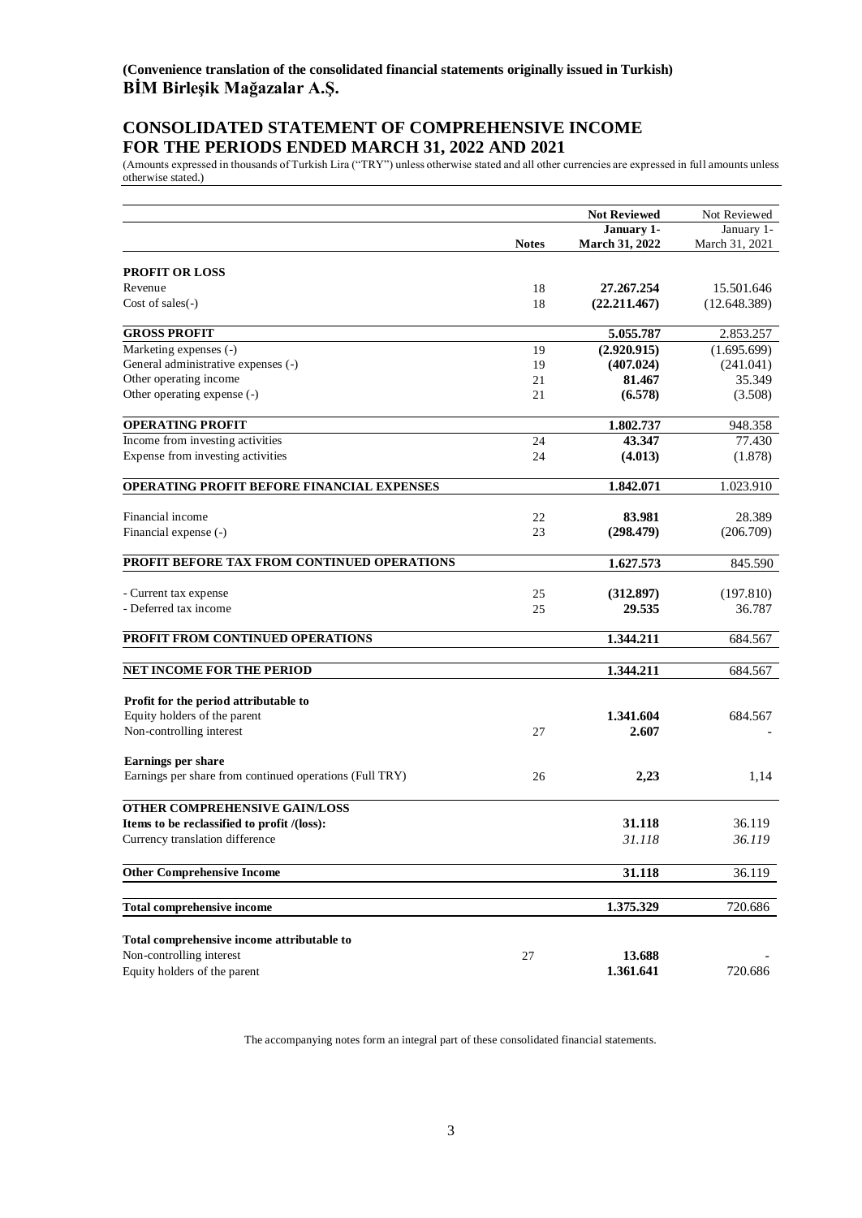**(Convenience translation of the consolidated financial statements originally issued in Turkish)**
**BİM Birleşik Mağazalar A.Ş.**

# CONSOLIDATED STATEMENT OF COMPREHENSIVE INCOME FOR THE PERIODS ENDED MARCH 31, 2022 AND 2021

(Amounts expressed in thousands of Turkish Lira ("TRY") unless otherwise stated and all other currencies are expressed in full amounts unless otherwise stated.)

| | Notes | **Not Reviewed January 1- March 31, 2022** | Not Reviewed January 1- March 31, 2021 |
|---|---|---|---|
| **PROFIT OR LOSS** | | | |
| Revenue | 18 | **27.267.254** | 15.501.646 |
| Cost of sales(-) | 18 | **(22.211.467)** | (12.648.389) |
| **GROSS PROFIT** | | **5.055.787** | 2.853.257 |
| Marketing expenses (-) | 19 | **(2.920.915)** | (1.695.699) |
| General administrative expenses (-) | 19 | **(407.024)** | (241.041) |
| Other operating income | 21 | **81.467** | 35.349 |
| Other operating expense (-) | 21 | **(6.578)** | (3.508) |
| **OPERATING PROFIT** | | **1.802.737** | 948.358 |
| Income from investing activities | 24 | **43.347** | 77.430 |
| Expense from investing activities | 24 | **(4.013)** | (1.878) |
| **OPERATING PROFIT BEFORE FINANCIAL EXPENSES** | | **1.842.071** | 1.023.910 |
| Financial income | 22 | **83.981** | 28.389 |
| Financial expense (-) | 23 | **(298.479)** | (206.709) |
| **PROFIT BEFORE TAX FROM CONTINUED OPERATIONS** | | **1.627.573** | 845.590 |
| - Current tax expense | 25 | **(312.897)** | (197.810) |
| - Deferred tax income | 25 | **29.535** | 36.787 |
| **PROFIT FROM CONTINUED OPERATIONS** | | **1.344.211** | 684.567 |
| **NET INCOME FOR THE PERIOD** | | **1.344.211** | 684.567 |
| **Profit for the period attributable to** | | | |
| Equity holders of the parent | | **1.341.604** | 684.567 |
| Non-controlling interest | 27 | **2.607** | - |
| **Earnings per share** | | | |
| Earnings per share from continued operations (Full TRY) | 26 | **2,23** | 1,14 |
| **OTHER COMPREHENSIVE GAIN/LOSS** | | | |
| **Items to be reclassified to profit /(loss):** | | **31.118** | 36.119 |
| Currency translation difference | | *31.118* | *36.119* |
| **Other Comprehensive Income** | | **31.118** | 36.119 |
| **Total comprehensive income** | | **1.375.329** | 720.686 |
| **Total comprehensive income attributable to** | | | |
| Non-controlling interest | 27 | **13.688** | - |
| Equity holders of the parent | | **1.361.641** | 720.686 |

The accompanying notes form an integral part of these consolidated financial statements.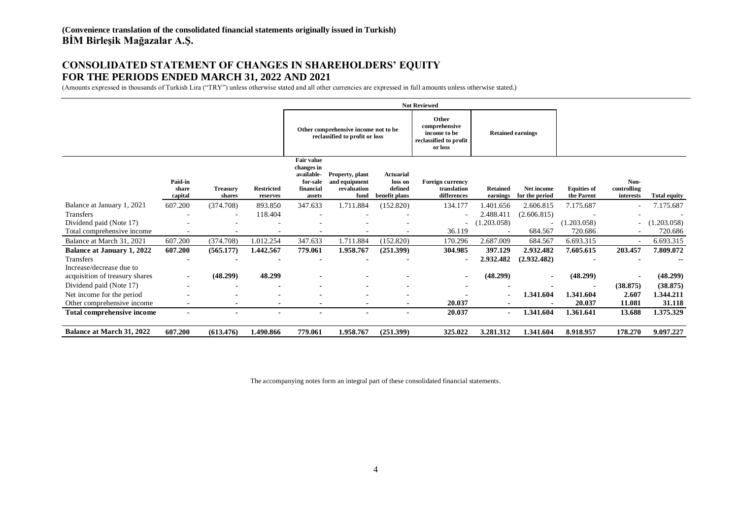**(Convenience translation of the consolidated financial statements originally issued in Turkish)**
**BİM Birleşik Mağazalar A.Ş.**

# CONSOLIDATED STATEMENT OF CHANGES IN SHAREHOLDERS' EQUITY FOR THE PERIODS ENDED MARCH 31, 2022 AND 2021

(Amounts expressed in thousands of Turkish Lira ("TRY") unless otherwise stated and all other currencies are expressed in full amounts unless otherwise stated.)

| | | | | Not Reviewed | | | | | | | | | |
|---|---|---|---|---|---|---|---|---|---|---|---|---|---|
| | | | | Other comprehensive income not to be reclassified to profit or loss | | | Other comprehensive income to be reclassified to profit or loss | Retained earnings | | | | | |
| | Paid-in share capital | Treasury shares | Restricted reserves | Fair value changes in available-for-sale financial assets | Property, plant and equipment revaluation fund | Actuarial loss on defined benefit plans | Foreign currency translation differences | Retained earnings | Net income for the period | Equities of the Parent | Non-controlling interests | Total equity |
| Balance at January 1, 2021 | 607.200 | (374.708) | 893.850 | 347.633 | 1.711.884 | (152.820) | 134.177 | 1.401.656 | 2.606.815 | 7.175.687 | - | 7.175.687 |
| Transfers | - | - | 118.404 | - | - | - | - | 2.488.411 | (2.606.815) | - | - | - |
| Dividend paid (Note 17) | - | - | - | - | - | - | - | (1.203.058) | - | (1.203.058) | - | (1.203.058) |
| Total comprehensive income | - | - | - | - | - | - | 36.119 | - | 684.567 | 720.686 | - | 720.686 |
| Balance at March 31, 2021 | 607.200 | (374.708) | 1.012.254 | 347.633 | 1.711.884 | (152.820) | 170.296 | 2.687.009 | 684.567 | 6.693.315 | - | 6.693.315 |
| **Balance at January 1, 2022** | **607.200** | **(565.177)** | **1.442.567** | **779.061** | **1.958.767** | **(251.399)** | **304.985** | **397.129** | **2.932.482** | **7.605.615** | **203.457** | **7.809.072** |
| Transfers | - | - | - | - | - | - | - | **2.932.482** | **(2.932.482)** | - | - | -- |
| Increase/decrease due to acquisition of treasury shares | - | **(48.299)** | **48.299** | - | - | - | - | **(48.299)** | - | **(48.299)** | - | **(48.299)** |
| Dividend paid (Note 17) | - | - | - | - | - | - | - | - | - | - | **(38.875)** | **(38.875)** |
| Net income for the period | - | - | - | - | - | - | - | - | **1.341.604** | **1.341.604** | **2.607** | **1.344.211** |
| Other comprehensive income | - | - | - | - | - | - | **20.037** | - | - | **20.037** | **11.081** | **31.118** |
| **Total comprehensive income** | - | - | - | - | - | - | **20.037** | - | **1.341.604** | **1.361.641** | **13.688** | **1.375.329** |
| **Balance at March 31, 2022** | **607.200** | **(613.476)** | **1.490.866** | **779.061** | **1.958.767** | **(251.399)** | **325.022** | **3.281.312** | **1.341.604** | **8.918.957** | **178.270** | **9.097.227** |

The accompanying notes form an integral part of these consolidated financial statements.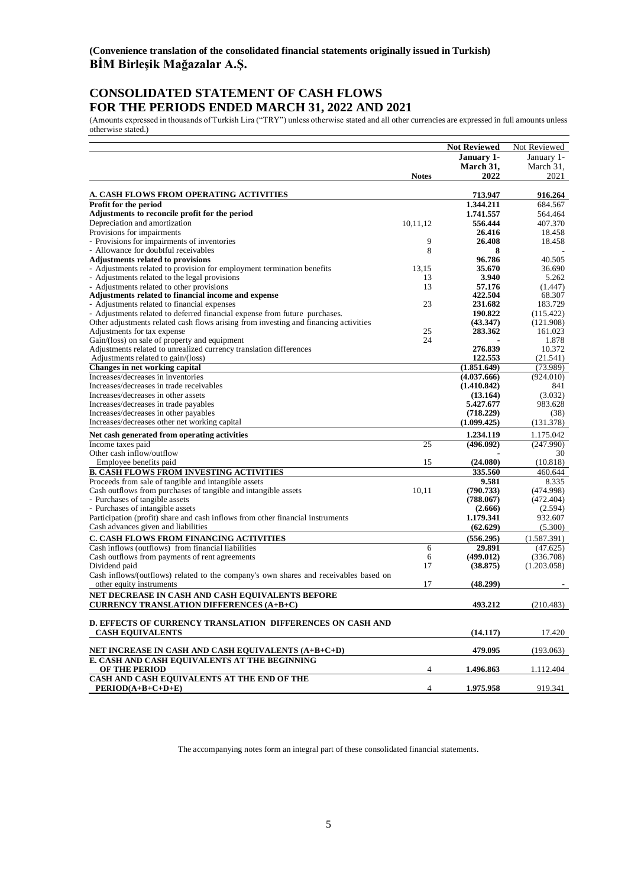**(Convenience translation of the consolidated financial statements originally issued in Turkish)**
**BİM Birleşik Mağazalar A.Ş.**

# CONSOLIDATED STATEMENT OF CASH FLOWS FOR THE PERIODS ENDED MARCH 31, 2022 AND 2021

(Amounts expressed in thousands of Turkish Lira ("TRY") unless otherwise stated and all other currencies are expressed in full amounts unless otherwise stated.)

| | Notes | **Not Reviewed** **January 1- March 31, 2022** | Not Reviewed January 1- March 31, 2021 |
|---|---|---|---|
| **A. CASH FLOWS FROM OPERATING ACTIVITIES** | | **713.947** | **916.264** |
| **Profit for the period** | | **1.344.211** | 684.567 |
| **Adjustments to reconcile profit for the period** | | **1.741.557** | 564.464 |
| Depreciation and amortization | 10,11,12 | **556.444** | 407.370 |
| Provisions for impairments | | **26.416** | 18.458 |
| - Provisions for impairments of inventories | 9 | **26.408** | 18.458 |
| - Allowance for doubtful receivables | 8 | **8** | - |
| **Adjustments related to provisions** | | **96.786** | 40.505 |
| - Adjustments related to provision for employment termination benefits | 13,15 | **35.670** | 36.690 |
| - Adjustments related to the legal provisions | 13 | **3.940** | 5.262 |
| - Adjustments related to other provisions | 13 | **57.176** | (1.447) |
| **Adjustments related to financial income and expense** | | **422.504** | 68.307 |
| - Adjustments related to financial expenses | 23 | **231.682** | 183.729 |
| - Adjustments related to deferred financial expense from future purchases. | | **190.822** | (115.422) |
| Other adjustments related cash flows arising from investing and financing activities | | **(43.347)** | (121.908) |
| Adjustments for tax expense | 25 | **283.362** | 161.023 |
| Gain/(loss) on sale of property and equipment | 24 | **-** | 1.878 |
| Adjustments related to unrealized currency translation differences | | **276.839** | 10.372 |
| Adjustments related to gain/(loss) | | **122.553** | (21.541) |
| **Changes in net working capital** | | **(1.851.649)** | (73.989) |
| Increases/decreases in inventories | | **(4.037.666)** | (924.010) |
| Increases/decreases in trade receivables | | **(1.410.842)** | 841 |
| Increases/decreases in other assets | | **(13.164)** | (3.032) |
| Increases/decreases in trade payables | | **5.427.677** | 983.628 |
| Increases/decreases in other payables | | **(718.229)** | (38) |
| Increases/decreases other net working capital | | **(1.099.425)** | (131.378) |
| **Net cash generated from operating activities** | | **1.234.119** | 1.175.042 |
| Income taxes paid | 25 | **(496.092)** | (247.990) |
| Other cash inflow/outflow | | **-** | 30 |
| Employee benefits paid | 15 | **(24.080)** | (10.818) |
| **B. CASH FLOWS FROM INVESTING ACTIVITIES** | | **335.560** | 460.644 |
| Proceeds from sale of tangible and intangible assets | | **9.581** | 8.335 |
| Cash outflows from purchases of tangible and intangible assets | 10,11 | **(790.733)** | (474.998) |
| - Purchases of tangible assets | | **(788.067)** | (472.404) |
| - Purchases of intangible assets | | **(2.666)** | (2.594) |
| Participation (profit) share and cash inflows from other financial instruments | | **1.179.341** | 932.607 |
| Cash advances given and liabilities | | **(62.629)** | (5.300) |
| **C. CASH FLOWS FROM FINANCING ACTIVITIES** | | **(556.295)** | (1.587.391) |
| Cash inflows (outflows) from financial liabilities | 6 | **29.891** | (47.625) |
| Cash outflows from payments of rent agreements | 6 | **(499.012)** | (336.708) |
| Dividend paid | 17 | **(38.875)** | (1.203.058) |
| Cash inflows/(outflows) related to the company's own shares and receivables based on other equity instruments | 17 | **(48.299)** | - |
| **NET DECREASE IN CASH AND CASH EQUIVALENTS BEFORE CURRENCY TRANSLATION DIFFERENCES (A+B+C)** | | **493.212** | (210.483) |
| **D. EFFECTS OF CURRENCY TRANSLATION DIFFERENCES ON CASH AND CASH EQUIVALENTS** | | **(14.117)** | 17.420 |
| **NET INCREASE IN CASH AND CASH EQUIVALENTS (A+B+C+D)** | | **479.095** | (193.063) |
| **E. CASH AND CASH EQUIVALENTS AT THE BEGINNING OF THE PERIOD** | 4 | **1.496.863** | 1.112.404 |
| **CASH AND CASH EQUIVALENTS AT THE END OF THE PERIOD(A+B+C+D+E)** | 4 | **1.975.958** | 919.341 |

The accompanying notes form an integral part of these consolidated financial statements.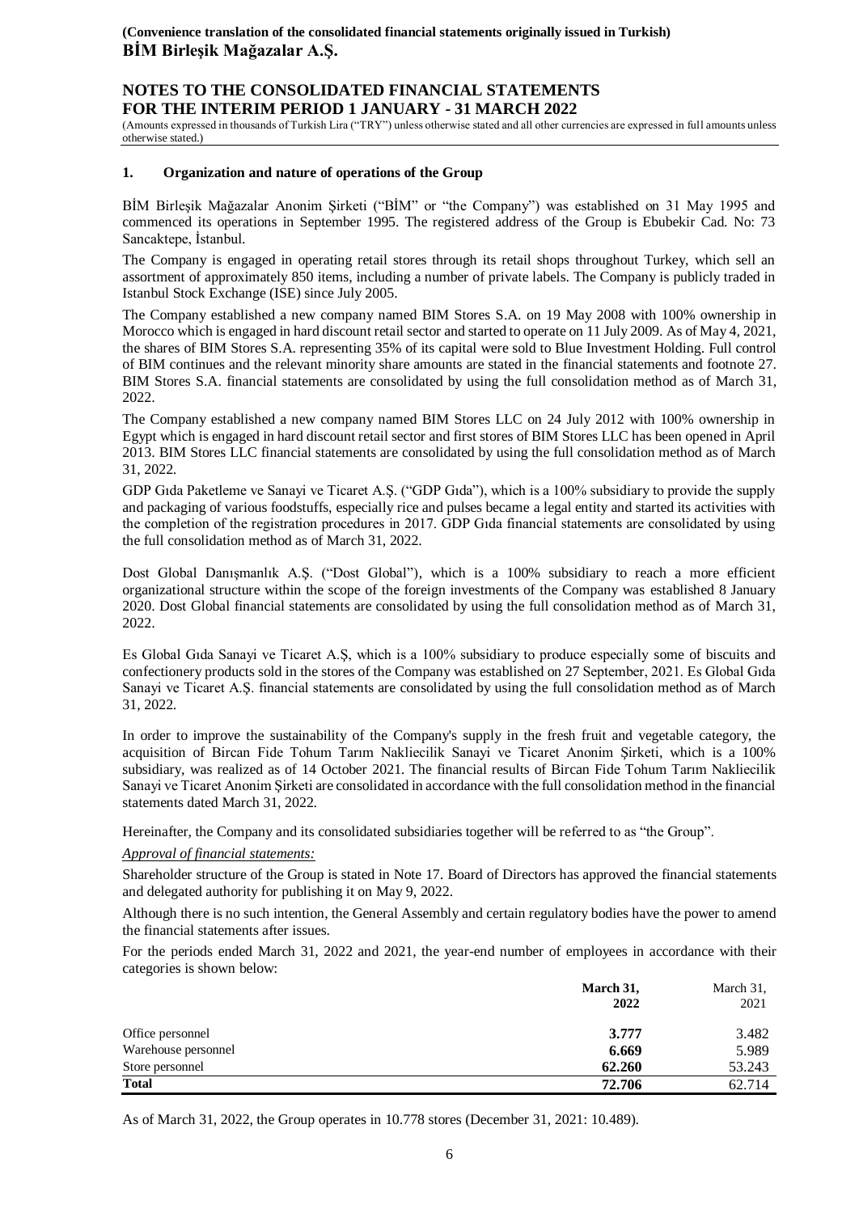## 1. Organization and nature of operations of the Group

BİM Birleşik Mağazalar Anonim Şirketi ("BİM" or "the Company") was established on 31 May 1995 and commenced its operations in September 1995. The registered address of the Group is Ebubekir Cad. No: 73 Sancaktepe, İstanbul.

The Company is engaged in operating retail stores through its retail shops throughout Turkey, which sell an assortment of approximately 850 items, including a number of private labels. The Company is publicly traded in Istanbul Stock Exchange (ISE) since July 2005.

The Company established a new company named BIM Stores S.A. on 19 May 2008 with 100% ownership in Morocco which is engaged in hard discount retail sector and started to operate on 11 July 2009. As of May 4, 2021, the shares of BIM Stores S.A. representing 35% of its capital were sold to Blue Investment Holding. Full control of BIM continues and the relevant minority share amounts are stated in the financial statements and footnote 27. BIM Stores S.A. financial statements are consolidated by using the full consolidation method as of March 31, 2022.

The Company established a new company named BIM Stores LLC on 24 July 2012 with 100% ownership in Egypt which is engaged in hard discount retail sector and first stores of BIM Stores LLC has been opened in April 2013. BIM Stores LLC financial statements are consolidated by using the full consolidation method as of March 31, 2022.

GDP Gıda Paketleme ve Sanayi ve Ticaret A.Ş. ("GDP Gıda"), which is a 100% subsidiary to provide the supply and packaging of various foodstuffs, especially rice and pulses became a legal entity and started its activities with the completion of the registration procedures in 2017. GDP Gıda financial statements are consolidated by using the full consolidation method as of March 31, 2022.

Dost Global Danışmanlık A.Ş. ("Dost Global"), which is a 100% subsidiary to reach a more efficient organizational structure within the scope of the foreign investments of the Company was established 8 January 2020. Dost Global financial statements are consolidated by using the full consolidation method as of March 31, 2022.

Es Global Gıda Sanayi ve Ticaret A.Ş, which is a 100% subsidiary to produce especially some of biscuits and confectionery products sold in the stores of the Company was established on 27 September, 2021. Es Global Gıda Sanayi ve Ticaret A.Ş. financial statements are consolidated by using the full consolidation method as of March 31, 2022.

In order to improve the sustainability of the Company's supply in the fresh fruit and vegetable category, the acquisition of Bircan Fide Tohum Tarım Nakliecilik Sanayi ve Ticaret Anonim Şirketi, which is a 100% subsidiary, was realized as of 14 October 2021. The financial results of Bircan Fide Tohum Tarım Nakliecilik Sanayi ve Ticaret Anonim Şirketi are consolidated in accordance with the full consolidation method in the financial statements dated March 31, 2022.

Hereinafter, the Company and its consolidated subsidiaries together will be referred to as "the Group".

*Approval of financial statements:*

Shareholder structure of the Group is stated in Note 17. Board of Directors has approved the financial statements and delegated authority for publishing it on May 9, 2022.

Although there is no such intention, the General Assembly and certain regulatory bodies have the power to amend the financial statements after issues.

For the periods ended March 31, 2022 and 2021, the year-end number of employees in accordance with their categories is shown below:

| | **March 31, 2022** | March 31, 2021 |
|---|---|---|
| Office personnel | **3.777** | 3.482 |
| Warehouse personnel | **6.669** | 5.989 |
| Store personnel | **62.260** | 53.243 |
| **Total** | **72.706** | 62.714 |

As of March 31, 2022, the Group operates in 10.778 stores (December 31, 2021: 10.489).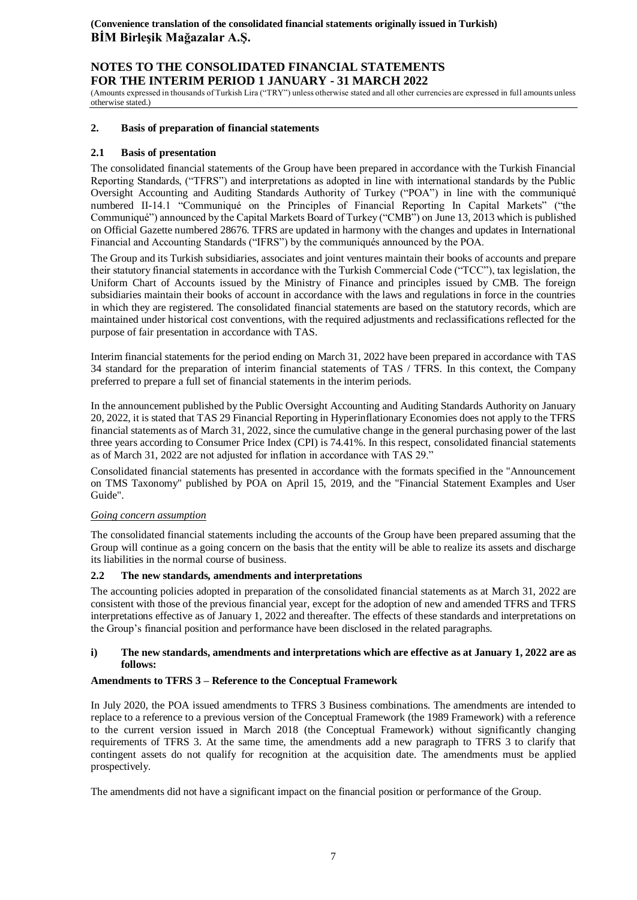## 2. Basis of preparation of financial statements

### 2.1 Basis of presentation

The consolidated financial statements of the Group have been prepared in accordance with the Turkish Financial Reporting Standards, ("TFRS") and interpretations as adopted in line with international standards by the Public Oversight Accounting and Auditing Standards Authority of Turkey ("POA") in line with the communiqué numbered II-14.1 "Communiqué on the Principles of Financial Reporting In Capital Markets" ("the Communiqué") announced by the Capital Markets Board of Turkey ("CMB") on June 13, 2013 which is published on Official Gazette numbered 28676. TFRS are updated in harmony with the changes and updates in International Financial and Accounting Standards ("IFRS") by the communiqués announced by the POA.

The Group and its Turkish subsidiaries, associates and joint ventures maintain their books of accounts and prepare their statutory financial statements in accordance with the Turkish Commercial Code ("TCC"), tax legislation, the Uniform Chart of Accounts issued by the Ministry of Finance and principles issued by CMB. The foreign subsidiaries maintain their books of account in accordance with the laws and regulations in force in the countries in which they are registered. The consolidated financial statements are based on the statutory records, which are maintained under historical cost conventions, with the required adjustments and reclassifications reflected for the purpose of fair presentation in accordance with TAS.

Interim financial statements for the period ending on March 31, 2022 have been prepared in accordance with TAS 34 standard for the preparation of interim financial statements of TAS / TFRS. In this context, the Company preferred to prepare a full set of financial statements in the interim periods.

In the announcement published by the Public Oversight Accounting and Auditing Standards Authority on January 20, 2022, it is stated that TAS 29 Financial Reporting in Hyperinflationary Economies does not apply to the TFRS financial statements as of March 31, 2022, since the cumulative change in the general purchasing power of the last three years according to Consumer Price Index (CPI) is 74.41%. In this respect, consolidated financial statements as of March 31, 2022 are not adjusted for inflation in accordance with TAS 29."

Consolidated financial statements has presented in accordance with the formats specified in the "Announcement on TMS Taxonomy" published by POA on April 15, 2019, and the "Financial Statement Examples and User Guide".

*Going concern assumption*

The consolidated financial statements including the accounts of the Group have been prepared assuming that the Group will continue as a going concern on the basis that the entity will be able to realize its assets and discharge its liabilities in the normal course of business.

### 2.2 The new standards, amendments and interpretations

The accounting policies adopted in preparation of the consolidated financial statements as at March 31, 2022 are consistent with those of the previous financial year, except for the adoption of new and amended TFRS and TFRS interpretations effective as of January 1, 2022 and thereafter. The effects of these standards and interpretations on the Group's financial position and performance have been disclosed in the related paragraphs.

**i) The new standards, amendments and interpretations which are effective as at January 1, 2022 are as follows:**

**Amendments to TFRS 3 – Reference to the Conceptual Framework**

In July 2020, the POA issued amendments to TFRS 3 Business combinations. The amendments are intended to replace to a reference to a previous version of the Conceptual Framework (the 1989 Framework) with a reference to the current version issued in March 2018 (the Conceptual Framework) without significantly changing requirements of TFRS 3. At the same time, the amendments add a new paragraph to TFRS 3 to clarify that contingent assets do not qualify for recognition at the acquisition date. The amendments must be applied prospectively.

The amendments did not have a significant impact on the financial position or performance of the Group.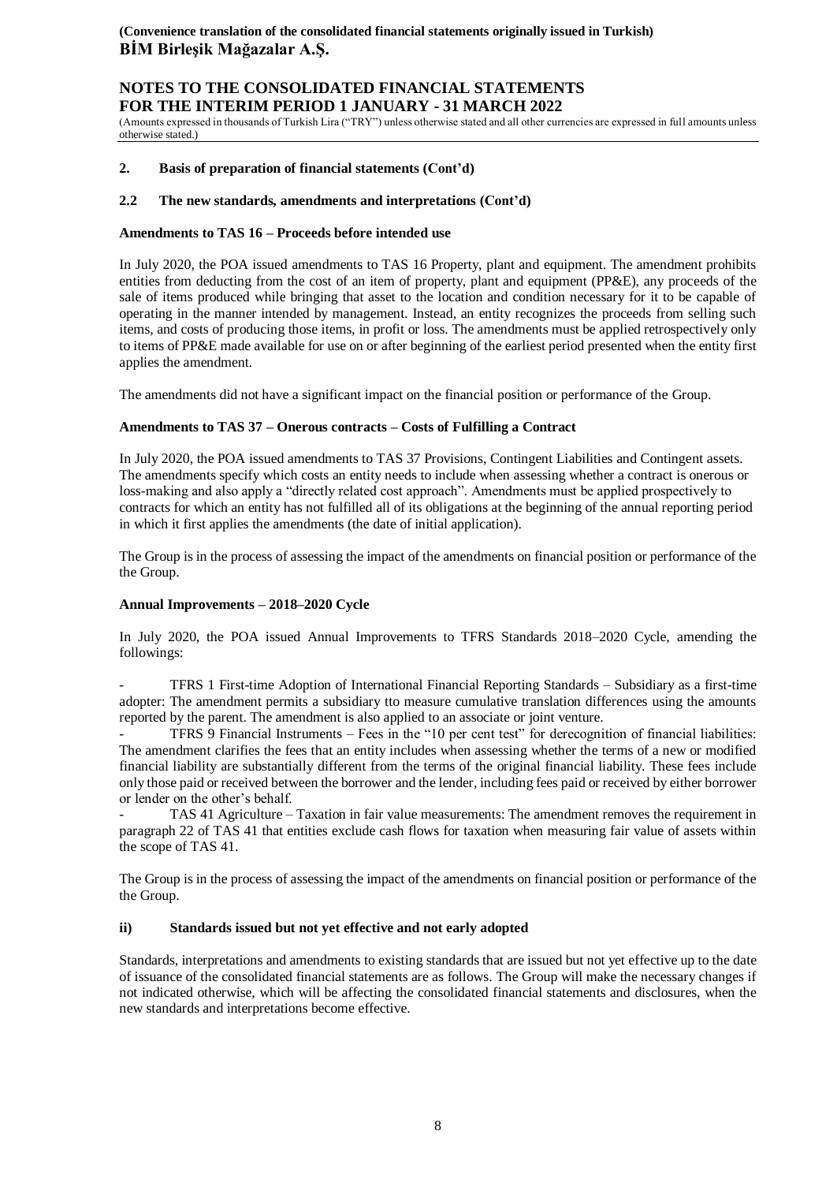## 2. Basis of preparation of financial statements (Cont'd)

### 2.2 The new standards, amendments and interpretations (Cont'd)

**Amendments to TAS 16 – Proceeds before intended use**

In July 2020, the POA issued amendments to TAS 16 Property, plant and equipment. The amendment prohibits entities from deducting from the cost of an item of property, plant and equipment (PP&E), any proceeds of the sale of items produced while bringing that asset to the location and condition necessary for it to be capable of operating in the manner intended by management. Instead, an entity recognizes the proceeds from selling such items, and costs of producing those items, in profit or loss. The amendments must be applied retrospectively only to items of PP&E made available for use on or after beginning of the earliest period presented when the entity first applies the amendment.

The amendments did not have a significant impact on the financial position or performance of the Group.

**Amendments to TAS 37 – Onerous contracts – Costs of Fulfilling a Contract**

In July 2020, the POA issued amendments to TAS 37 Provisions, Contingent Liabilities and Contingent assets. The amendments specify which costs an entity needs to include when assessing whether a contract is onerous or loss-making and also apply a "directly related cost approach". Amendments must be applied prospectively to contracts for which an entity has not fulfilled all of its obligations at the beginning of the annual reporting period in which it first applies the amendments (the date of initial application).

The Group is in the process of assessing the impact of the amendments on financial position or performance of the the Group.

**Annual Improvements – 2018–2020 Cycle**

In July 2020, the POA issued Annual Improvements to TFRS Standards 2018–2020 Cycle, amending the followings:

- TFRS 1 First-time Adoption of International Financial Reporting Standards – Subsidiary as a first-time adopter: The amendment permits a subsidiary tto measure cumulative translation differences using the amounts reported by the parent. The amendment is also applied to an associate or joint venture.
- TFRS 9 Financial Instruments – Fees in the "10 per cent test" for derecognition of financial liabilities: The amendment clarifies the fees that an entity includes when assessing whether the terms of a new or modified financial liability are substantially different from the terms of the original financial liability. These fees include only those paid or received between the borrower and the lender, including fees paid or received by either borrower or lender on the other's behalf.
- TAS 41 Agriculture – Taxation in fair value measurements: The amendment removes the requirement in paragraph 22 of TAS 41 that entities exclude cash flows for taxation when measuring fair value of assets within the scope of TAS 41.

The Group is in the process of assessing the impact of the amendments on financial position or performance of the the Group.

**ii) Standards issued but not yet effective and not early adopted**

Standards, interpretations and amendments to existing standards that are issued but not yet effective up to the date of issuance of the consolidated financial statements are as follows. The Group will make the necessary changes if not indicated otherwise, which will be affecting the consolidated financial statements and disclosures, when the new standards and interpretations become effective.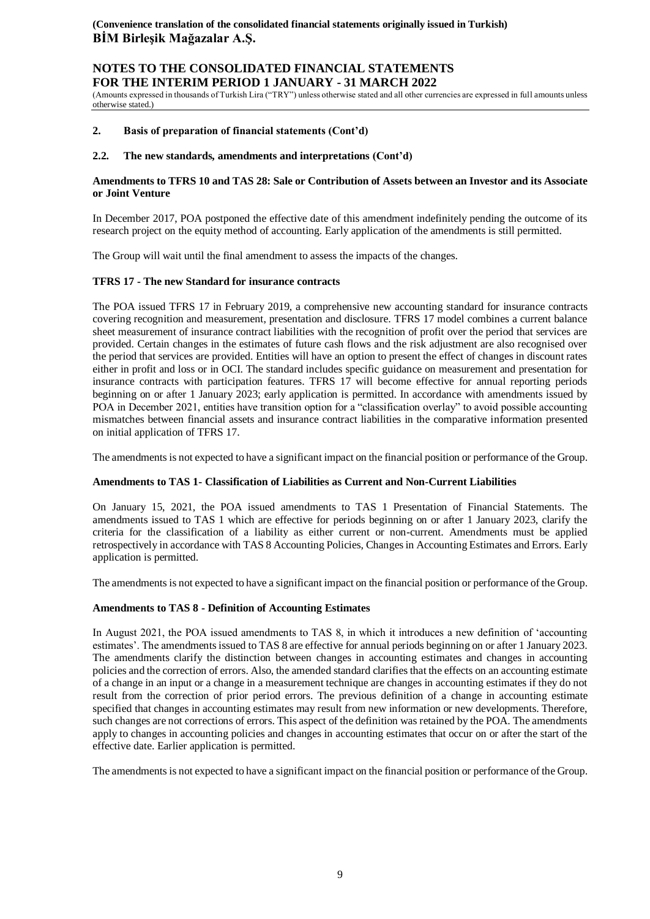## 2. Basis of preparation of financial statements (Cont'd)

### 2.2. The new standards, amendments and interpretations (Cont'd)

**Amendments to TFRS 10 and TAS 28: Sale or Contribution of Assets between an Investor and its Associate or Joint Venture**

In December 2017, POA postponed the effective date of this amendment indefinitely pending the outcome of its research project on the equity method of accounting. Early application of the amendments is still permitted.

The Group will wait until the final amendment to assess the impacts of the changes.

**TFRS 17 - The new Standard for insurance contracts**

The POA issued TFRS 17 in February 2019, a comprehensive new accounting standard for insurance contracts covering recognition and measurement, presentation and disclosure. TFRS 17 model combines a current balance sheet measurement of insurance contract liabilities with the recognition of profit over the period that services are provided. Certain changes in the estimates of future cash flows and the risk adjustment are also recognised over the period that services are provided. Entities will have an option to present the effect of changes in discount rates either in profit and loss or in OCI. The standard includes specific guidance on measurement and presentation for insurance contracts with participation features. TFRS 17 will become effective for annual reporting periods beginning on or after 1 January 2023; early application is permitted. In accordance with amendments issued by POA in December 2021, entities have transition option for a "classification overlay" to avoid possible accounting mismatches between financial assets and insurance contract liabilities in the comparative information presented on initial application of TFRS 17.

The amendments is not expected to have a significant impact on the financial position or performance of the Group.

**Amendments to TAS 1- Classification of Liabilities as Current and Non-Current Liabilities**

On January 15, 2021, the POA issued amendments to TAS 1 Presentation of Financial Statements. The amendments issued to TAS 1 which are effective for periods beginning on or after 1 January 2023, clarify the criteria for the classification of a liability as either current or non-current. Amendments must be applied retrospectively in accordance with TAS 8 Accounting Policies, Changes in Accounting Estimates and Errors. Early application is permitted.

The amendments is not expected to have a significant impact on the financial position or performance of the Group.

**Amendments to TAS 8 - Definition of Accounting Estimates**

In August 2021, the POA issued amendments to TAS 8, in which it introduces a new definition of 'accounting estimates'. The amendments issued to TAS 8 are effective for annual periods beginning on or after 1 January 2023. The amendments clarify the distinction between changes in accounting estimates and changes in accounting policies and the correction of errors. Also, the amended standard clarifies that the effects on an accounting estimate of a change in an input or a change in a measurement technique are changes in accounting estimates if they do not result from the correction of prior period errors. The previous definition of a change in accounting estimate specified that changes in accounting estimates may result from new information or new developments. Therefore, such changes are not corrections of errors. This aspect of the definition was retained by the POA. The amendments apply to changes in accounting policies and changes in accounting estimates that occur on or after the start of the effective date. Earlier application is permitted.

The amendments is not expected to have a significant impact on the financial position or performance of the Group.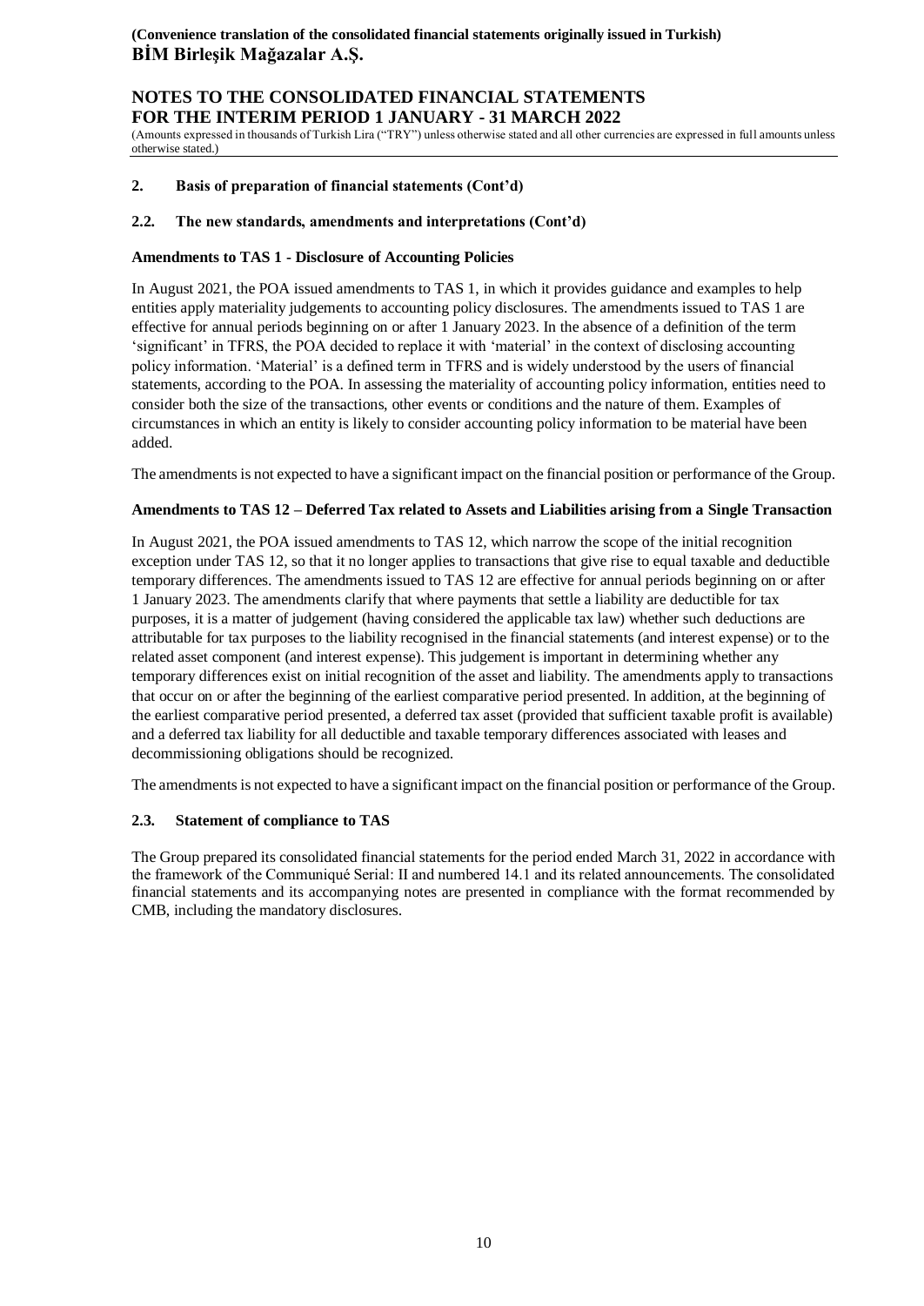## 2. Basis of preparation of financial statements (Cont'd)

### 2.2. The new standards, amendments and interpretations (Cont'd)

**Amendments to TAS 1 - Disclosure of Accounting Policies**

In August 2021, the POA issued amendments to TAS 1, in which it provides guidance and examples to help entities apply materiality judgements to accounting policy disclosures. The amendments issued to TAS 1 are effective for annual periods beginning on or after 1 January 2023. In the absence of a definition of the term 'significant' in TFRS, the POA decided to replace it with 'material' in the context of disclosing accounting policy information. 'Material' is a defined term in TFRS and is widely understood by the users of financial statements, according to the POA. In assessing the materiality of accounting policy information, entities need to consider both the size of the transactions, other events or conditions and the nature of them. Examples of circumstances in which an entity is likely to consider accounting policy information to be material have been added.

The amendments is not expected to have a significant impact on the financial position or performance of the Group.

**Amendments to TAS 12 – Deferred Tax related to Assets and Liabilities arising from a Single Transaction**

In August 2021, the POA issued amendments to TAS 12, which narrow the scope of the initial recognition exception under TAS 12, so that it no longer applies to transactions that give rise to equal taxable and deductible temporary differences. The amendments issued to TAS 12 are effective for annual periods beginning on or after 1 January 2023. The amendments clarify that where payments that settle a liability are deductible for tax purposes, it is a matter of judgement (having considered the applicable tax law) whether such deductions are attributable for tax purposes to the liability recognised in the financial statements (and interest expense) or to the related asset component (and interest expense). This judgement is important in determining whether any temporary differences exist on initial recognition of the asset and liability. The amendments apply to transactions that occur on or after the beginning of the earliest comparative period presented. In addition, at the beginning of the earliest comparative period presented, a deferred tax asset (provided that sufficient taxable profit is available) and a deferred tax liability for all deductible and taxable temporary differences associated with leases and decommissioning obligations should be recognized.

The amendments is not expected to have a significant impact on the financial position or performance of the Group.

### 2.3. Statement of compliance to TAS

The Group prepared its consolidated financial statements for the period ended March 31, 2022 in accordance with the framework of the Communiqué Serial: II and numbered 14.1 and its related announcements. The consolidated financial statements and its accompanying notes are presented in compliance with the format recommended by CMB, including the mandatory disclosures.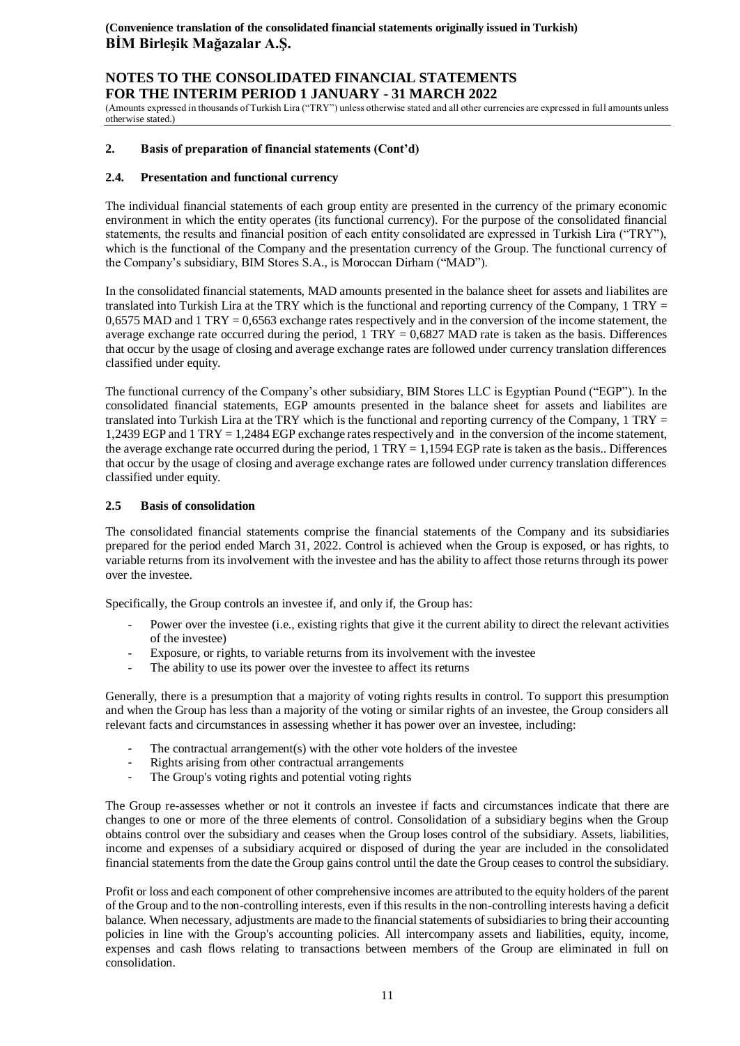## 2. Basis of preparation of financial statements (Cont'd)

### 2.4. Presentation and functional currency

The individual financial statements of each group entity are presented in the currency of the primary economic environment in which the entity operates (its functional currency). For the purpose of the consolidated financial statements, the results and financial position of each entity consolidated are expressed in Turkish Lira ("TRY"), which is the functional of the Company and the presentation currency of the Group. The functional currency of the Company's subsidiary, BIM Stores S.A., is Moroccan Dirham ("MAD").

In the consolidated financial statements, MAD amounts presented in the balance sheet for assets and liabilites are translated into Turkish Lira at the TRY which is the functional and reporting currency of the Company, 1 TRY = 0,6575 MAD and 1 TRY = 0,6563 exchange rates respectively and in the conversion of the income statement, the average exchange rate occurred during the period, 1 TRY = 0,6827 MAD rate is taken as the basis. Differences that occur by the usage of closing and average exchange rates are followed under currency translation differences classified under equity.

The functional currency of the Company's other subsidiary, BIM Stores LLC is Egyptian Pound ("EGP"). In the consolidated financial statements, EGP amounts presented in the balance sheet for assets and liabilites are translated into Turkish Lira at the TRY which is the functional and reporting currency of the Company, 1 TRY = 1,2439 EGP and 1 TRY = 1,2484 EGP exchange rates respectively and in the conversion of the income statement, the average exchange rate occurred during the period, 1 TRY = 1,1594 EGP rate is taken as the basis.. Differences that occur by the usage of closing and average exchange rates are followed under currency translation differences classified under equity.

### 2.5 Basis of consolidation

The consolidated financial statements comprise the financial statements of the Company and its subsidiaries prepared for the period ended March 31, 2022. Control is achieved when the Group is exposed, or has rights, to variable returns from its involvement with the investee and has the ability to affect those returns through its power over the investee.

Specifically, the Group controls an investee if, and only if, the Group has:

- Power over the investee (i.e., existing rights that give it the current ability to direct the relevant activities of the investee)
- Exposure, or rights, to variable returns from its involvement with the investee
- The ability to use its power over the investee to affect its returns

Generally, there is a presumption that a majority of voting rights results in control. To support this presumption and when the Group has less than a majority of the voting or similar rights of an investee, the Group considers all relevant facts and circumstances in assessing whether it has power over an investee, including:

- The contractual arrangement(s) with the other vote holders of the investee
- Rights arising from other contractual arrangements
- The Group's voting rights and potential voting rights

The Group re-assesses whether or not it controls an investee if facts and circumstances indicate that there are changes to one or more of the three elements of control. Consolidation of a subsidiary begins when the Group obtains control over the subsidiary and ceases when the Group loses control of the subsidiary. Assets, liabilities, income and expenses of a subsidiary acquired or disposed of during the year are included in the consolidated financial statements from the date the Group gains control until the date the Group ceases to control the subsidiary.

Profit or loss and each component of other comprehensive incomes are attributed to the equity holders of the parent of the Group and to the non-controlling interests, even if this results in the non-controlling interests having a deficit balance. When necessary, adjustments are made to the financial statements of subsidiaries to bring their accounting policies in line with the Group's accounting policies. All intercompany assets and liabilities, equity, income, expenses and cash flows relating to transactions between members of the Group are eliminated in full on consolidation.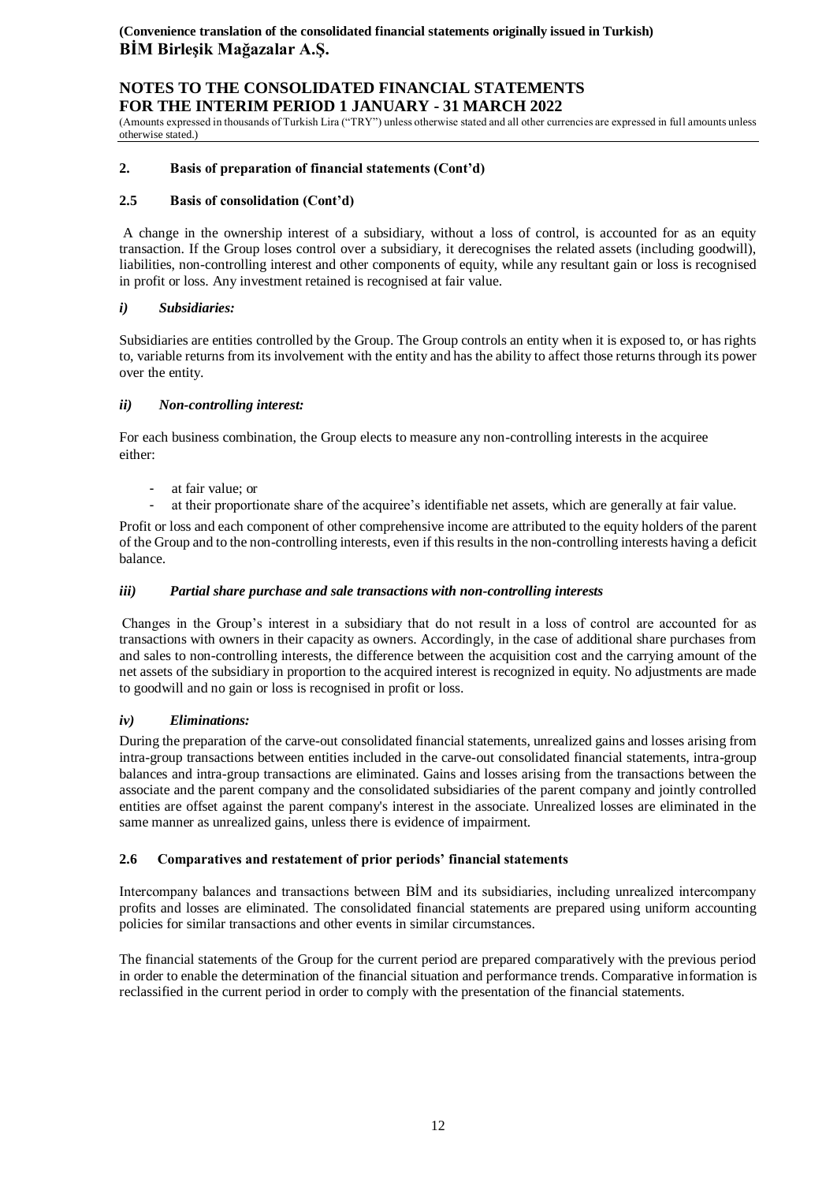## 2. Basis of preparation of financial statements (Cont'd)

### 2.5 Basis of consolidation (Cont'd)

A change in the ownership interest of a subsidiary, without a loss of control, is accounted for as an equity transaction. If the Group loses control over a subsidiary, it derecognises the related assets (including goodwill), liabilities, non-controlling interest and other components of equity, while any resultant gain or loss is recognised in profit or loss. Any investment retained is recognised at fair value.

#### *i) Subsidiaries:*

Subsidiaries are entities controlled by the Group. The Group controls an entity when it is exposed to, or has rights to, variable returns from its involvement with the entity and has the ability to affect those returns through its power over the entity.

#### *ii) Non-controlling interest:*

For each business combination, the Group elects to measure any non-controlling interests in the acquiree either:

- at fair value; or
- at their proportionate share of the acquiree's identifiable net assets, which are generally at fair value.

Profit or loss and each component of other comprehensive income are attributed to the equity holders of the parent of the Group and to the non-controlling interests, even if this results in the non-controlling interests having a deficit balance.

#### *iii) Partial share purchase and sale transactions with non-controlling interests*

Changes in the Group's interest in a subsidiary that do not result in a loss of control are accounted for as transactions with owners in their capacity as owners. Accordingly, in the case of additional share purchases from and sales to non-controlling interests, the difference between the acquisition cost and the carrying amount of the net assets of the subsidiary in proportion to the acquired interest is recognized in equity. No adjustments are made to goodwill and no gain or loss is recognised in profit or loss.

#### *iv) Eliminations:*

During the preparation of the carve-out consolidated financial statements, unrealized gains and losses arising from intra-group transactions between entities included in the carve-out consolidated financial statements, intra-group balances and intra-group transactions are eliminated. Gains and losses arising from the transactions between the associate and the parent company and the consolidated subsidiaries of the parent company and jointly controlled entities are offset against the parent company's interest in the associate. Unrealized losses are eliminated in the same manner as unrealized gains, unless there is evidence of impairment.

### 2.6 Comparatives and restatement of prior periods' financial statements

Intercompany balances and transactions between BİM and its subsidiaries, including unrealized intercompany profits and losses are eliminated. The consolidated financial statements are prepared using uniform accounting policies for similar transactions and other events in similar circumstances.

The financial statements of the Group for the current period are prepared comparatively with the previous period in order to enable the determination of the financial situation and performance trends. Comparative information is reclassified in the current period in order to comply with the presentation of the financial statements.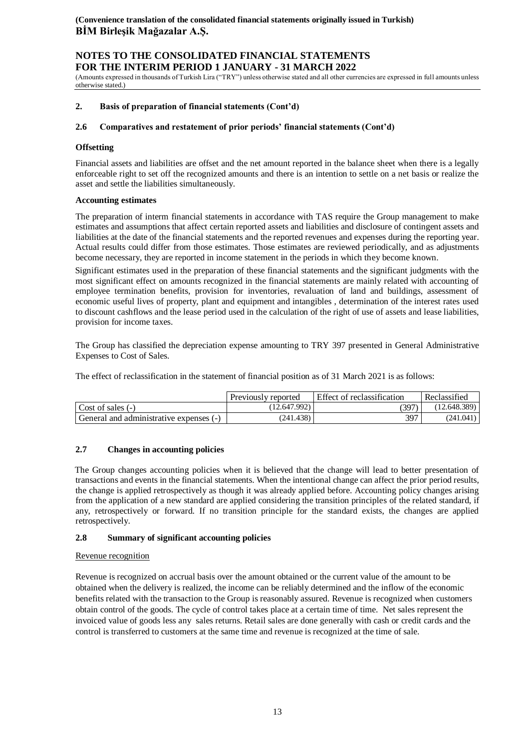## 2. Basis of preparation of financial statements (Cont'd)

### 2.6 Comparatives and restatement of prior periods' financial statements (Cont'd)

**Offsetting**

Financial assets and liabilities are offset and the net amount reported in the balance sheet when there is a legally enforceable right to set off the recognized amounts and there is an intention to settle on a net basis or realize the asset and settle the liabilities simultaneously.

**Accounting estimates**

The preparation of interm financial statements in accordance with TAS require the Group management to make estimates and assumptions that affect certain reported assets and liabilities and disclosure of contingent assets and liabilities at the date of the financial statements and the reported revenues and expenses during the reporting year. Actual results could differ from those estimates. Those estimates are reviewed periodically, and as adjustments become necessary, they are reported in income statement in the periods in which they become known.

Significant estimates used in the preparation of these financial statements and the significant judgments with the most significant effect on amounts recognized in the financial statements are mainly related with accounting of employee termination benefits, provision for inventories, revaluation of land and buildings, assessment of economic useful lives of property, plant and equipment and intangibles , determination of the interest rates used to discount cashflows and the lease period used in the calculation of the right of use of assets and lease liabilities, provision for income taxes.

The Group has classified the depreciation expense amounting to TRY 397 presented in General Administrative Expenses to Cost of Sales.

The effect of reclassification in the statement of financial position as of 31 March 2021 is as follows:

| | Previously reported | Effect of reclassification | Reclassified |
|---|---|---|---|
| Cost of sales (-) | (12.647.992) | (397) | (12.648.389) |
| General and administrative expenses (-) | (241.438) | 397 | (241.041) |

### 2.7 Changes in accounting policies

The Group changes accounting policies when it is believed that the change will lead to better presentation of transactions and events in the financial statements. When the intentional change can affect the prior period results, the change is applied retrospectively as though it was already applied before. Accounting policy changes arising from the application of a new standard are applied considering the transition principles of the related standard, if any, retrospectively or forward. If no transition principle for the standard exists, the changes are applied retrospectively.

### 2.8 Summary of significant accounting policies

Revenue recognition

Revenue is recognized on accrual basis over the amount obtained or the current value of the amount to be obtained when the delivery is realized, the income can be reliably determined and the inflow of the economic benefits related with the transaction to the Group is reasonably assured. Revenue is recognized when customers obtain control of the goods. The cycle of control takes place at a certain time of time. Net sales represent the invoiced value of goods less any sales returns. Retail sales are done generally with cash or credit cards and the control is transferred to customers at the same time and revenue is recognized at the time of sale.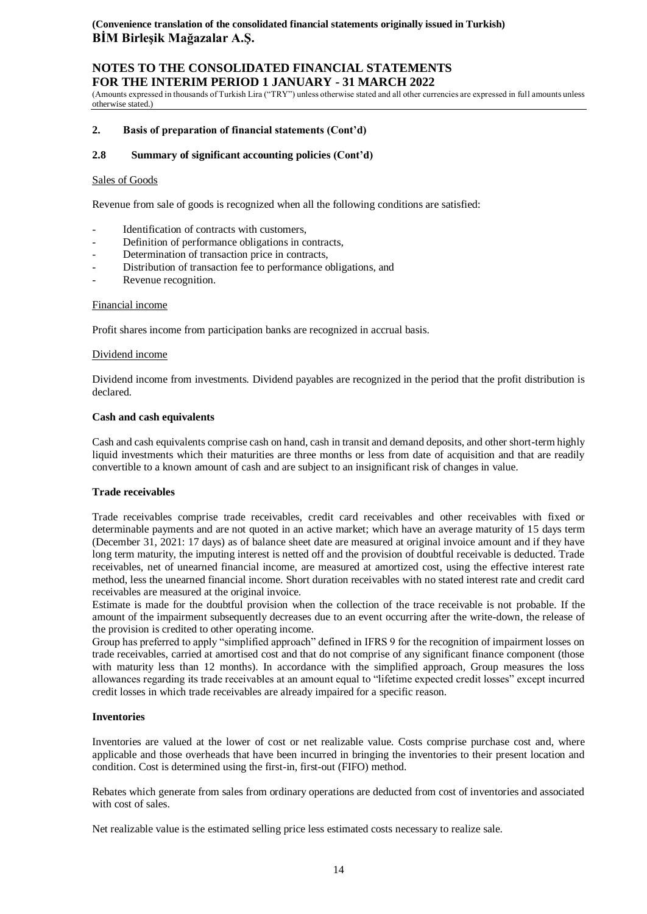## 2. Basis of preparation of financial statements (Cont'd)

### 2.8 Summary of significant accounting policies (Cont'd)

Sales of Goods

Revenue from sale of goods is recognized when all the following conditions are satisfied:

- Identification of contracts with customers,
- Definition of performance obligations in contracts,
- Determination of transaction price in contracts,
- Distribution of transaction fee to performance obligations, and
- Revenue recognition.

Financial income

Profit shares income from participation banks are recognized in accrual basis.

Dividend income

Dividend income from investments. Dividend payables are recognized in the period that the profit distribution is declared.

**Cash and cash equivalents**

Cash and cash equivalents comprise cash on hand, cash in transit and demand deposits, and other short-term highly liquid investments which their maturities are three months or less from date of acquisition and that are readily convertible to a known amount of cash and are subject to an insignificant risk of changes in value.

**Trade receivables**

Trade receivables comprise trade receivables, credit card receivables and other receivables with fixed or determinable payments and are not quoted in an active market; which have an average maturity of 15 days term (December 31, 2021: 17 days) as of balance sheet date are measured at original invoice amount and if they have long term maturity, the imputing interest is netted off and the provision of doubtful receivable is deducted. Trade receivables, net of unearned financial income, are measured at amortized cost, using the effective interest rate method, less the unearned financial income. Short duration receivables with no stated interest rate and credit card receivables are measured at the original invoice.

Estimate is made for the doubtful provision when the collection of the trace receivable is not probable. If the amount of the impairment subsequently decreases due to an event occurring after the write-down, the release of the provision is credited to other operating income.

Group has preferred to apply "simplified approach" defined in IFRS 9 for the recognition of impairment losses on trade receivables, carried at amortised cost and that do not comprise of any significant finance component (those with maturity less than 12 months). In accordance with the simplified approach, Group measures the loss allowances regarding its trade receivables at an amount equal to "lifetime expected credit losses" except incurred credit losses in which trade receivables are already impaired for a specific reason.

**Inventories**

Inventories are valued at the lower of cost or net realizable value. Costs comprise purchase cost and, where applicable and those overheads that have been incurred in bringing the inventories to their present location and condition. Cost is determined using the first-in, first-out (FIFO) method.

Rebates which generate from sales from ordinary operations are deducted from cost of inventories and associated with cost of sales.

Net realizable value is the estimated selling price less estimated costs necessary to realize sale.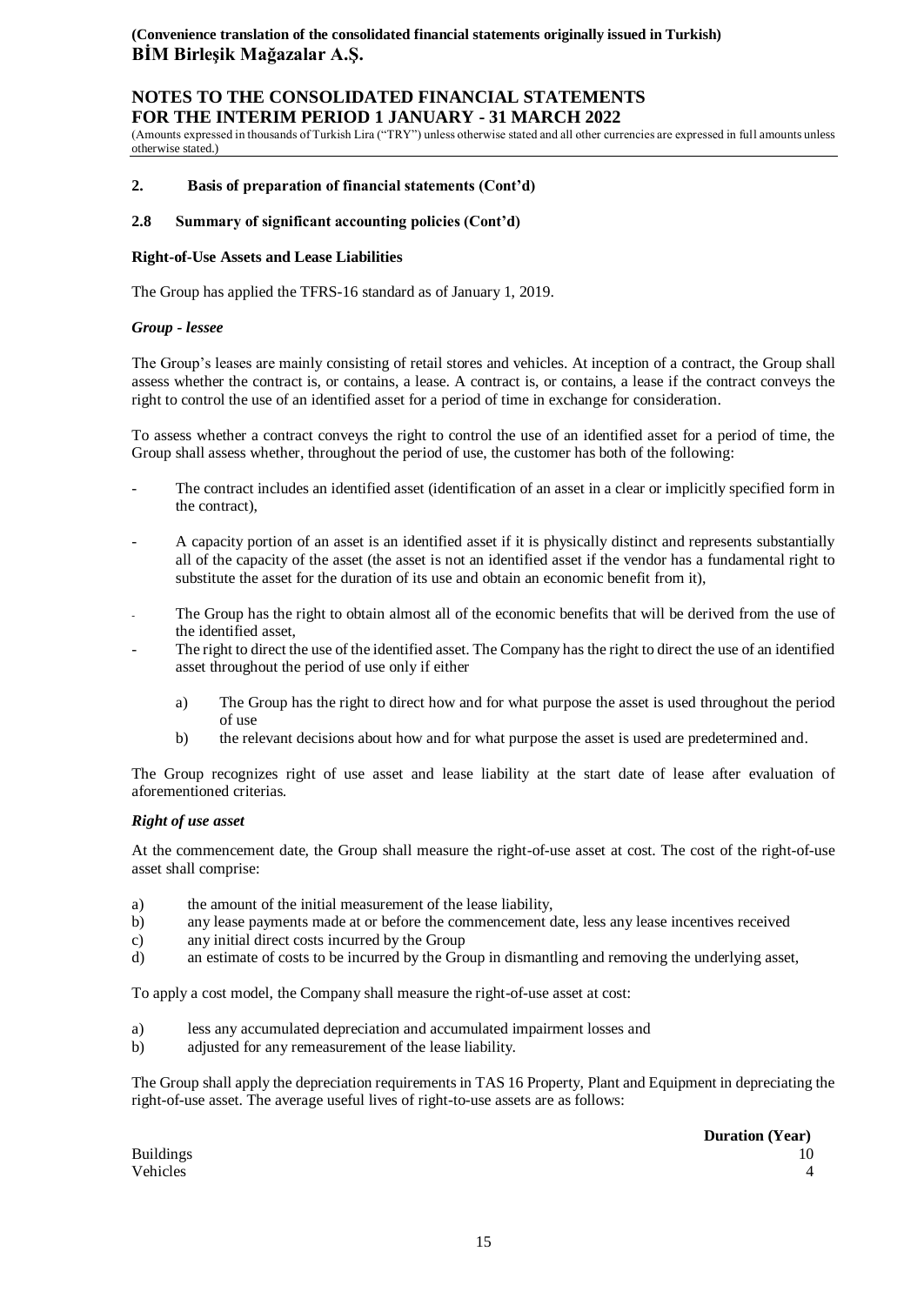## 2. Basis of preparation of financial statements (Cont'd)

### 2.8 Summary of significant accounting policies (Cont'd)

**Right-of-Use Assets and Lease Liabilities**

The Group has applied the TFRS-16 standard as of January 1, 2019.

***Group - lessee***

The Group's leases are mainly consisting of retail stores and vehicles. At inception of a contract, the Group shall assess whether the contract is, or contains, a lease. A contract is, or contains, a lease if the contract conveys the right to control the use of an identified asset for a period of time in exchange for consideration.

To assess whether a contract conveys the right to control the use of an identified asset for a period of time, the Group shall assess whether, throughout the period of use, the customer has both of the following:

- The contract includes an identified asset (identification of an asset in a clear or implicitly specified form in the contract),
- A capacity portion of an asset is an identified asset if it is physically distinct and represents substantially all of the capacity of the asset (the asset is not an identified asset if the vendor has a fundamental right to substitute the asset for the duration of its use and obtain an economic benefit from it),
- The Group has the right to obtain almost all of the economic benefits that will be derived from the use of the identified asset,
- The right to direct the use of the identified asset. The Company has the right to direct the use of an identified asset throughout the period of use only if either
  - a) The Group has the right to direct how and for what purpose the asset is used throughout the period of use
  - b) the relevant decisions about how and for what purpose the asset is used are predetermined and.

The Group recognizes right of use asset and lease liability at the start date of lease after evaluation of aforementioned criterias.

***Right of use asset***

At the commencement date, the Group shall measure the right-of-use asset at cost. The cost of the right-of-use asset shall comprise:

a) the amount of the initial measurement of the lease liability,
b) any lease payments made at or before the commencement date, less any lease incentives received
c) any initial direct costs incurred by the Group
d) an estimate of costs to be incurred by the Group in dismantling and removing the underlying asset,

To apply a cost model, the Company shall measure the right-of-use asset at cost:

a) less any accumulated depreciation and accumulated impairment losses and
b) adjusted for any remeasurement of the lease liability.

The Group shall apply the depreciation requirements in TAS 16 Property, Plant and Equipment in depreciating the right-of-use asset. The average useful lives of right-to-use assets are as follows:

| | **Duration (Year)** |
|---|---|
| Buildings | 10 |
| Vehicles | 4 |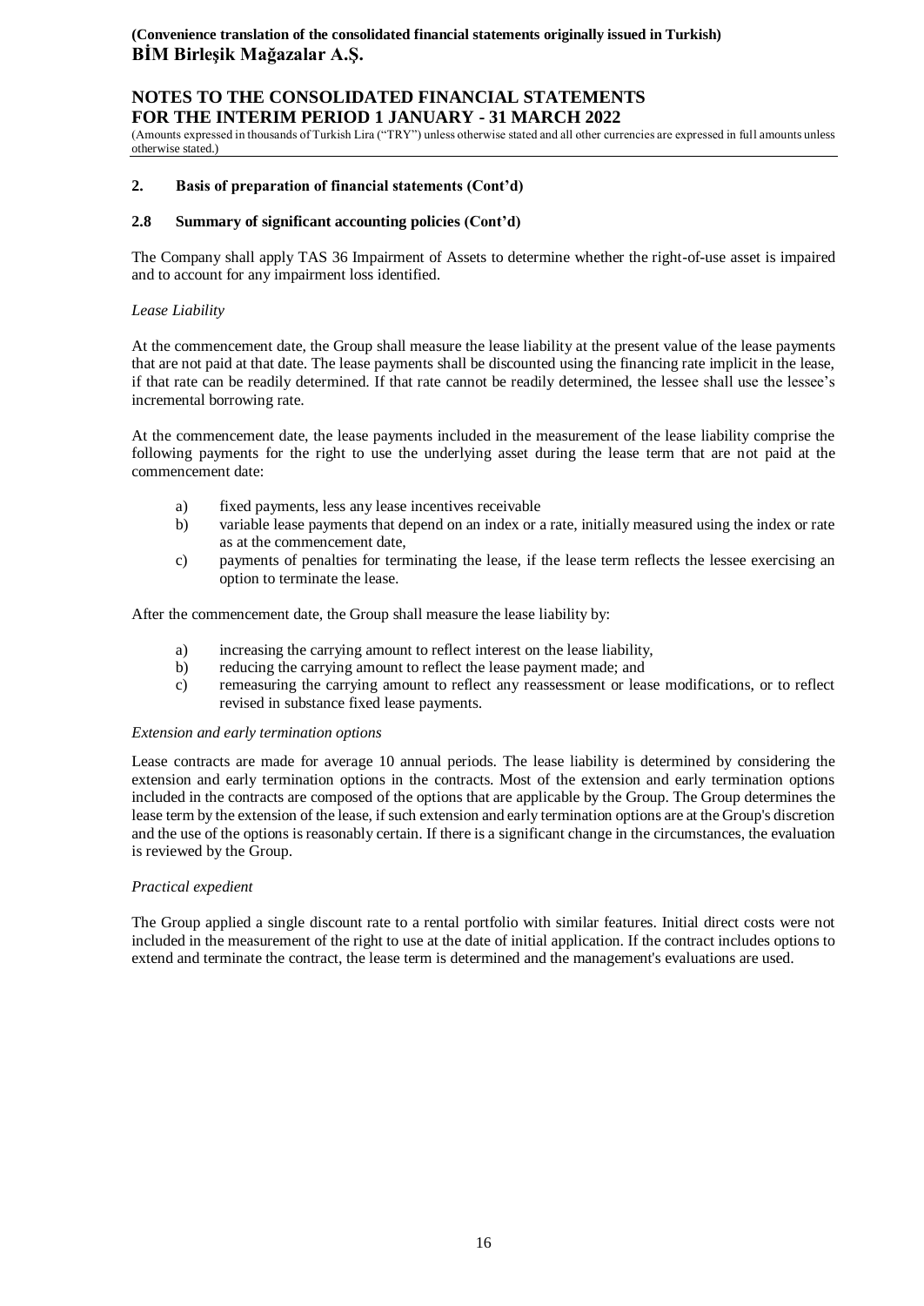## 2. Basis of preparation of financial statements (Cont'd)

### 2.8 Summary of significant accounting policies (Cont'd)

The Company shall apply TAS 36 Impairment of Assets to determine whether the right-of-use asset is impaired and to account for any impairment loss identified.

*Lease Liability*

At the commencement date, the Group shall measure the lease liability at the present value of the lease payments that are not paid at that date. The lease payments shall be discounted using the financing rate implicit in the lease, if that rate can be readily determined. If that rate cannot be readily determined, the lessee shall use the lessee's incremental borrowing rate.

At the commencement date, the lease payments included in the measurement of the lease liability comprise the following payments for the right to use the underlying asset during the lease term that are not paid at the commencement date:

a) fixed payments, less any lease incentives receivable
b) variable lease payments that depend on an index or a rate, initially measured using the index or rate as at the commencement date,
c) payments of penalties for terminating the lease, if the lease term reflects the lessee exercising an option to terminate the lease.

After the commencement date, the Group shall measure the lease liability by:

a) increasing the carrying amount to reflect interest on the lease liability,
b) reducing the carrying amount to reflect the lease payment made; and
c) remeasuring the carrying amount to reflect any reassessment or lease modifications, or to reflect revised in substance fixed lease payments.

*Extension and early termination options*

Lease contracts are made for average 10 annual periods. The lease liability is determined by considering the extension and early termination options in the contracts. Most of the extension and early termination options included in the contracts are composed of the options that are applicable by the Group. The Group determines the lease term by the extension of the lease, if such extension and early termination options are at the Group's discretion and the use of the options is reasonably certain. If there is a significant change in the circumstances, the evaluation is reviewed by the Group.

*Practical expedient*

The Group applied a single discount rate to a rental portfolio with similar features. Initial direct costs were not included in the measurement of the right to use at the date of initial application. If the contract includes options to extend and terminate the contract, the lease term is determined and the management's evaluations are used.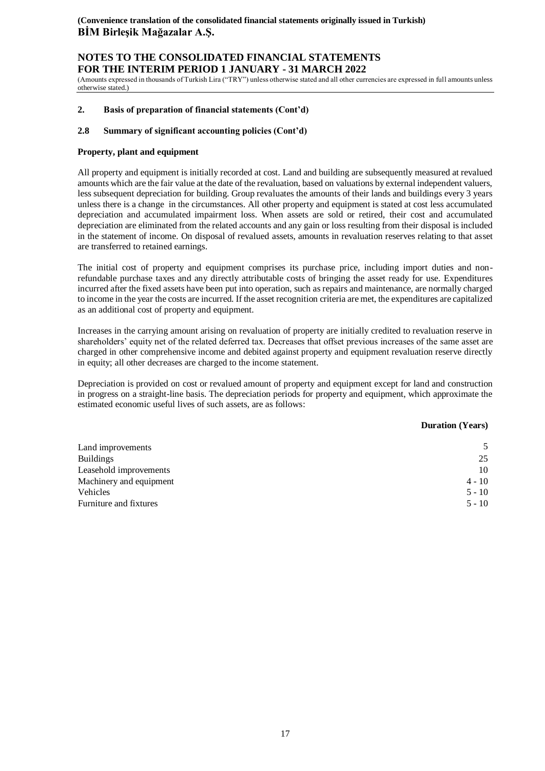## 2. Basis of preparation of financial statements (Cont'd)

### 2.8 Summary of significant accounting policies (Cont'd)

**Property, plant and equipment**

All property and equipment is initially recorded at cost. Land and building are subsequently measured at revalued amounts which are the fair value at the date of the revaluation, based on valuations by external independent valuers, less subsequent depreciation for building. Group revaluates the amounts of their lands and buildings every 3 years unless there is a change in the circumstances. All other property and equipment is stated at cost less accumulated depreciation and accumulated impairment loss. When assets are sold or retired, their cost and accumulated depreciation are eliminated from the related accounts and any gain or loss resulting from their disposal is included in the statement of income. On disposal of revalued assets, amounts in revaluation reserves relating to that asset are transferred to retained earnings.

The initial cost of property and equipment comprises its purchase price, including import duties and non-refundable purchase taxes and any directly attributable costs of bringing the asset ready for use. Expenditures incurred after the fixed assets have been put into operation, such as repairs and maintenance, are normally charged to income in the year the costs are incurred. If the asset recognition criteria are met, the expenditures are capitalized as an additional cost of property and equipment.

Increases in the carrying amount arising on revaluation of property are initially credited to revaluation reserve in shareholders' equity net of the related deferred tax. Decreases that offset previous increases of the same asset are charged in other comprehensive income and debited against property and equipment revaluation reserve directly in equity; all other decreases are charged to the income statement.

Depreciation is provided on cost or revalued amount of property and equipment except for land and construction in progress on a straight-line basis. The depreciation periods for property and equipment, which approximate the estimated economic useful lives of such assets, are as follows:

| | **Duration (Years)** |
|---|---|
| Land improvements | 5 |
| Buildings | 25 |
| Leasehold improvements | 10 |
| Machinery and equipment | 4 - 10 |
| Vehicles | 5 - 10 |
| Furniture and fixtures | 5 - 10 |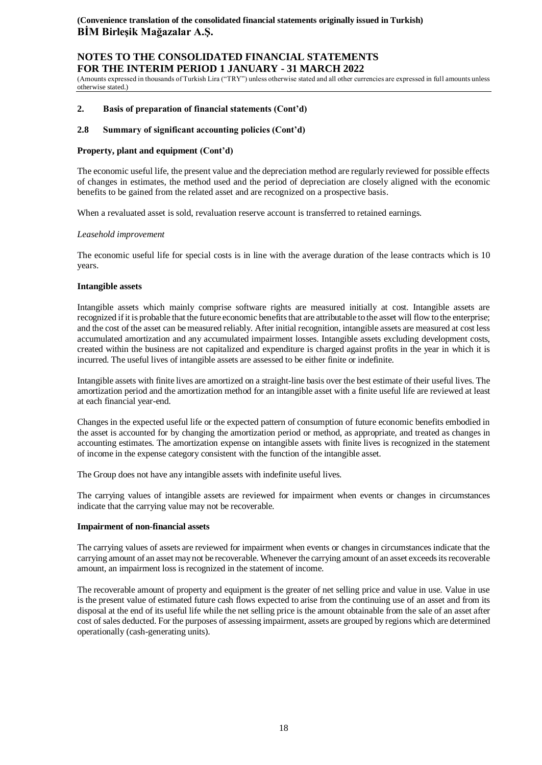## 2. Basis of preparation of financial statements (Cont'd)

### 2.8 Summary of significant accounting policies (Cont'd)

**Property, plant and equipment (Cont'd)**

The economic useful life, the present value and the depreciation method are regularly reviewed for possible effects of changes in estimates, the method used and the period of depreciation are closely aligned with the economic benefits to be gained from the related asset and are recognized on a prospective basis.

When a revaluated asset is sold, revaluation reserve account is transferred to retained earnings.

*Leasehold improvement*

The economic useful life for special costs is in line with the average duration of the lease contracts which is 10 years.

**Intangible assets**

Intangible assets which mainly comprise software rights are measured initially at cost. Intangible assets are recognized if it is probable that the future economic benefits that are attributable to the asset will flow to the enterprise; and the cost of the asset can be measured reliably. After initial recognition, intangible assets are measured at cost less accumulated amortization and any accumulated impairment losses. Intangible assets excluding development costs, created within the business are not capitalized and expenditure is charged against profits in the year in which it is incurred. The useful lives of intangible assets are assessed to be either finite or indefinite.

Intangible assets with finite lives are amortized on a straight-line basis over the best estimate of their useful lives. The amortization period and the amortization method for an intangible asset with a finite useful life are reviewed at least at each financial year-end.

Changes in the expected useful life or the expected pattern of consumption of future economic benefits embodied in the asset is accounted for by changing the amortization period or method, as appropriate, and treated as changes in accounting estimates. The amortization expense on intangible assets with finite lives is recognized in the statement of income in the expense category consistent with the function of the intangible asset.

The Group does not have any intangible assets with indefinite useful lives.

The carrying values of intangible assets are reviewed for impairment when events or changes in circumstances indicate that the carrying value may not be recoverable.

**Impairment of non-financial assets**

The carrying values of assets are reviewed for impairment when events or changes in circumstances indicate that the carrying amount of an asset may not be recoverable. Whenever the carrying amount of an asset exceeds its recoverable amount, an impairment loss is recognized in the statement of income.

The recoverable amount of property and equipment is the greater of net selling price and value in use. Value in use is the present value of estimated future cash flows expected to arise from the continuing use of an asset and from its disposal at the end of its useful life while the net selling price is the amount obtainable from the sale of an asset after cost of sales deducted. For the purposes of assessing impairment, assets are grouped by regions which are determined operationally (cash-generating units).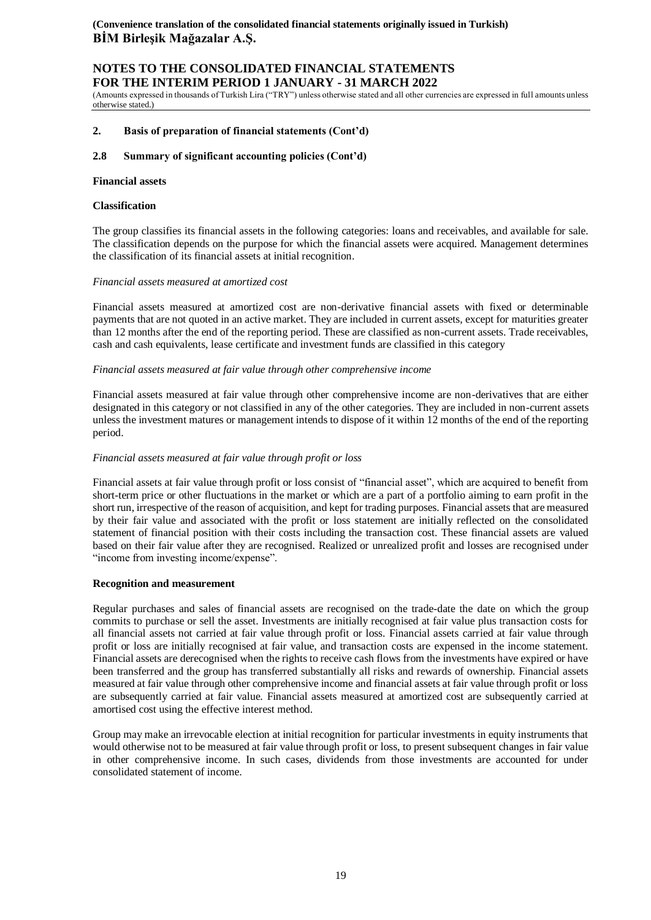## 2. Basis of preparation of financial statements (Cont'd)

### 2.8 Summary of significant accounting policies (Cont'd)

**Financial assets**

**Classification**

The group classifies its financial assets in the following categories: loans and receivables, and available for sale. The classification depends on the purpose for which the financial assets were acquired. Management determines the classification of its financial assets at initial recognition.

*Financial assets measured at amortized cost*

Financial assets measured at amortized cost are non-derivative financial assets with fixed or determinable payments that are not quoted in an active market. They are included in current assets, except for maturities greater than 12 months after the end of the reporting period. These are classified as non-current assets. Trade receivables, cash and cash equivalents, lease certificate and investment funds are classified in this category

*Financial assets measured at fair value through other comprehensive income*

Financial assets measured at fair value through other comprehensive income are non-derivatives that are either designated in this category or not classified in any of the other categories. They are included in non-current assets unless the investment matures or management intends to dispose of it within 12 months of the end of the reporting period.

*Financial assets measured at fair value through profit or loss*

Financial assets at fair value through profit or loss consist of "financial asset", which are acquired to benefit from short-term price or other fluctuations in the market or which are a part of a portfolio aiming to earn profit in the short run, irrespective of the reason of acquisition, and kept for trading purposes. Financial assets that are measured by their fair value and associated with the profit or loss statement are initially reflected on the consolidated statement of financial position with their costs including the transaction cost. These financial assets are valued based on their fair value after they are recognised. Realized or unrealized profit and losses are recognised under "income from investing income/expense".

**Recognition and measurement**

Regular purchases and sales of financial assets are recognised on the trade-date the date on which the group commits to purchase or sell the asset. Investments are initially recognised at fair value plus transaction costs for all financial assets not carried at fair value through profit or loss. Financial assets carried at fair value through profit or loss are initially recognised at fair value, and transaction costs are expensed in the income statement. Financial assets are derecognised when the rights to receive cash flows from the investments have expired or have been transferred and the group has transferred substantially all risks and rewards of ownership. Financial assets measured at fair value through other comprehensive income and financial assets at fair value through profit or loss are subsequently carried at fair value. Financial assets measured at amortized cost are subsequently carried at amortised cost using the effective interest method.

Group may make an irrevocable election at initial recognition for particular investments in equity instruments that would otherwise not to be measured at fair value through profit or loss, to present subsequent changes in fair value in other comprehensive income. In such cases, dividends from those investments are accounted for under consolidated statement of income.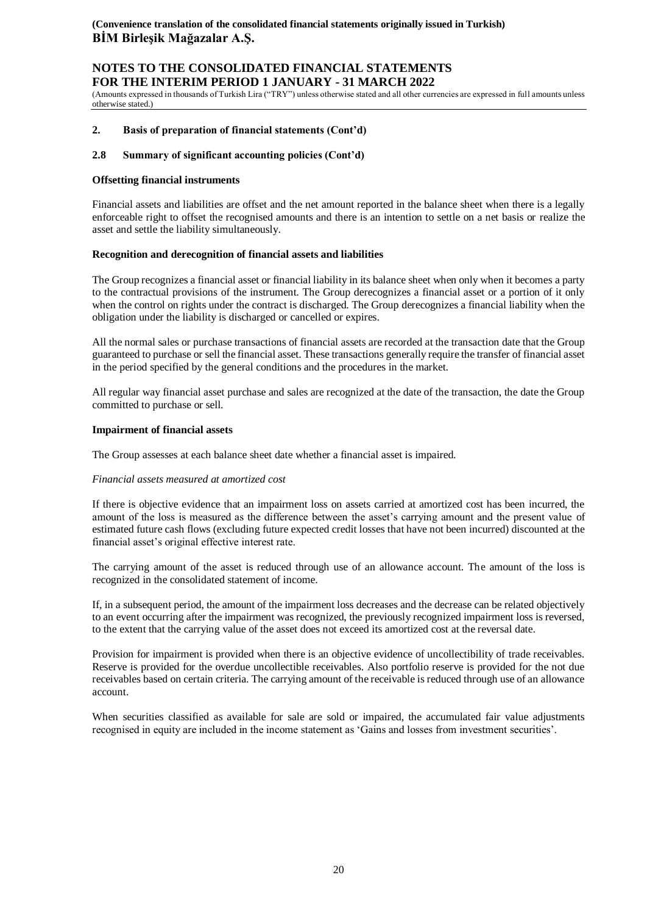## 2. Basis of preparation of financial statements (Cont'd)

### 2.8 Summary of significant accounting policies (Cont'd)

**Offsetting financial instruments**

Financial assets and liabilities are offset and the net amount reported in the balance sheet when there is a legally enforceable right to offset the recognised amounts and there is an intention to settle on a net basis or realize the asset and settle the liability simultaneously.

**Recognition and derecognition of financial assets and liabilities**

The Group recognizes a financial asset or financial liability in its balance sheet when only when it becomes a party to the contractual provisions of the instrument. The Group derecognizes a financial asset or a portion of it only when the control on rights under the contract is discharged. The Group derecognizes a financial liability when the obligation under the liability is discharged or cancelled or expires.

All the normal sales or purchase transactions of financial assets are recorded at the transaction date that the Group guaranteed to purchase or sell the financial asset. These transactions generally require the transfer of financial asset in the period specified by the general conditions and the procedures in the market.

All regular way financial asset purchase and sales are recognized at the date of the transaction, the date the Group committed to purchase or sell.

**Impairment of financial assets**

The Group assesses at each balance sheet date whether a financial asset is impaired.

*Financial assets measured at amortized cost*

If there is objective evidence that an impairment loss on assets carried at amortized cost has been incurred, the amount of the loss is measured as the difference between the asset's carrying amount and the present value of estimated future cash flows (excluding future expected credit losses that have not been incurred) discounted at the financial asset's original effective interest rate.

The carrying amount of the asset is reduced through use of an allowance account. The amount of the loss is recognized in the consolidated statement of income.

If, in a subsequent period, the amount of the impairment loss decreases and the decrease can be related objectively to an event occurring after the impairment was recognized, the previously recognized impairment loss is reversed, to the extent that the carrying value of the asset does not exceed its amortized cost at the reversal date.

Provision for impairment is provided when there is an objective evidence of uncollectibility of trade receivables. Reserve is provided for the overdue uncollectible receivables. Also portfolio reserve is provided for the not due receivables based on certain criteria. The carrying amount of the receivable is reduced through use of an allowance account.

When securities classified as available for sale are sold or impaired, the accumulated fair value adjustments recognised in equity are included in the income statement as 'Gains and losses from investment securities'.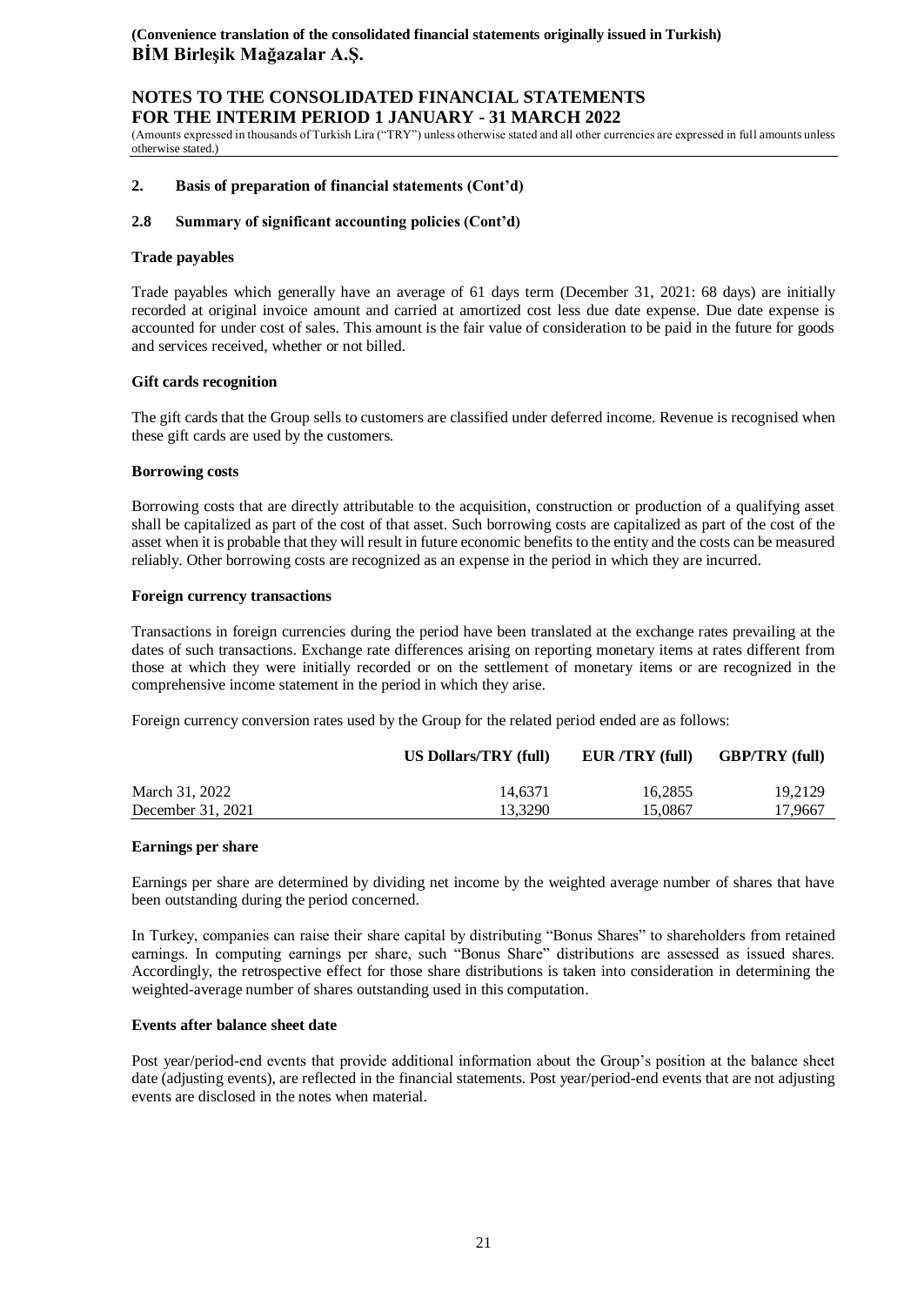## 2. Basis of preparation of financial statements (Cont'd)

### 2.8 Summary of significant accounting policies (Cont'd)

**Trade payables**

Trade payables which generally have an average of 61 days term (December 31, 2021: 68 days) are initially recorded at original invoice amount and carried at amortized cost less due date expense. Due date expense is accounted for under cost of sales. This amount is the fair value of consideration to be paid in the future for goods and services received, whether or not billed.

**Gift cards recognition**

The gift cards that the Group sells to customers are classified under deferred income. Revenue is recognised when these gift cards are used by the customers.

**Borrowing costs**

Borrowing costs that are directly attributable to the acquisition, construction or production of a qualifying asset shall be capitalized as part of the cost of that asset. Such borrowing costs are capitalized as part of the cost of the asset when it is probable that they will result in future economic benefits to the entity and the costs can be measured reliably. Other borrowing costs are recognized as an expense in the period in which they are incurred.

**Foreign currency transactions**

Transactions in foreign currencies during the period have been translated at the exchange rates prevailing at the dates of such transactions. Exchange rate differences arising on reporting monetary items at rates different from those at which they were initially recorded or on the settlement of monetary items or are recognized in the comprehensive income statement in the period in which they arise.

Foreign currency conversion rates used by the Group for the related period ended are as follows:

| | US Dollars/TRY (full) | EUR /TRY (full) | GBP/TRY (full) |
|---|---|---|---|
| March 31, 2022 | 14,6371 | 16,2855 | 19,2129 |
| December 31, 2021 | 13,3290 | 15,0867 | 17,9667 |

**Earnings per share**

Earnings per share are determined by dividing net income by the weighted average number of shares that have been outstanding during the period concerned.

In Turkey, companies can raise their share capital by distributing "Bonus Shares" to shareholders from retained earnings. In computing earnings per share, such "Bonus Share" distributions are assessed as issued shares. Accordingly, the retrospective effect for those share distributions is taken into consideration in determining the weighted-average number of shares outstanding used in this computation.

**Events after balance sheet date**

Post year/period-end events that provide additional information about the Group's position at the balance sheet date (adjusting events), are reflected in the financial statements. Post year/period-end events that are not adjusting events are disclosed in the notes when material.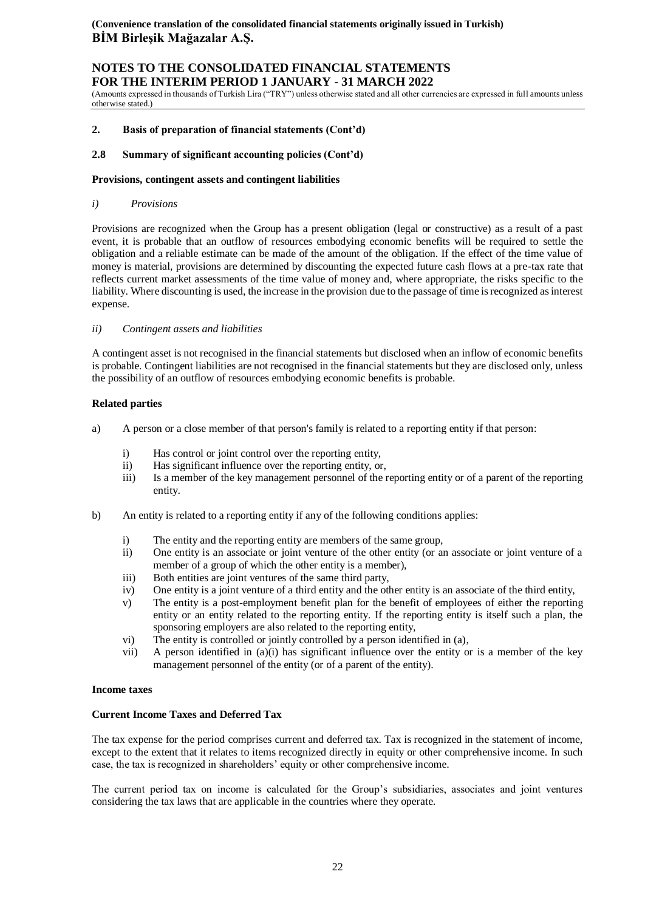## 2. Basis of preparation of financial statements (Cont'd)

### 2.8 Summary of significant accounting policies (Cont'd)

**Provisions, contingent assets and contingent liabilities**

*i) Provisions*

Provisions are recognized when the Group has a present obligation (legal or constructive) as a result of a past event, it is probable that an outflow of resources embodying economic benefits will be required to settle the obligation and a reliable estimate can be made of the amount of the obligation. If the effect of the time value of money is material, provisions are determined by discounting the expected future cash flows at a pre-tax rate that reflects current market assessments of the time value of money and, where appropriate, the risks specific to the liability. Where discounting is used, the increase in the provision due to the passage of time is recognized as interest expense.

*ii) Contingent assets and liabilities*

A contingent asset is not recognised in the financial statements but disclosed when an inflow of economic benefits is probable. Contingent liabilities are not recognised in the financial statements but they are disclosed only, unless the possibility of an outflow of resources embodying economic benefits is probable.

**Related parties**

a) A person or a close member of that person's family is related to a reporting entity if that person:

   i) Has control or joint control over the reporting entity,
   ii) Has significant influence over the reporting entity, or,
   iii) Is a member of the key management personnel of the reporting entity or of a parent of the reporting entity.

b) An entity is related to a reporting entity if any of the following conditions applies:

   i) The entity and the reporting entity are members of the same group,
   ii) One entity is an associate or joint venture of the other entity (or an associate or joint venture of a member of a group of which the other entity is a member),
   iii) Both entities are joint ventures of the same third party,
   iv) One entity is a joint venture of a third entity and the other entity is an associate of the third entity,
   v) The entity is a post-employment benefit plan for the benefit of employees of either the reporting entity or an entity related to the reporting entity. If the reporting entity is itself such a plan, the sponsoring employers are also related to the reporting entity,
   vi) The entity is controlled or jointly controlled by a person identified in (a),
   vii) A person identified in (a)(i) has significant influence over the entity or is a member of the key management personnel of the entity (or of a parent of the entity).

**Income taxes**

**Current Income Taxes and Deferred Tax**

The tax expense for the period comprises current and deferred tax. Tax is recognized in the statement of income, except to the extent that it relates to items recognized directly in equity or other comprehensive income. In such case, the tax is recognized in shareholders' equity or other comprehensive income.

The current period tax on income is calculated for the Group's subsidiaries, associates and joint ventures considering the tax laws that are applicable in the countries where they operate.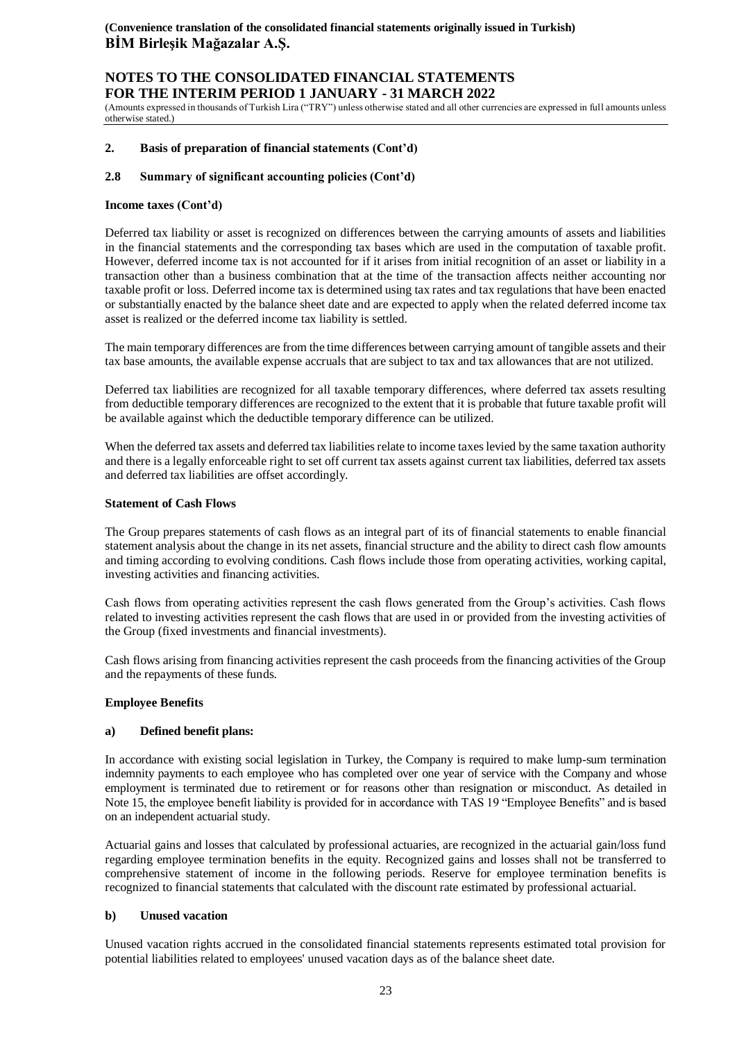## 2. Basis of preparation of financial statements (Cont'd)

### 2.8 Summary of significant accounting policies (Cont'd)

**Income taxes (Cont'd)**

Deferred tax liability or asset is recognized on differences between the carrying amounts of assets and liabilities in the financial statements and the corresponding tax bases which are used in the computation of taxable profit. However, deferred income tax is not accounted for if it arises from initial recognition of an asset or liability in a transaction other than a business combination that at the time of the transaction affects neither accounting nor taxable profit or loss. Deferred income tax is determined using tax rates and tax regulations that have been enacted or substantially enacted by the balance sheet date and are expected to apply when the related deferred income tax asset is realized or the deferred income tax liability is settled.

The main temporary differences are from the time differences between carrying amount of tangible assets and their tax base amounts, the available expense accruals that are subject to tax and tax allowances that are not utilized.

Deferred tax liabilities are recognized for all taxable temporary differences, where deferred tax assets resulting from deductible temporary differences are recognized to the extent that it is probable that future taxable profit will be available against which the deductible temporary difference can be utilized.

When the deferred tax assets and deferred tax liabilities relate to income taxes levied by the same taxation authority and there is a legally enforceable right to set off current tax assets against current tax liabilities, deferred tax assets and deferred tax liabilities are offset accordingly.

**Statement of Cash Flows**

The Group prepares statements of cash flows as an integral part of its of financial statements to enable financial statement analysis about the change in its net assets, financial structure and the ability to direct cash flow amounts and timing according to evolving conditions. Cash flows include those from operating activities, working capital, investing activities and financing activities.

Cash flows from operating activities represent the cash flows generated from the Group's activities. Cash flows related to investing activities represent the cash flows that are used in or provided from the investing activities of the Group (fixed investments and financial investments).

Cash flows arising from financing activities represent the cash proceeds from the financing activities of the Group and the repayments of these funds.

**Employee Benefits**

**a) Defined benefit plans:**

In accordance with existing social legislation in Turkey, the Company is required to make lump-sum termination indemnity payments to each employee who has completed over one year of service with the Company and whose employment is terminated due to retirement or for reasons other than resignation or misconduct. As detailed in Note 15, the employee benefit liability is provided for in accordance with TAS 19 "Employee Benefits" and is based on an independent actuarial study.

Actuarial gains and losses that calculated by professional actuaries, are recognized in the actuarial gain/loss fund regarding employee termination benefits in the equity. Recognized gains and losses shall not be transferred to comprehensive statement of income in the following periods. Reserve for employee termination benefits is recognized to financial statements that calculated with the discount rate estimated by professional actuarial.

**b) Unused vacation**

Unused vacation rights accrued in the consolidated financial statements represents estimated total provision for potential liabilities related to employees' unused vacation days as of the balance sheet date.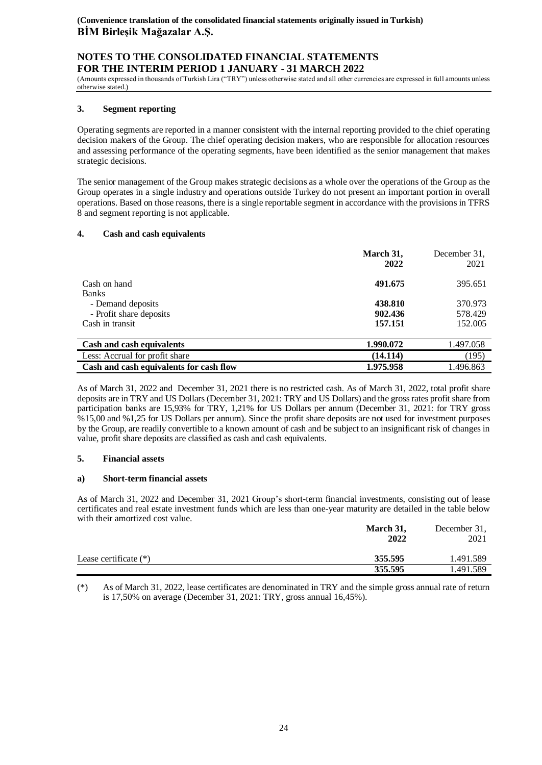## 3. Segment reporting

Operating segments are reported in a manner consistent with the internal reporting provided to the chief operating decision makers of the Group. The chief operating decision makers, who are responsible for allocation resources and assessing performance of the operating segments, have been identified as the senior management that makes strategic decisions.

The senior management of the Group makes strategic decisions as a whole over the operations of the Group as the Group operates in a single industry and operations outside Turkey do not present an important portion in overall operations. Based on those reasons, there is a single reportable segment in accordance with the provisions in TFRS 8 and segment reporting is not applicable.

## 4. Cash and cash equivalents

| | **March 31, 2022** | December 31, 2021 |
|---|---|---|
| Cash on hand | **491.675** | 395.651 |
| Banks | | |
| - Demand deposits | **438.810** | 370.973 |
| - Profit share deposits | **902.436** | 578.429 |
| Cash in transit | **157.151** | 152.005 |
| **Cash and cash equivalents** | **1.990.072** | 1.497.058 |
| Less: Accrual for profit share | **(14.114)** | (195) |
| **Cash and cash equivalents for cash flow** | **1.975.958** | 1.496.863 |

As of March 31, 2022 and December 31, 2021 there is no restricted cash. As of March 31, 2022, total profit share deposits are in TRY and US Dollars (December 31, 2021: TRY and US Dollars) and the gross rates profit share from participation banks are 15,93% for TRY, 1,21% for US Dollars per annum (December 31, 2021: for TRY gross %15,00 and %1,25 for US Dollars per annum). Since the profit share deposits are not used for investment purposes by the Group, are readily convertible to a known amount of cash and be subject to an insignificant risk of changes in value, profit share deposits are classified as cash and cash equivalents.

## 5. Financial assets

### a) Short-term financial assets

As of March 31, 2022 and December 31, 2021 Group's short-term financial investments, consisting out of lease certificates and real estate investment funds which are less than one-year maturity are detailed in the table below with their amortized cost value.

| | **March 31, 2022** | December 31, 2021 |
|---|---|---|
| Lease certificate (*) | **355.595** | 1.491.589 |
| | **355.595** | 1.491.589 |

(*) As of March 31, 2022, lease certificates are denominated in TRY and the simple gross annual rate of return is 17,50% on average (December 31, 2021: TRY, gross annual 16,45%).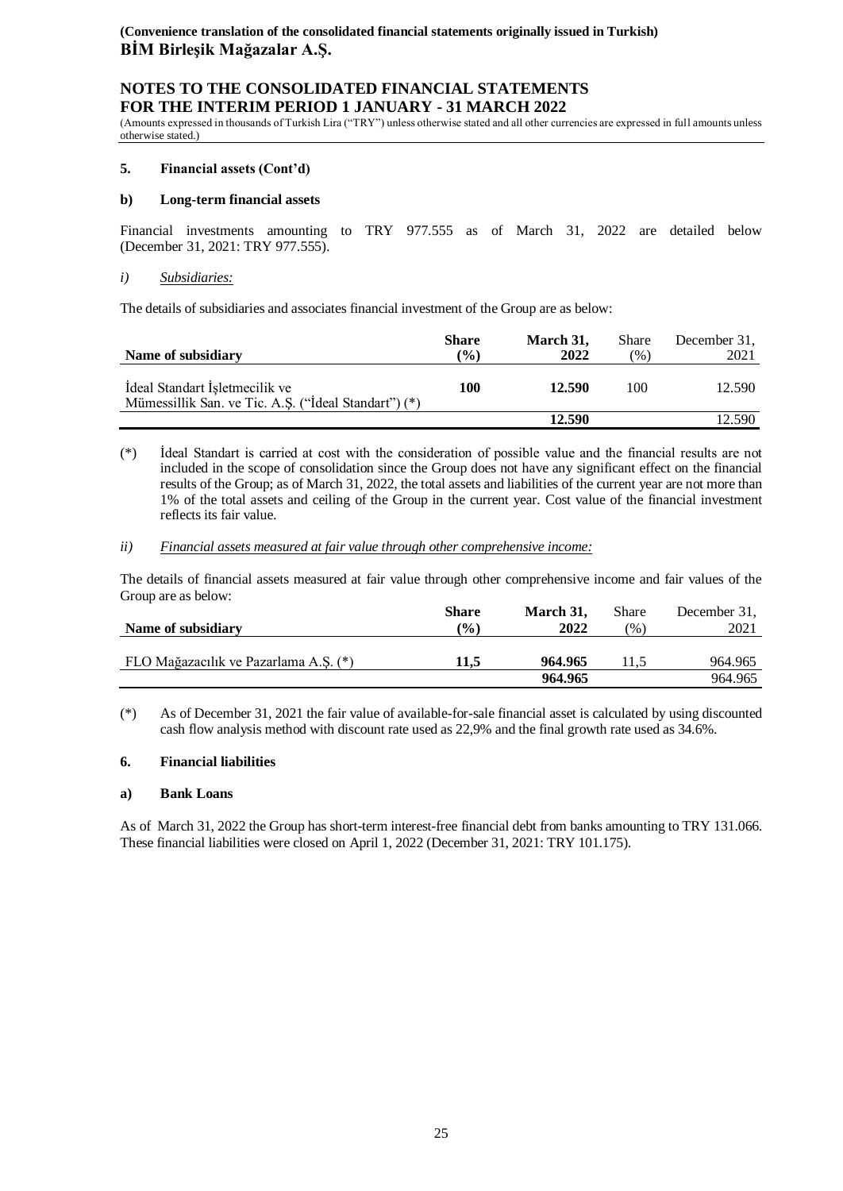**(Convenience translation of the consolidated financial statements originally issued in Turkish)**
**BİM Birleşik Mağazalar A.Ş.**

**NOTES TO THE CONSOLIDATED FINANCIAL STATEMENTS FOR THE INTERIM PERIOD 1 JANUARY - 31 MARCH 2022**

(Amounts expressed in thousands of Turkish Lira ("TRY") unless otherwise stated and all other currencies are expressed in full amounts unless otherwise stated.)

**5. Financial assets (Cont'd)**

**b) Long-term financial assets**

Financial investments amounting to TRY 977.555 as of March 31, 2022 are detailed below (December 31, 2021: TRY 977.555).

*i)* *Subsidiaries:*

The details of subsidiaries and associates financial investment of the Group are as below:

| Name of subsidiary | Share (%) | March 31, 2022 | Share (%) | December 31, 2021 |
|---|---|---|---|---|
| İdeal Standart İşletmecilik ve Mümessillik San. ve Tic. A.Ş. ("İdeal Standart") (*) | **100** | **12.590** | 100 | 12.590 |
| | | **12.590** | | 12.590 |

(*) İdeal Standart is carried at cost with the consideration of possible value and the financial results are not included in the scope of consolidation since the Group does not have any significant effect on the financial results of the Group; as of March 31, 2022, the total assets and liabilities of the current year are not more than 1% of the total assets and ceiling of the Group in the current year. Cost value of the financial investment reflects its fair value.

*ii)* *Financial assets measured at fair value through other comprehensive income:*

The details of financial assets measured at fair value through other comprehensive income and fair values of the Group are as below:

| Name of subsidiary | Share (%) | March 31, 2022 | Share (%) | December 31, 2021 |
|---|---|---|---|---|
| FLO Mağazacılık ve Pazarlama A.Ş. (*) | **11,5** | **964.965** | 11,5 | 964.965 |
| | | **964.965** | | 964.965 |

(*) As of December 31, 2021 the fair value of available-for-sale financial asset is calculated by using discounted cash flow analysis method with discount rate used as 22,9% and the final growth rate used as 34.6%.

**6. Financial liabilities**

**a) Bank Loans**

As of March 31, 2022 the Group has short-term interest-free financial debt from banks amounting to TRY 131.066. These financial liabilities were closed on April 1, 2022 (December 31, 2021: TRY 101.175).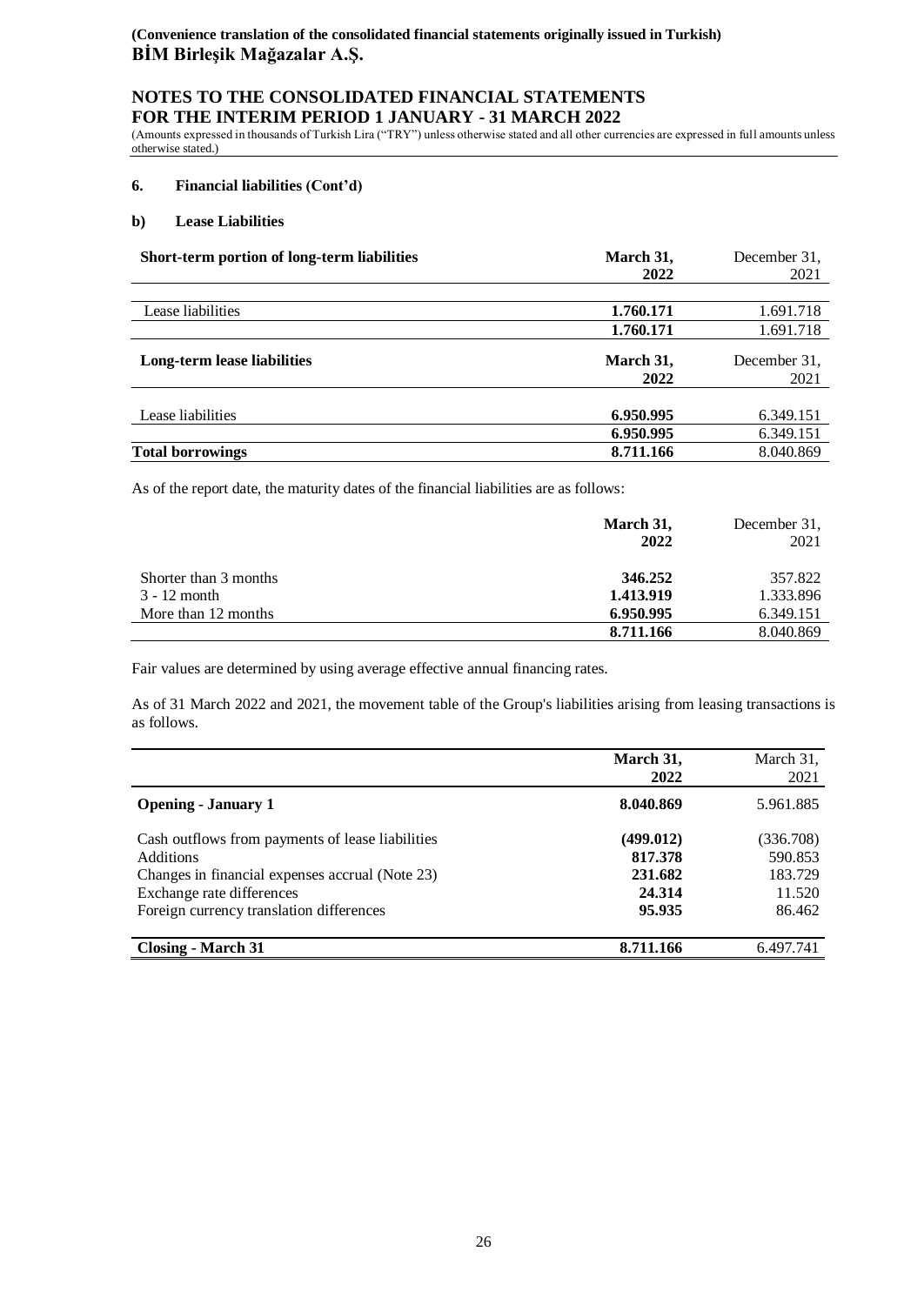**(Convenience translation of the consolidated financial statements originally issued in Turkish)**
**BİM Birleşik Mağazalar A.Ş.**

## NOTES TO THE CONSOLIDATED FINANCIAL STATEMENTS FOR THE INTERIM PERIOD 1 JANUARY - 31 MARCH 2022

(Amounts expressed in thousands of Turkish Lira ("TRY") unless otherwise stated and all other currencies are expressed in full amounts unless otherwise stated.)

### 6. Financial liabilities (Cont'd)

#### b) Lease Liabilities

| Short-term portion of long-term liabilities | March 31, 2022 | December 31, 2021 |
|---|---|---|
| Lease liabilities | **1.760.171** | 1.691.718 |
| | **1.760.171** | 1.691.718 |
| **Long-term lease liabilities** | **March 31, 2022** | **December 31, 2021** |
| Lease liabilities | **6.950.995** | 6.349.151 |
| | **6.950.995** | 6.349.151 |
| **Total borrowings** | **8.711.166** | 8.040.869 |

As of the report date, the maturity dates of the financial liabilities are as follows:

| | March 31, 2022 | December 31, 2021 |
|---|---|---|
| Shorter than 3 months | **346.252** | 357.822 |
| 3 - 12 month | **1.413.919** | 1.333.896 |
| More than 12 months | **6.950.995** | 6.349.151 |
| | **8.711.166** | 8.040.869 |

Fair values are determined by using average effective annual financing rates.

As of 31 March 2022 and 2021, the movement table of the Group's liabilities arising from leasing transactions is as follows.

| | March 31, 2022 | March 31, 2021 |
|---|---|---|
| **Opening - January 1** | **8.040.869** | 5.961.885 |
| Cash outflows from payments of lease liabilities | **(499.012)** | (336.708) |
| Additions | **817.378** | 590.853 |
| Changes in financial expenses accrual (Note 23) | **231.682** | 183.729 |
| Exchange rate differences | **24.314** | 11.520 |
| Foreign currency translation differences | **95.935** | 86.462 |
| **Closing - March 31** | **8.711.166** | 6.497.741 |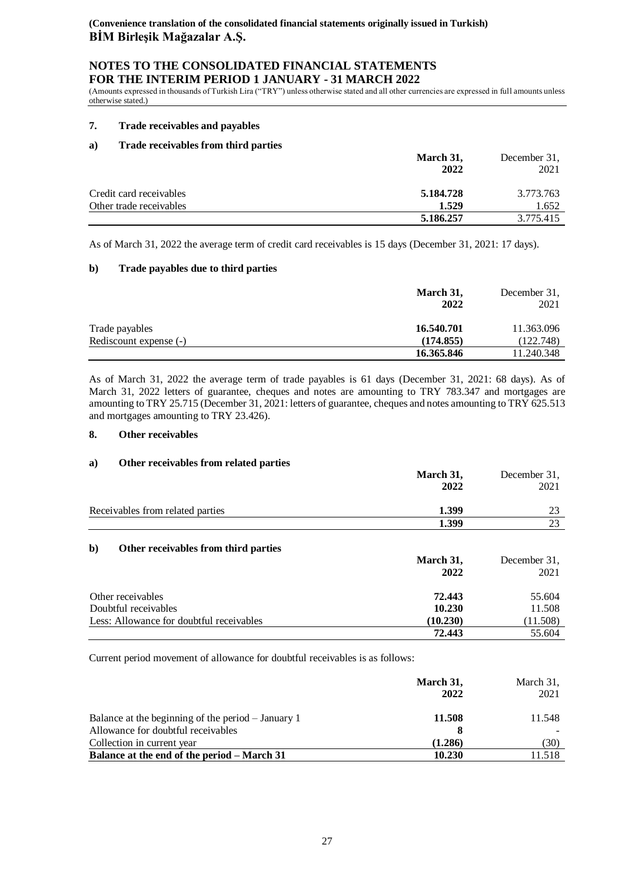**(Convenience translation of the consolidated financial statements originally issued in Turkish)**
**BİM Birleşik Mağazalar A.Ş.**

## NOTES TO THE CONSOLIDATED FINANCIAL STATEMENTS FOR THE INTERIM PERIOD 1 JANUARY - 31 MARCH 2022

(Amounts expressed in thousands of Turkish Lira ("TRY") unless otherwise stated and all other currencies are expressed in full amounts unless otherwise stated.)

### 7. Trade receivables and payables

#### a) Trade receivables from third parties

| | March 31, 2022 | December 31, 2021 |
|---|---|---|
| Credit card receivables | **5.184.728** | 3.773.763 |
| Other trade receivables | **1.529** | 1.652 |
| | **5.186.257** | 3.775.415 |

As of March 31, 2022 the average term of credit card receivables is 15 days (December 31, 2021: 17 days).

#### b) Trade payables due to third parties

| | March 31, 2022 | December 31, 2021 |
|---|---|---|
| Trade payables | **16.540.701** | 11.363.096 |
| Rediscount expense (-) | **(174.855)** | (122.748) |
| | **16.365.846** | 11.240.348 |

As of March 31, 2022 the average term of trade payables is 61 days (December 31, 2021: 68 days). As of March 31, 2022 letters of guarantee, cheques and notes are amounting to TRY 783.347 and mortgages are amounting to TRY 25.715 (December 31, 2021: letters of guarantee, cheques and notes amounting to TRY 625.513 and mortgages amounting to TRY 23.426).

### 8. Other receivables

#### a) Other receivables from related parties

| | March 31, 2022 | December 31, 2021 |
|---|---|---|
| Receivables from related parties | **1.399** | 23 |
| | **1.399** | 23 |

#### b) Other receivables from third parties

| | March 31, 2022 | December 31, 2021 |
|---|---|---|
| Other receivables | **72.443** | 55.604 |
| Doubtful receivables | **10.230** | 11.508 |
| Less: Allowance for doubtful receivables | **(10.230)** | (11.508) |
| | **72.443** | 55.604 |

Current period movement of allowance for doubtful receivables is as follows:

| | March 31, 2022 | March 31, 2021 |
|---|---|---|
| Balance at the beginning of the period – January 1 | **11.508** | 11.548 |
| Allowance for doubtful receivables | **8** | - |
| Collection in current year | **(1.286)** | (30) |
| **Balance at the end of the period – March 31** | **10.230** | 11.518 |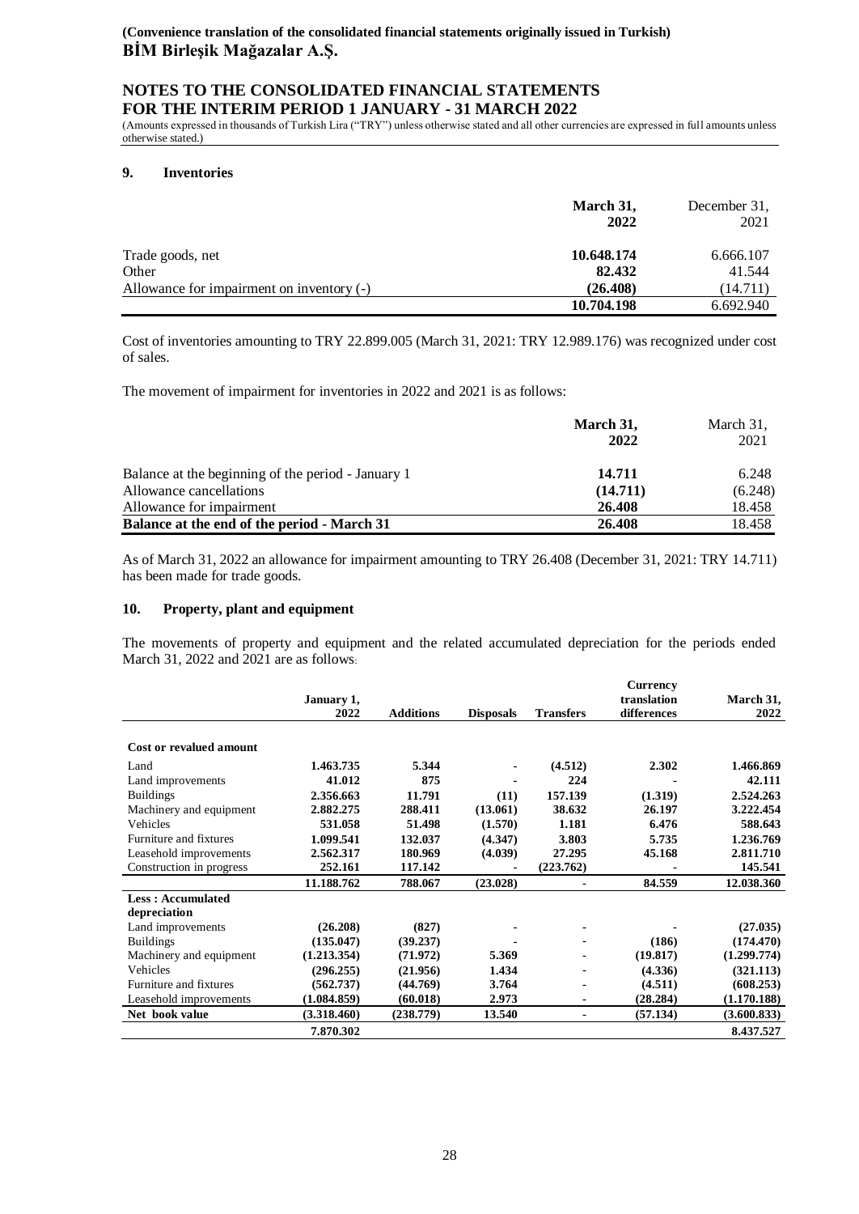**(Convenience translation of the consolidated financial statements originally issued in Turkish)**
**BİM Birleşik Mağazalar A.Ş.**

**NOTES TO THE CONSOLIDATED FINANCIAL STATEMENTS**
**FOR THE INTERIM PERIOD 1 JANUARY - 31 MARCH 2022**

(Amounts expressed in thousands of Turkish Lira ("TRY") unless otherwise stated and all other currencies are expressed in full amounts unless otherwise stated.)

## 9. Inventories

| | March 31, 2022 | December 31, 2021 |
|---|---|---|
| Trade goods, net | **10.648.174** | 6.666.107 |
| Other | **82.432** | 41.544 |
| Allowance for impairment on inventory (-) | **(26.408)** | (14.711) |
| | **10.704.198** | 6.692.940 |

Cost of inventories amounting to TRY 22.899.005 (March 31, 2021: TRY 12.989.176) was recognized under cost of sales.

The movement of impairment for inventories in 2022 and 2021 is as follows:

| | March 31, 2022 | March 31, 2021 |
|---|---|---|
| Balance at the beginning of the period - January 1 | **14.711** | 6.248 |
| Allowance cancellations | **(14.711)** | (6.248) |
| Allowance for impairment | **26.408** | 18.458 |
| **Balance at the end of the period - March 31** | **26.408** | 18.458 |

As of March 31, 2022 an allowance for impairment amounting to TRY 26.408 (December 31, 2021: TRY 14.711) has been made for trade goods.

## 10. Property, plant and equipment

The movements of property and equipment and the related accumulated depreciation for the periods ended March 31, 2022 and 2021 are as follows:

| | January 1, 2022 | Additions | Disposals | Transfers | Currency translation differences | March 31, 2022 |
|---|---|---|---|---|---|---|
| **Cost or revalued amount** | | | | | | |
| Land | **1.463.735** | **5.344** | **-** | **(4.512)** | **2.302** | **1.466.869** |
| Land improvements | **41.012** | **875** | **-** | **224** | **-** | **42.111** |
| Buildings | **2.356.663** | **11.791** | **(11)** | **157.139** | **(1.319)** | **2.524.263** |
| Machinery and equipment | **2.882.275** | **288.411** | **(13.061)** | **38.632** | **26.197** | **3.222.454** |
| Vehicles | **531.058** | **51.498** | **(1.570)** | **1.181** | **6.476** | **588.643** |
| Furniture and fixtures | **1.099.541** | **132.037** | **(4.347)** | **3.803** | **5.735** | **1.236.769** |
| Leasehold improvements | **2.562.317** | **180.969** | **(4.039)** | **27.295** | **45.168** | **2.811.710** |
| Construction in progress | **252.161** | **117.142** | **-** | **(223.762)** | **-** | **145.541** |
| | **11.188.762** | **788.067** | **(23.028)** | **-** | **84.559** | **12.038.360** |
| **Less : Accumulated depreciation** | | | | | | |
| Land improvements | **(26.208)** | **(827)** | **-** | **-** | **-** | **(27.035)** |
| Buildings | **(135.047)** | **(39.237)** | **-** | **-** | **(186)** | **(174.470)** |
| Machinery and equipment | **(1.213.354)** | **(71.972)** | **5.369** | **-** | **(19.817)** | **(1.299.774)** |
| Vehicles | **(296.255)** | **(21.956)** | **1.434** | **-** | **(4.336)** | **(321.113)** |
| Furniture and fixtures | **(562.737)** | **(44.769)** | **3.764** | **-** | **(4.511)** | **(608.253)** |
| Leasehold improvements | **(1.084.859)** | **(60.018)** | **2.973** | **-** | **(28.284)** | **(1.170.188)** |
| **Net book value** | **(3.318.460)** | **(238.779)** | **13.540** | **-** | **(57.134)** | **(3.600.833)** |
| | **7.870.302** | | | | | **8.437.527** |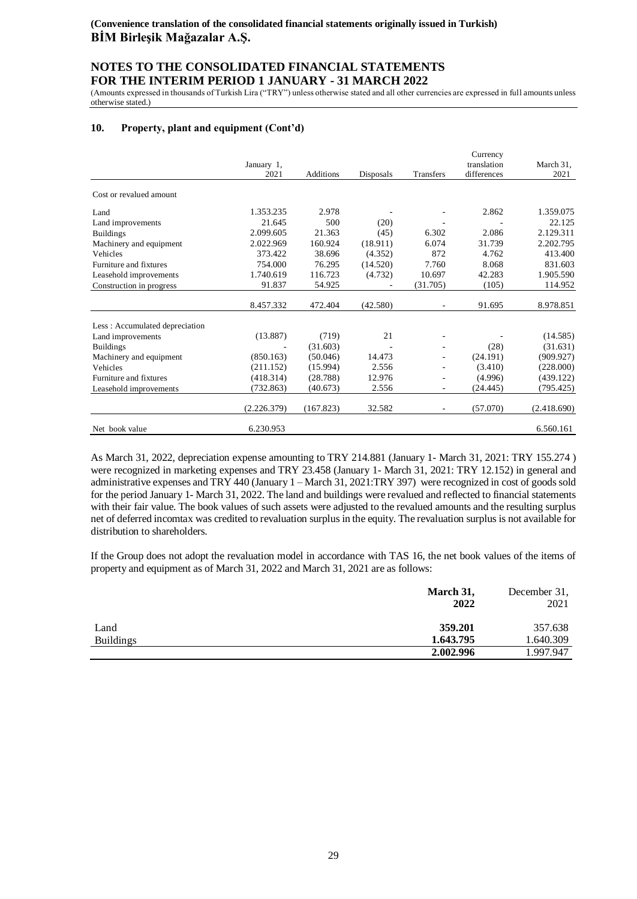**(Convenience translation of the consolidated financial statements originally issued in Turkish)**
**BİM Birleşik Mağazalar A.Ş.**

## NOTES TO THE CONSOLIDATED FINANCIAL STATEMENTS FOR THE INTERIM PERIOD 1 JANUARY - 31 MARCH 2022

(Amounts expressed in thousands of Turkish Lira ("TRY") unless otherwise stated and all other currencies are expressed in full amounts unless otherwise stated.)

### 10. Property, plant and equipment (Cont'd)

| | January 1, 2021 | Additions | Disposals | Transfers | Currency translation differences | March 31, 2021 |
|---|---|---|---|---|---|---|
| Cost or revalued amount | | | | | | |
| Land | 1.353.235 | 2.978 | - | - | 2.862 | 1.359.075 |
| Land improvements | 21.645 | 500 | (20) | - | - | 22.125 |
| Buildings | 2.099.605 | 21.363 | (45) | 6.302 | 2.086 | 2.129.311 |
| Machinery and equipment | 2.022.969 | 160.924 | (18.911) | 6.074 | 31.739 | 2.202.795 |
| Vehicles | 373.422 | 38.696 | (4.352) | 872 | 4.762 | 413.400 |
| Furniture and fixtures | 754.000 | 76.295 | (14.520) | 7.760 | 8.068 | 831.603 |
| Leasehold improvements | 1.740.619 | 116.723 | (4.732) | 10.697 | 42.283 | 1.905.590 |
| Construction in progress | 91.837 | 54.925 | - | (31.705) | (105) | 114.952 |
| | 8.457.332 | 472.404 | (42.580) | - | 91.695 | 8.978.851 |
| Less : Accumulated depreciation | | | | | | |
| Land improvements | (13.887) | (719) | 21 | - | - | (14.585) |
| Buildings | - | (31.603) | - | - | (28) | (31.631) |
| Machinery and equipment | (850.163) | (50.046) | 14.473 | - | (24.191) | (909.927) |
| Vehicles | (211.152) | (15.994) | 2.556 | - | (3.410) | (228.000) |
| Furniture and fixtures | (418.314) | (28.788) | 12.976 | - | (4.996) | (439.122) |
| Leasehold improvements | (732.863) | (40.673) | 2.556 | - | (24.445) | (795.425) |
| | (2.226.379) | (167.823) | 32.582 | - | (57.070) | (2.418.690) |
| Net book value | 6.230.953 | | | | | 6.560.161 |

As March 31, 2022, depreciation expense amounting to TRY 214.881 (January 1- March 31, 2021: TRY 155.274 ) were recognized in marketing expenses and TRY 23.458 (January 1- March 31, 2021: TRY 12.152) in general and administrative expenses and TRY 440 (January 1 – March 31, 2021:TRY 397) were recognized in cost of goods sold for the period January 1- March 31, 2022. The land and buildings were revalued and reflected to financial statements with their fair value. The book values of such assets were adjusted to the revalued amounts and the resulting surplus net of deferred incomtax was credited to revaluation surplus in the equity. The revaluation surplus is not available for distribution to shareholders.

If the Group does not adopt the revaluation model in accordance with TAS 16, the net book values of the items of property and equipment as of March 31, 2022 and March 31, 2021 are as follows:

| | **March 31, 2022** | December 31, 2021 |
|---|---|---|
| Land | **359.201** | 357.638 |
| Buildings | **1.643.795** | 1.640.309 |
| | **2.002.996** | 1.997.947 |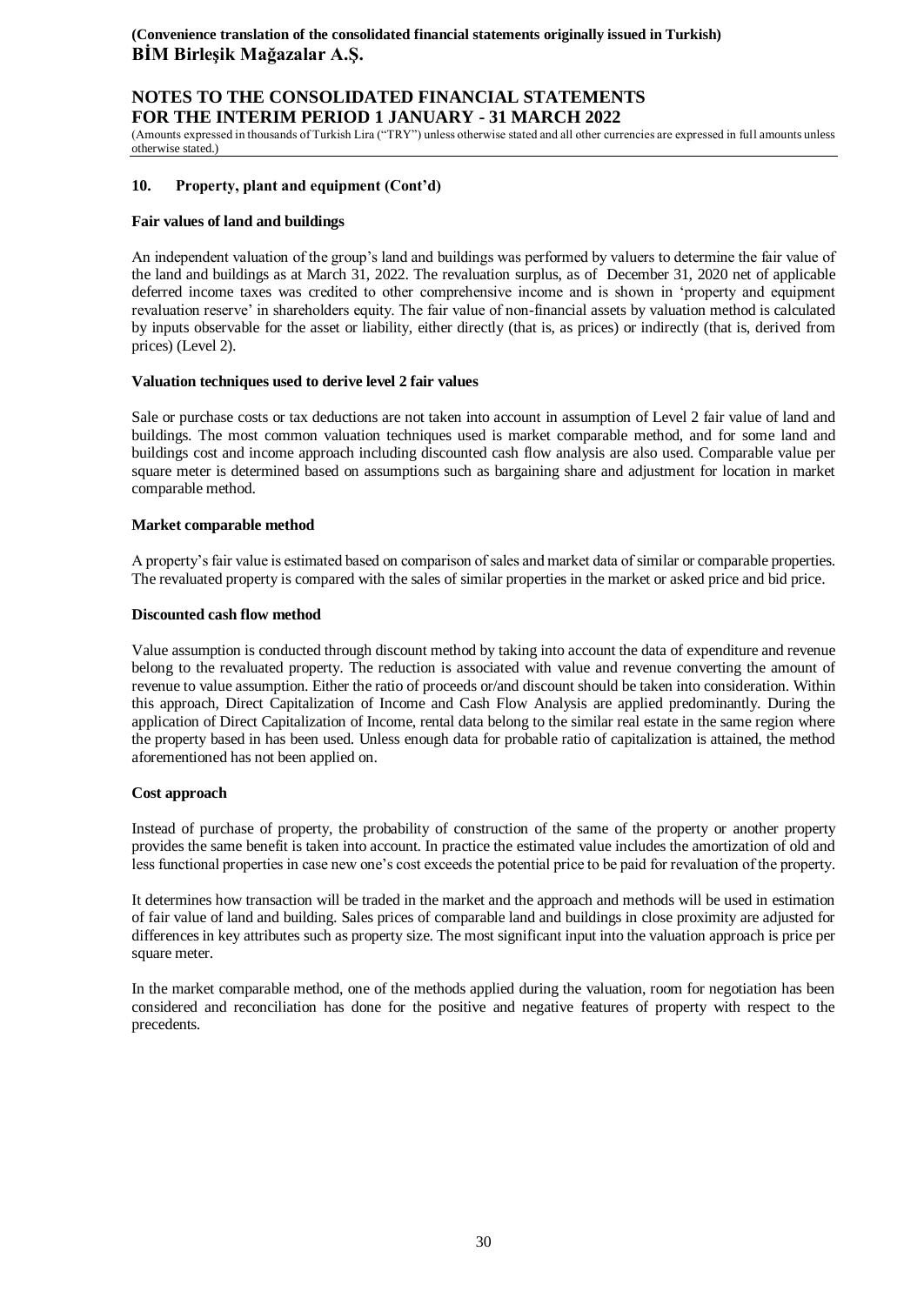## 10. Property, plant and equipment (Cont'd)

**Fair values of land and buildings**

An independent valuation of the group's land and buildings was performed by valuers to determine the fair value of the land and buildings as at March 31, 2022. The revaluation surplus, as of December 31, 2020 net of applicable deferred income taxes was credited to other comprehensive income and is shown in 'property and equipment revaluation reserve' in shareholders equity. The fair value of non-financial assets by valuation method is calculated by inputs observable for the asset or liability, either directly (that is, as prices) or indirectly (that is, derived from prices) (Level 2).

**Valuation techniques used to derive level 2 fair values**

Sale or purchase costs or tax deductions are not taken into account in assumption of Level 2 fair value of land and buildings. The most common valuation techniques used is market comparable method, and for some land and buildings cost and income approach including discounted cash flow analysis are also used. Comparable value per square meter is determined based on assumptions such as bargaining share and adjustment for location in market comparable method.

**Market comparable method**

A property's fair value is estimated based on comparison of sales and market data of similar or comparable properties. The revaluated property is compared with the sales of similar properties in the market or asked price and bid price.

**Discounted cash flow method**

Value assumption is conducted through discount method by taking into account the data of expenditure and revenue belong to the revaluated property. The reduction is associated with value and revenue converting the amount of revenue to value assumption. Either the ratio of proceeds or/and discount should be taken into consideration. Within this approach, Direct Capitalization of Income and Cash Flow Analysis are applied predominantly. During the application of Direct Capitalization of Income, rental data belong to the similar real estate in the same region where the property based in has been used. Unless enough data for probable ratio of capitalization is attained, the method aforementioned has not been applied on.

**Cost approach**

Instead of purchase of property, the probability of construction of the same of the property or another property provides the same benefit is taken into account. In practice the estimated value includes the amortization of old and less functional properties in case new one's cost exceeds the potential price to be paid for revaluation of the property.

It determines how transaction will be traded in the market and the approach and methods will be used in estimation of fair value of land and building. Sales prices of comparable land and buildings in close proximity are adjusted for differences in key attributes such as property size. The most significant input into the valuation approach is price per square meter.

In the market comparable method, one of the methods applied during the valuation, room for negotiation has been considered and reconciliation has done for the positive and negative features of property with respect to the precedents.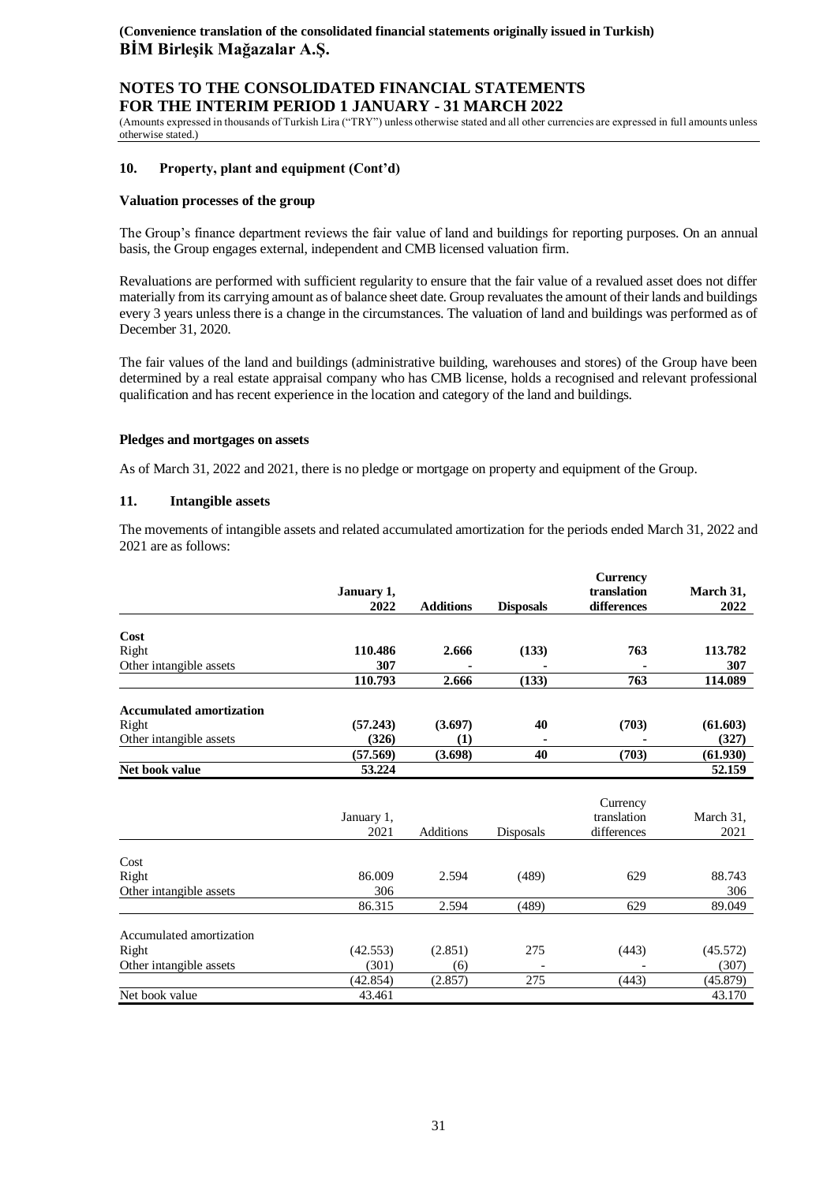## 10. Property, plant and equipment (Cont'd)

### Valuation processes of the group

The Group's finance department reviews the fair value of land and buildings for reporting purposes. On an annual basis, the Group engages external, independent and CMB licensed valuation firm.

Revaluations are performed with sufficient regularity to ensure that the fair value of a revalued asset does not differ materially from its carrying amount as of balance sheet date. Group revaluates the amount of their lands and buildings every 3 years unless there is a change in the circumstances. The valuation of land and buildings was performed as of December 31, 2020.

The fair values of the land and buildings (administrative building, warehouses and stores) of the Group have been determined by a real estate appraisal company who has CMB license, holds a recognised and relevant professional qualification and has recent experience in the location and category of the land and buildings.

### Pledges and mortgages on assets

As of March 31, 2022 and 2021, there is no pledge or mortgage on property and equipment of the Group.

## 11. Intangible assets

The movements of intangible assets and related accumulated amortization for the periods ended March 31, 2022 and 2021 are as follows:

| | January 1, 2022 | Additions | Disposals | Currency translation differences | March 31, 2022 |
|---|---|---|---|---|---|
| **Cost** | | | | | |
| Right | **110.486** | **2.666** | **(133)** | **763** | **113.782** |
| Other intangible assets | **307** | **-** | **-** | **-** | **307** |
| | **110.793** | **2.666** | **(133)** | **763** | **114.089** |
| **Accumulated amortization** | | | | | |
| Right | **(57.243)** | **(3.697)** | **40** | **(703)** | **(61.603)** |
| Other intangible assets | **(326)** | **(1)** | **-** | **-** | **(327)** |
| | **(57.569)** | **(3.698)** | **40** | **(703)** | **(61.930)** |
| **Net book value** | **53.224** | | | | **52.159** |

| | January 1, 2021 | Additions | Disposals | Currency translation differences | March 31, 2021 |
|---|---|---|---|---|---|
| Cost | | | | | |
| Right | 86.009 | 2.594 | (489) | 629 | 88.743 |
| Other intangible assets | 306 | | | | 306 |
| | 86.315 | 2.594 | (489) | 629 | 89.049 |
| Accumulated amortization | | | | | |
| Right | (42.553) | (2.851) | 275 | (443) | (45.572) |
| Other intangible assets | (301) | (6) | - | - | (307) |
| | (42.854) | (2.857) | 275 | (443) | (45.879) |
| Net book value | 43.461 | | | | 43.170 |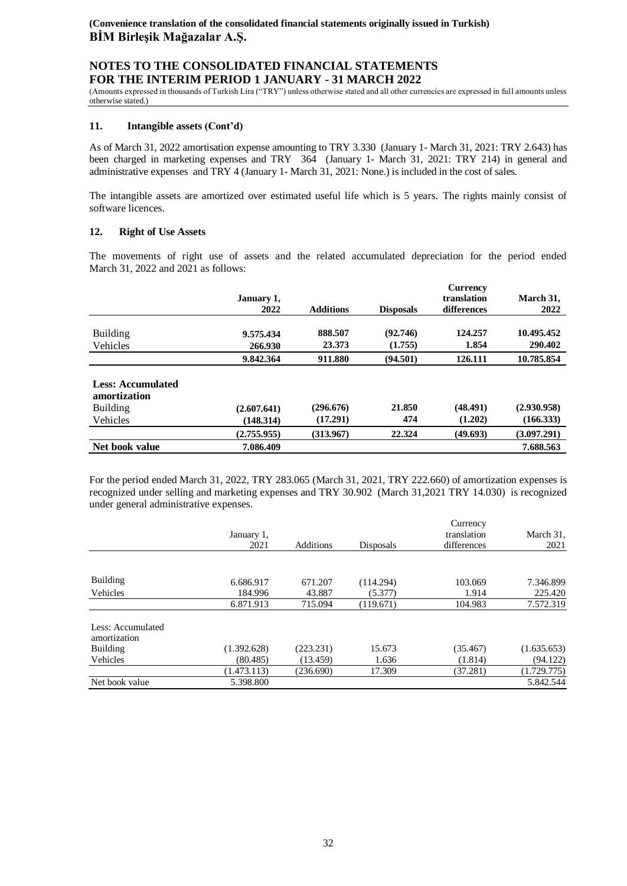## 11. Intangible assets (Cont'd)

As of March 31, 2022 amortisation expense amounting to TRY 3.330 (January 1- March 31, 2021: TRY 2.643) has been charged in marketing expenses and TRY 364 (January 1- March 31, 2021: TRY 214) in general and administrative expenses and TRY 4 (January 1- March 31, 2021: None.) is included in the cost of sales.

The intangible assets are amortized over estimated useful life which is 5 years. The rights mainly consist of software licences.

## 12. Right of Use Assets

The movements of right use of assets and the related accumulated depreciation for the period ended March 31, 2022 and 2021 as follows:

| | **January 1, 2022** | **Additions** | **Disposals** | **Currency translation differences** | **March 31, 2022** |
|---|---|---|---|---|---|
| Building | **9.575.434** | **888.507** | **(92.746)** | **124.257** | **10.495.452** |
| Vehicles | **266.930** | **23.373** | **(1.755)** | **1.854** | **290.402** |
| | **9.842.364** | **911.880** | **(94.501)** | **126.111** | **10.785.854** |
| **Less: Accumulated amortization** | | | | | |
| Building | **(2.607.641)** | **(296.676)** | **21.850** | **(48.491)** | **(2.930.958)** |
| Vehicles | **(148.314)** | **(17.291)** | **474** | **(1.202)** | **(166.333)** |
| | **(2.755.955)** | **(313.967)** | **22.324** | **(49.693)** | **(3.097.291)** |
| **Net book value** | **7.086.409** | | | | **7.688.563** |

For the period ended March 31, 2022, TRY 283.065 (March 31, 2021, TRY 222.660) of amortization expenses is recognized under selling and marketing expenses and TRY 30.902 (March 31,2021 TRY 14.030) is recognized under general administrative expenses.

| | January 1, 2021 | Additions | Disposals | Currency translation differences | March 31, 2021 |
|---|---|---|---|---|---|
| Building | 6.686.917 | 671.207 | (114.294) | 103.069 | 7.346.899 |
| Vehicles | 184.996 | 43.887 | (5.377) | 1.914 | 225.420 |
| | 6.871.913 | 715.094 | (119.671) | 104.983 | 7.572.319 |
| Less: Accumulated amortization | | | | | |
| Building | (1.392.628) | (223.231) | 15.673 | (35.467) | (1.635.653) |
| Vehicles | (80.485) | (13.459) | 1.636 | (1.814) | (94.122) |
| | (1.473.113) | (236.690) | 17.309 | (37.281) | (1.729.775) |
| Net book value | 5.398.800 | | | | 5.842.544 |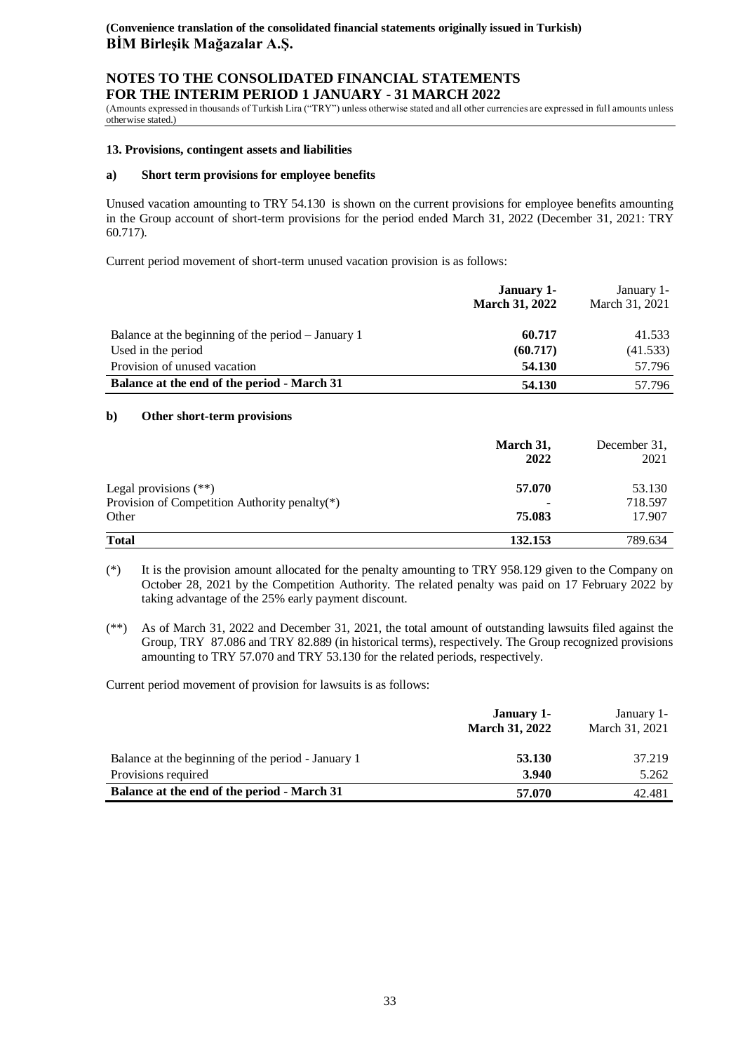## 13. Provisions, contingent assets and liabilities

### a) Short term provisions for employee benefits

Unused vacation amounting to TRY 54.130 is shown on the current provisions for employee benefits amounting in the Group account of short-term provisions for the period ended March 31, 2022 (December 31, 2021: TRY 60.717).

Current period movement of short-term unused vacation provision is as follows:

| | **January 1- March 31, 2022** | January 1- March 31, 2021 |
|---|---|---|
| Balance at the beginning of the period – January 1 | **60.717** | 41.533 |
| Used in the period | **(60.717)** | (41.533) |
| Provision of unused vacation | **54.130** | 57.796 |
| **Balance at the end of the period - March 31** | **54.130** | 57.796 |

### b) Other short-term provisions

| | **March 31, 2022** | December 31, 2021 |
|---|---|---|
| Legal provisions (**) | **57.070** | 53.130 |
| Provision of Competition Authority penalty(*) | **-** | 718.597 |
| Other | **75.083** | 17.907 |
| **Total** | **132.153** | 789.634 |

(*) It is the provision amount allocated for the penalty amounting to TRY 958.129 given to the Company on October 28, 2021 by the Competition Authority. The related penalty was paid on 17 February 2022 by taking advantage of the 25% early payment discount.

(**) As of March 31, 2022 and December 31, 2021, the total amount of outstanding lawsuits filed against the Group, TRY 87.086 and TRY 82.889 (in historical terms), respectively. The Group recognized provisions amounting to TRY 57.070 and TRY 53.130 for the related periods, respectively.

Current period movement of provision for lawsuits is as follows:

| | **January 1- March 31, 2022** | January 1- March 31, 2021 |
|---|---|---|
| Balance at the beginning of the period - January 1 | **53.130** | 37.219 |
| Provisions required | **3.940** | 5.262 |
| **Balance at the end of the period - March 31** | **57.070** | 42.481 |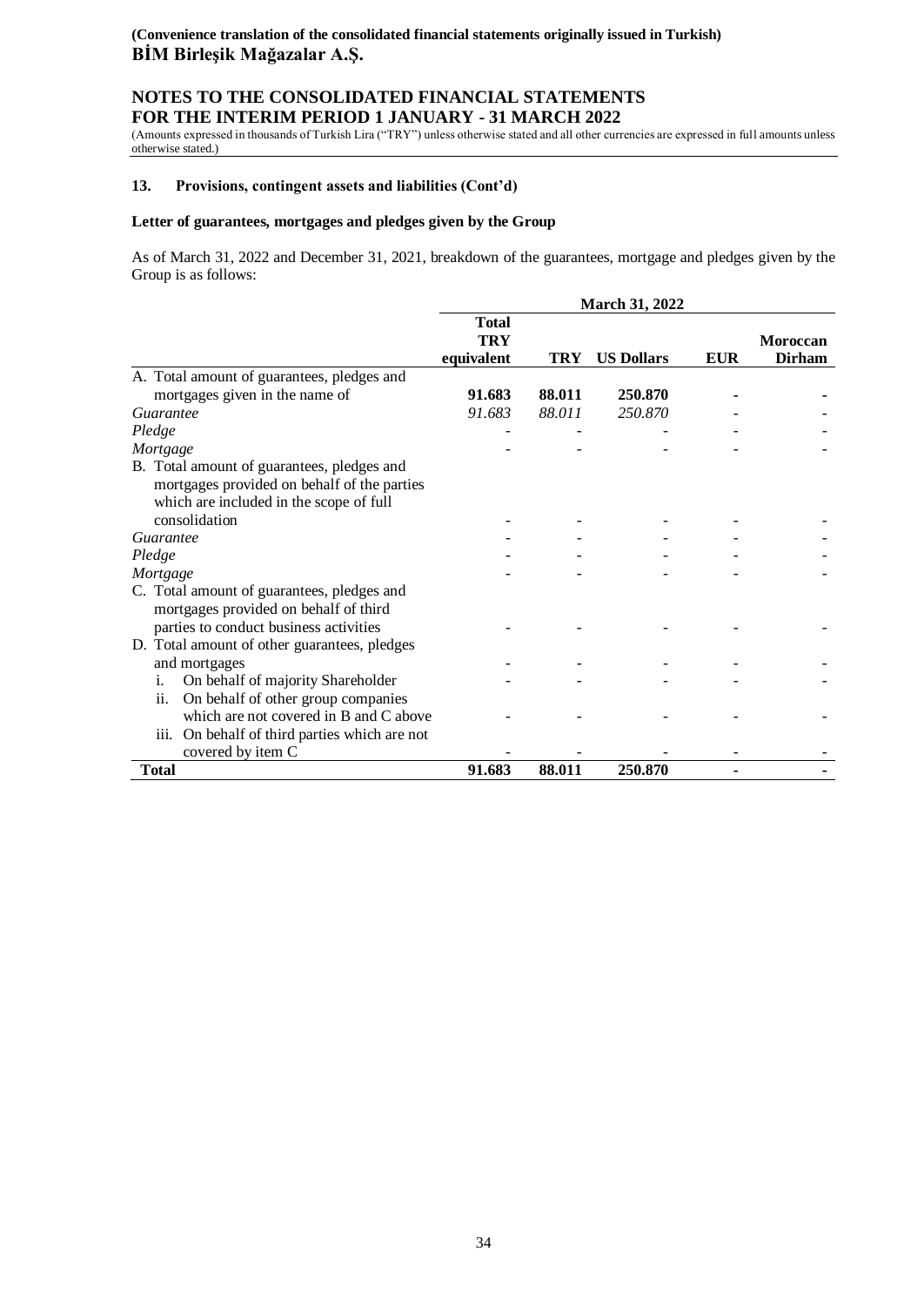**(Convenience translation of the consolidated financial statements originally issued in Turkish)**
**BİM Birleşik Mağazalar A.Ş.**

## NOTES TO THE CONSOLIDATED FINANCIAL STATEMENTS FOR THE INTERIM PERIOD 1 JANUARY - 31 MARCH 2022

(Amounts expressed in thousands of Turkish Lira ("TRY") unless otherwise stated and all other currencies are expressed in full amounts unless otherwise stated.)

### 13. Provisions, contingent assets and liabilities (Cont'd)

#### Letter of guarantees, mortgages and pledges given by the Group

As of March 31, 2022 and December 31, 2021, breakdown of the guarantees, mortgage and pledges given by the Group is as follows:

| | March 31, 2022 | | | | |
|---|---|---|---|---|---|
| | **Total TRY equivalent** | **TRY** | **US Dollars** | **EUR** | **Moroccan Dirham** |
| A. Total amount of guarantees, pledges and mortgages given in the name of | **91.683** | **88.011** | **250.870** | **-** | **-** |
| *Guarantee* | *91.683* | *88.011* | *250.870* | - | - |
| *Pledge* | - | - | - | - | - |
| *Mortgage* | - | - | - | - | - |
| B. Total amount of guarantees, pledges and mortgages provided on behalf of the parties which are included in the scope of full consolidation | - | - | - | - | - |
| *Guarantee* | - | - | - | - | - |
| *Pledge* | - | - | - | - | - |
| *Mortgage* | - | - | - | - | - |
| C. Total amount of guarantees, pledges and mortgages provided on behalf of third parties to conduct business activities | - | - | - | - | - |
| D. Total amount of other guarantees, pledges and mortgages | - | - | - | - | - |
| i. On behalf of majority Shareholder | - | - | - | - | - |
| ii. On behalf of other group companies which are not covered in B and C above | - | - | - | - | - |
| iii. On behalf of third parties which are not covered by item C | - | - | - | - | - |
| **Total** | **91.683** | **88.011** | **250.870** | **-** | **-** |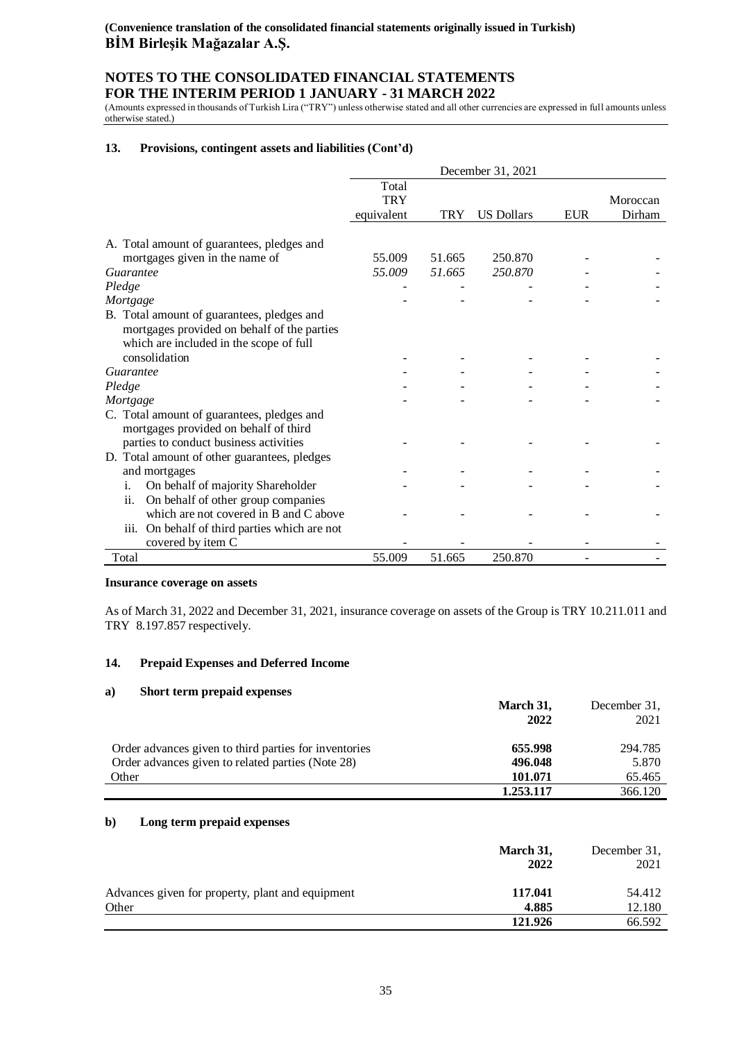### 13. Provisions, contingent assets and liabilities (Cont'd)

| | December 31, 2021 | | | | |
|---|---|---|---|---|---|
| | Total TRY equivalent | TRY | US Dollars | EUR | Moroccan Dirham |
| A. Total amount of guarantees, pledges and mortgages given in the name of | 55.009 | 51.665 | 250.870 | - | - |
| *Guarantee* | *55.009* | *51.665* | *250.870* | - | - |
| *Pledge* | - | - | - | - | - |
| *Mortgage* | - | - | - | - | - |
| B. Total amount of guarantees, pledges and mortgages provided on behalf of the parties which are included in the scope of full consolidation | - | - | - | - | - |
| *Guarantee* | - | - | - | - | - |
| *Pledge* | - | - | - | - | - |
| *Mortgage* | - | - | - | - | - |
| C. Total amount of guarantees, pledges and mortgages provided on behalf of third parties to conduct business activities | - | - | - | - | - |
| D. Total amount of other guarantees, pledges and mortgages | - | - | - | - | - |
| i. On behalf of majority Shareholder | - | - | - | - | - |
| ii. On behalf of other group companies which are not covered in B and C above | - | - | - | - | - |
| iii. On behalf of third parties which are not covered by item C | - | - | - | - | - |
| Total | 55.009 | 51.665 | 250.870 | - | - |

**Insurance coverage on assets**

As of March 31, 2022 and December 31, 2021, insurance coverage on assets of the Group is TRY 10.211.011 and TRY 8.197.857 respectively.

### 14. Prepaid Expenses and Deferred Income

#### a) Short term prepaid expenses

| | **March 31, 2022** | December 31, 2021 |
|---|---|---|
| Order advances given to third parties for inventories | **655.998** | 294.785 |
| Order advances given to related parties (Note 28) | **496.048** | 5.870 |
| Other | **101.071** | 65.465 |
| | **1.253.117** | 366.120 |

#### b) Long term prepaid expenses

| | **March 31, 2022** | December 31, 2021 |
|---|---|---|
| Advances given for property, plant and equipment | **117.041** | 54.412 |
| Other | **4.885** | 12.180 |
| | **121.926** | 66.592 |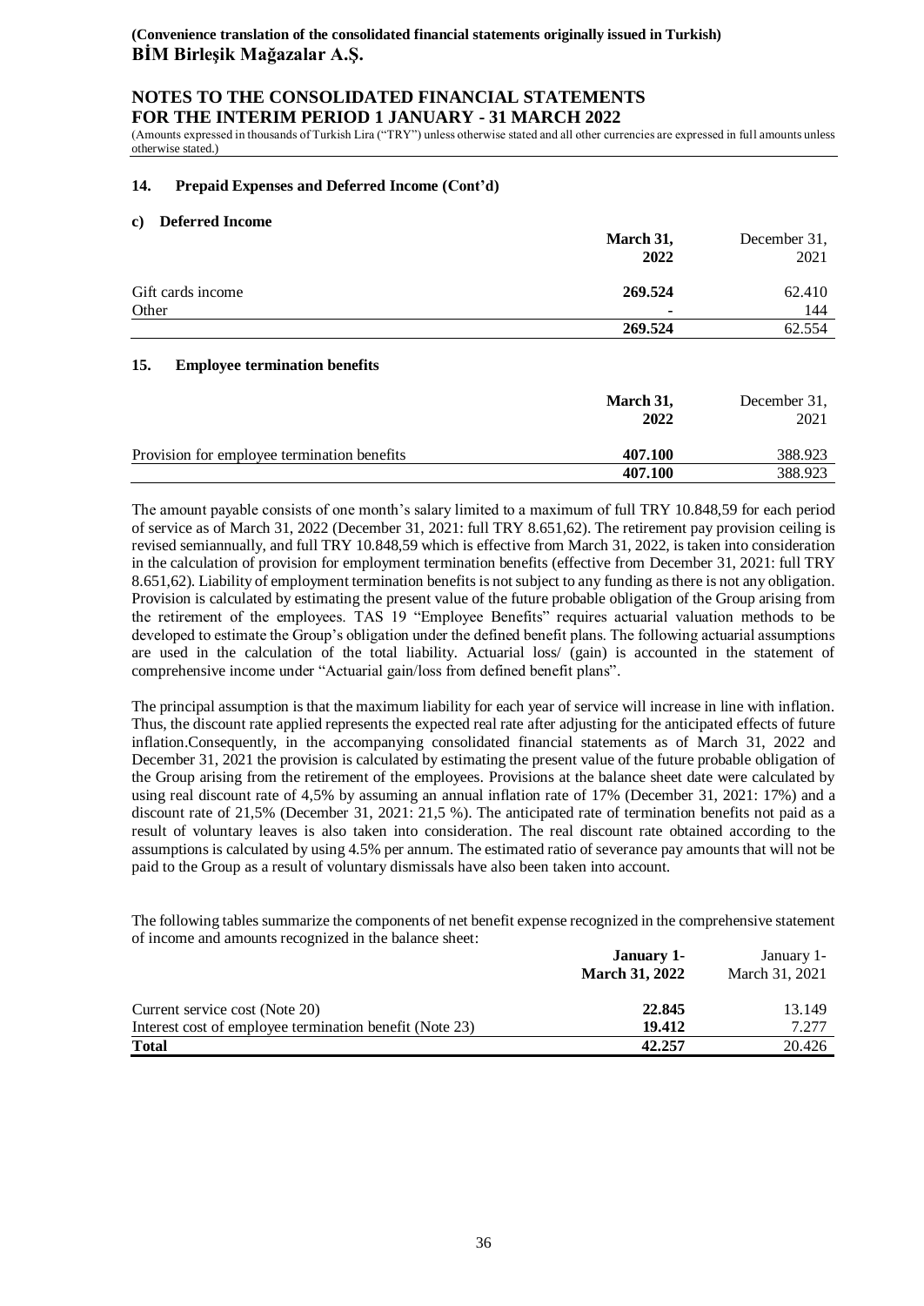## 14. Prepaid Expenses and Deferred Income (Cont'd)

### c) Deferred Income

| | **March 31, 2022** | December 31, 2021 |
|---|---|---|
| Gift cards income | **269.524** | 62.410 |
| Other | **-** | 144 |
| | **269.524** | 62.554 |

## 15. Employee termination benefits

| | **March 31, 2022** | December 31, 2021 |
|---|---|---|
| Provision for employee termination benefits | **407.100** | 388.923 |
| | **407.100** | 388.923 |

The amount payable consists of one month's salary limited to a maximum of full TRY 10.848,59 for each period of service as of March 31, 2022 (December 31, 2021: full TRY 8.651,62). The retirement pay provision ceiling is revised semiannually, and full TRY 10.848,59 which is effective from March 31, 2022, is taken into consideration in the calculation of provision for employment termination benefits (effective from December 31, 2021: full TRY 8.651,62). Liability of employment termination benefits is not subject to any funding as there is not any obligation. Provision is calculated by estimating the present value of the future probable obligation of the Group arising from the retirement of the employees. TAS 19 "Employee Benefits" requires actuarial valuation methods to be developed to estimate the Group's obligation under the defined benefit plans. The following actuarial assumptions are used in the calculation of the total liability. Actuarial loss/ (gain) is accounted in the statement of comprehensive income under "Actuarial gain/loss from defined benefit plans".

The principal assumption is that the maximum liability for each year of service will increase in line with inflation. Thus, the discount rate applied represents the expected real rate after adjusting for the anticipated effects of future inflation.Consequently, in the accompanying consolidated financial statements as of March 31, 2022 and December 31, 2021 the provision is calculated by estimating the present value of the future probable obligation of the Group arising from the retirement of the employees. Provisions at the balance sheet date were calculated by using real discount rate of 4,5% by assuming an annual inflation rate of 17% (December 31, 2021: 17%) and a discount rate of 21,5% (December 31, 2021: 21,5 %). The anticipated rate of termination benefits not paid as a result of voluntary leaves is also taken into consideration. The real discount rate obtained according to the assumptions is calculated by using 4.5% per annum. The estimated ratio of severance pay amounts that will not be paid to the Group as a result of voluntary dismissals have also been taken into account.

The following tables summarize the components of net benefit expense recognized in the comprehensive statement of income and amounts recognized in the balance sheet:

| | **January 1- March 31, 2022** | January 1- March 31, 2021 |
|---|---|---|
| Current service cost (Note 20) | **22.845** | 13.149 |
| Interest cost of employee termination benefit (Note 23) | **19.412** | 7.277 |
| **Total** | **42.257** | 20.426 |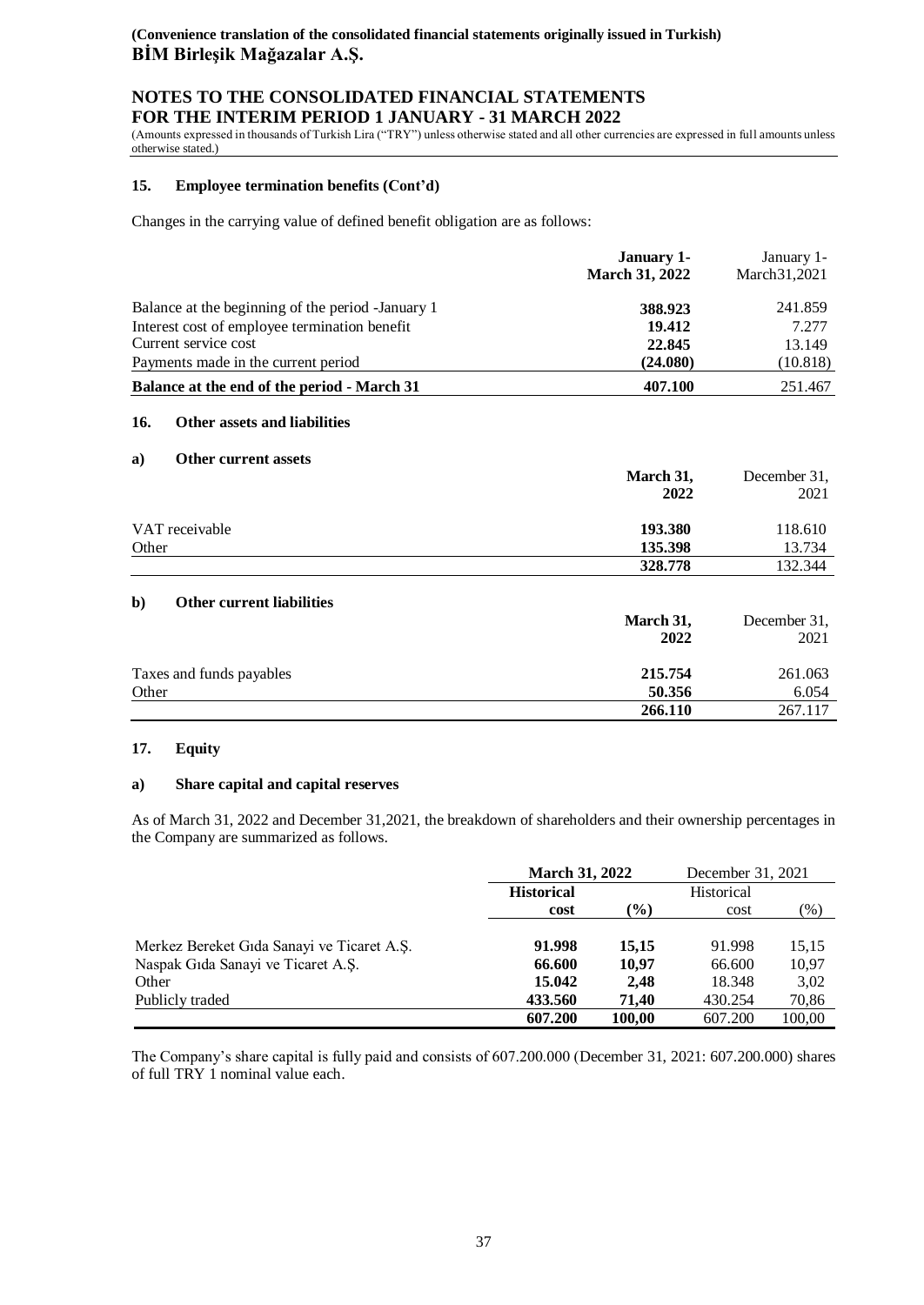## 15. Employee termination benefits (Cont'd)

Changes in the carrying value of defined benefit obligation are as follows:

| | **January 1- March 31, 2022** | January 1- March31,2021 |
|---|---|---|
| Balance at the beginning of the period -January 1 | **388.923** | 241.859 |
| Interest cost of employee termination benefit | **19.412** | 7.277 |
| Current service cost | **22.845** | 13.149 |
| Payments made in the current period | **(24.080)** | (10.818) |
| **Balance at the end of the period - March 31** | **407.100** | 251.467 |

## 16. Other assets and liabilities

### a) Other current assets

| | **March 31, 2022** | December 31, 2021 |
|---|---|---|
| VAT receivable | **193.380** | 118.610 |
| Other | **135.398** | 13.734 |
| | **328.778** | 132.344 |

### b) Other current liabilities

| | **March 31, 2022** | December 31, 2021 |
|---|---|---|
| Taxes and funds payables | **215.754** | 261.063 |
| Other | **50.356** | 6.054 |
| | **266.110** | 267.117 |

## 17. Equity

### a) Share capital and capital reserves

As of March 31, 2022 and December 31,2021, the breakdown of shareholders and their ownership percentages in the Company are summarized as follows.

| | **March 31, 2022** | | December 31, 2021 | |
|---|---|---|---|---|
| | **Historical cost** | **(%)** | Historical cost | (%) |
| Merkez Bereket Gıda Sanayi ve Ticaret A.Ş. | **91.998** | **15,15** | 91.998 | 15,15 |
| Naspak Gıda Sanayi ve Ticaret A.Ş. | **66.600** | **10,97** | 66.600 | 10,97 |
| Other | **15.042** | **2,48** | 18.348 | 3,02 |
| Publicly traded | **433.560** | **71,40** | 430.254 | 70,86 |
| | **607.200** | **100,00** | 607.200 | 100,00 |

The Company's share capital is fully paid and consists of 607.200.000 (December 31, 2021: 607.200.000) shares of full TRY 1 nominal value each.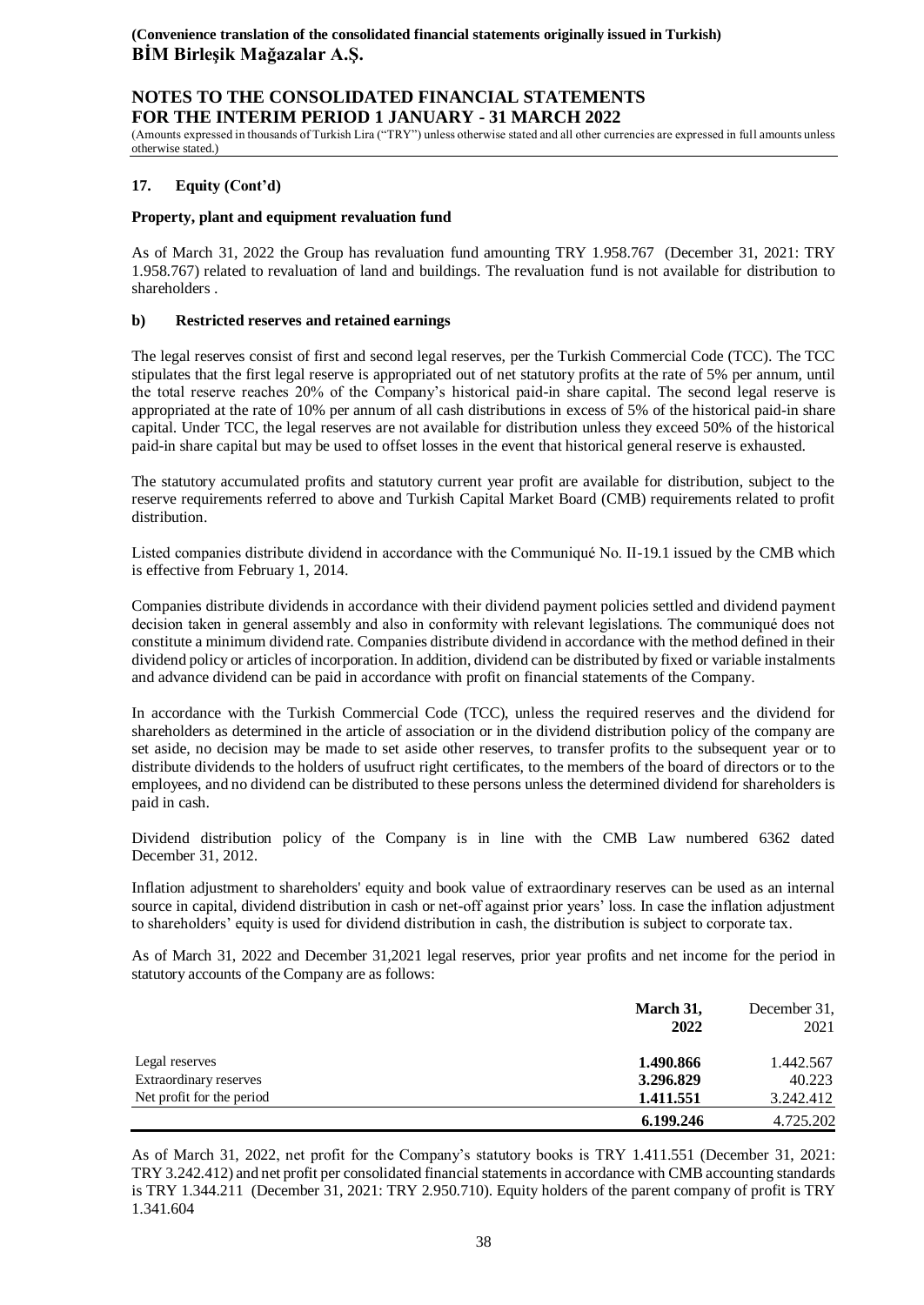## 17. Equity (Cont'd)

**Property, plant and equipment revaluation fund**

As of March 31, 2022 the Group has revaluation fund amounting TRY 1.958.767 (December 31, 2021: TRY 1.958.767) related to revaluation of land and buildings. The revaluation fund is not available for distribution to shareholders .

### b) Restricted reserves and retained earnings

The legal reserves consist of first and second legal reserves, per the Turkish Commercial Code (TCC). The TCC stipulates that the first legal reserve is appropriated out of net statutory profits at the rate of 5% per annum, until the total reserve reaches 20% of the Company's historical paid-in share capital. The second legal reserve is appropriated at the rate of 10% per annum of all cash distributions in excess of 5% of the historical paid-in share capital. Under TCC, the legal reserves are not available for distribution unless they exceed 50% of the historical paid-in share capital but may be used to offset losses in the event that historical general reserve is exhausted.

The statutory accumulated profits and statutory current year profit are available for distribution, subject to the reserve requirements referred to above and Turkish Capital Market Board (CMB) requirements related to profit distribution.

Listed companies distribute dividend in accordance with the Communiqué No. II-19.1 issued by the CMB which is effective from February 1, 2014.

Companies distribute dividends in accordance with their dividend payment policies settled and dividend payment decision taken in general assembly and also in conformity with relevant legislations. The communiqué does not constitute a minimum dividend rate. Companies distribute dividend in accordance with the method defined in their dividend policy or articles of incorporation. In addition, dividend can be distributed by fixed or variable instalments and advance dividend can be paid in accordance with profit on financial statements of the Company.

In accordance with the Turkish Commercial Code (TCC), unless the required reserves and the dividend for shareholders as determined in the article of association or in the dividend distribution policy of the company are set aside, no decision may be made to set aside other reserves, to transfer profits to the subsequent year or to distribute dividends to the holders of usufruct right certificates, to the members of the board of directors or to the employees, and no dividend can be distributed to these persons unless the determined dividend for shareholders is paid in cash.

Dividend distribution policy of the Company is in line with the CMB Law numbered 6362 dated December 31, 2012.

Inflation adjustment to shareholders' equity and book value of extraordinary reserves can be used as an internal source in capital, dividend distribution in cash or net-off against prior years' loss. In case the inflation adjustment to shareholders' equity is used for dividend distribution in cash, the distribution is subject to corporate tax.

As of March 31, 2022 and December 31,2021 legal reserves, prior year profits and net income for the period in statutory accounts of the Company are as follows:

| | **March 31, 2022** | December 31, 2021 |
|---|---|---|
| Legal reserves | **1.490.866** | 1.442.567 |
| Extraordinary reserves | **3.296.829** | 40.223 |
| Net profit for the period | **1.411.551** | 3.242.412 |
| | **6.199.246** | 4.725.202 |

As of March 31, 2022, net profit for the Company's statutory books is TRY 1.411.551 (December 31, 2021: TRY 3.242.412) and net profit per consolidated financial statements in accordance with CMB accounting standards is TRY 1.344.211 (December 31, 2021: TRY 2.950.710). Equity holders of the parent company of profit is TRY 1.341.604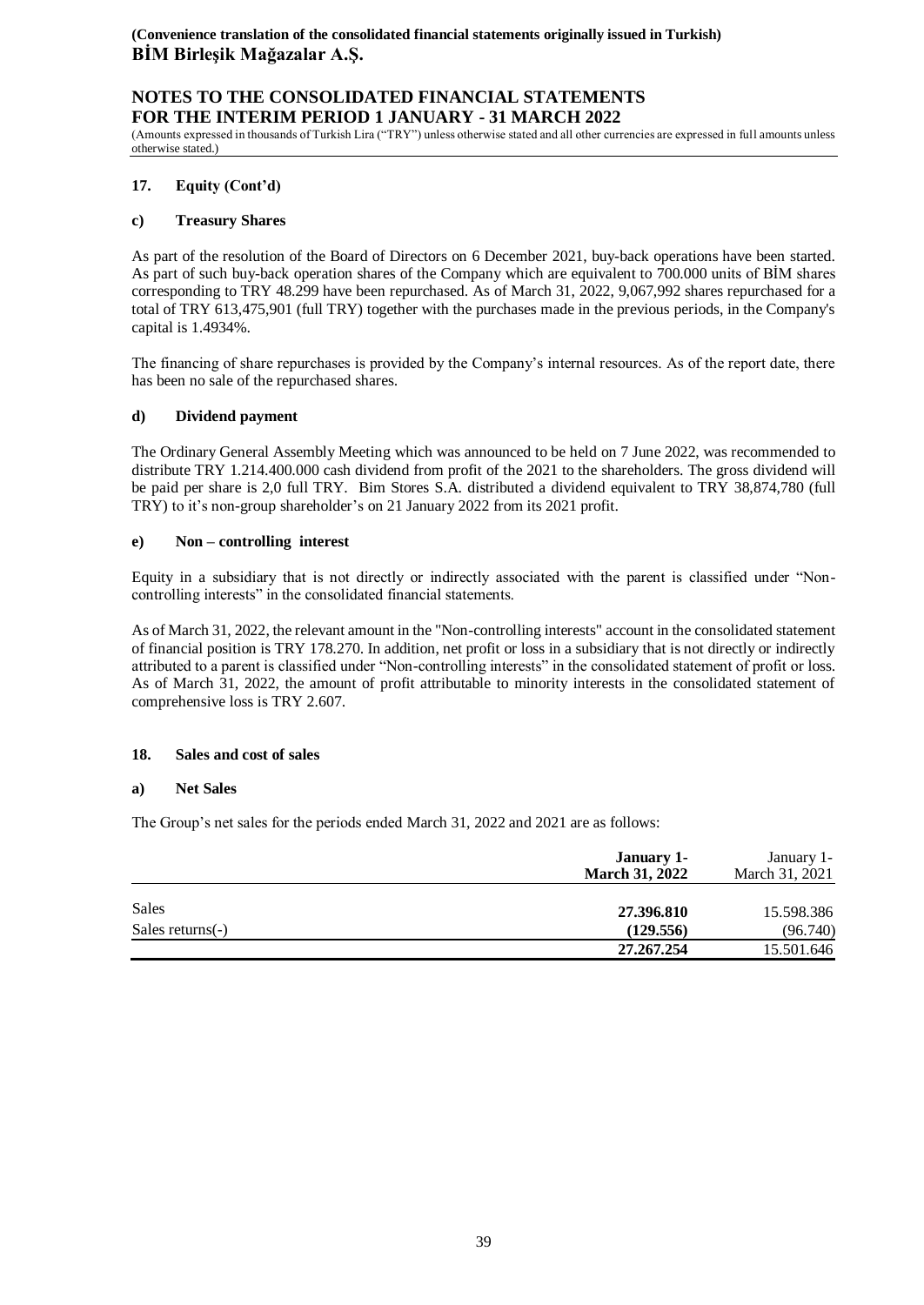## 17. Equity (Cont'd)

### c) Treasury Shares

As part of the resolution of the Board of Directors on 6 December 2021, buy-back operations have been started. As part of such buy-back operation shares of the Company which are equivalent to 700.000 units of BİM shares corresponding to TRY 48.299 have been repurchased. As of March 31, 2022, 9,067,992 shares repurchased for a total of TRY 613,475,901 (full TRY) together with the purchases made in the previous periods, in the Company's capital is 1.4934%.

The financing of share repurchases is provided by the Company's internal resources. As of the report date, there has been no sale of the repurchased shares.

### d) Dividend payment

The Ordinary General Assembly Meeting which was announced to be held on 7 June 2022, was recommended to distribute TRY 1.214.400.000 cash dividend from profit of the 2021 to the shareholders. The gross dividend will be paid per share is 2,0 full TRY. Bim Stores S.A. distributed a dividend equivalent to TRY 38,874,780 (full TRY) to it's non-group shareholder's on 21 January 2022 from its 2021 profit.

### e) Non – controlling interest

Equity in a subsidiary that is not directly or indirectly associated with the parent is classified under "Non-controlling interests" in the consolidated financial statements.

As of March 31, 2022, the relevant amount in the "Non-controlling interests" account in the consolidated statement of financial position is TRY 178.270. In addition, net profit or loss in a subsidiary that is not directly or indirectly attributed to a parent is classified under "Non-controlling interests" in the consolidated statement of profit or loss. As of March 31, 2022, the amount of profit attributable to minority interests in the consolidated statement of comprehensive loss is TRY 2.607.

## 18. Sales and cost of sales

### a) Net Sales

The Group's net sales for the periods ended March 31, 2022 and 2021 are as follows:

| | **January 1- March 31, 2022** | January 1- March 31, 2021 |
|---|---|---|
| Sales | **27.396.810** | 15.598.386 |
| Sales returns(-) | **(129.556)** | (96.740) |
| | **27.267.254** | 15.501.646 |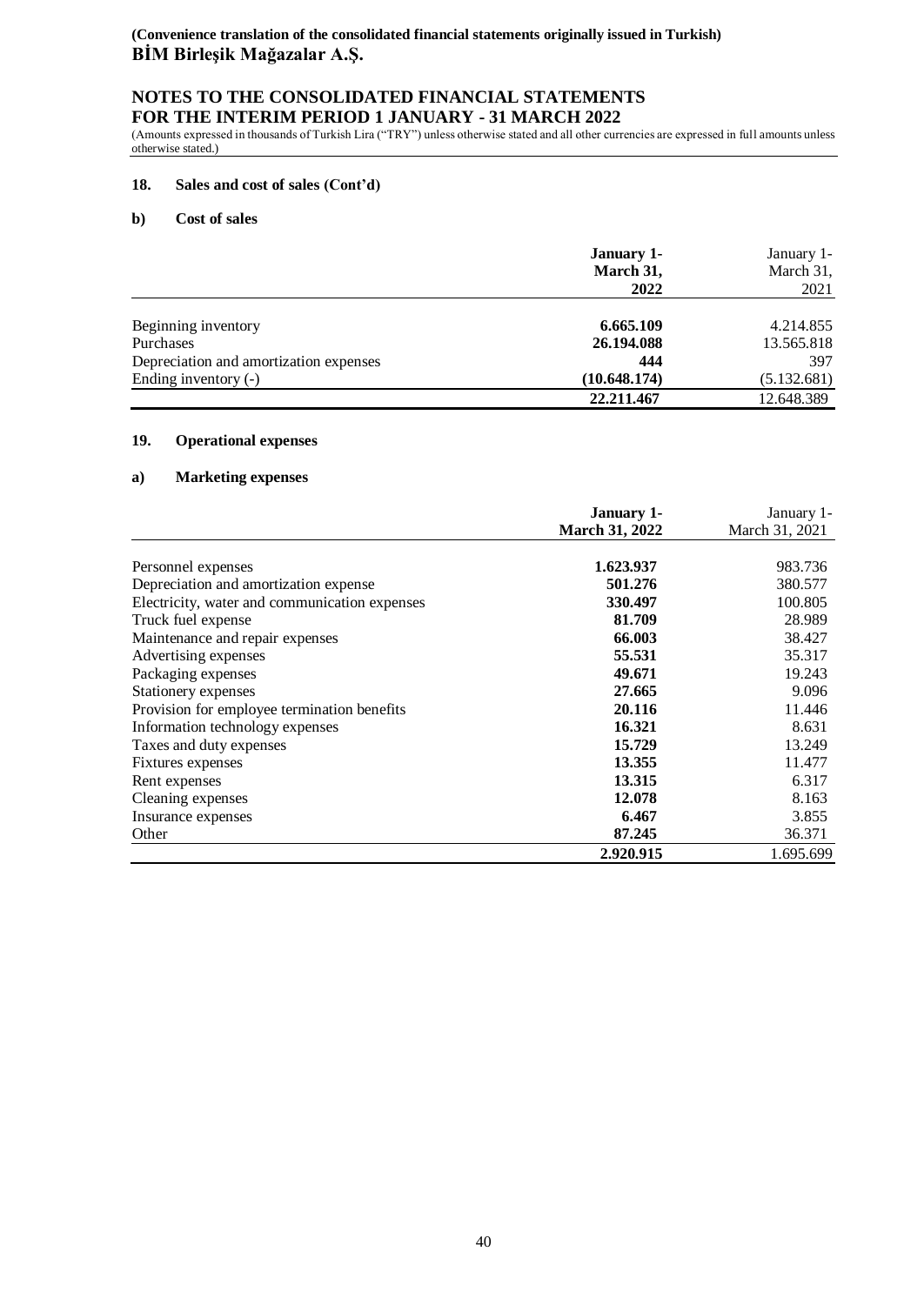## 18. Sales and cost of sales (Cont'd)

### b) Cost of sales

| | January 1- March 31, 2022 | January 1- March 31, 2021 |
|---|---|---|
| Beginning inventory | **6.665.109** | 4.214.855 |
| Purchases | **26.194.088** | 13.565.818 |
| Depreciation and amortization expenses | **444** | 397 |
| Ending inventory (-) | **(10.648.174)** | (5.132.681) |
| | **22.211.467** | 12.648.389 |

## 19. Operational expenses

### a) Marketing expenses

| | January 1- March 31, 2022 | January 1- March 31, 2021 |
|---|---|---|
| Personnel expenses | **1.623.937** | 983.736 |
| Depreciation and amortization expense | **501.276** | 380.577 |
| Electricity, water and communication expenses | **330.497** | 100.805 |
| Truck fuel expense | **81.709** | 28.989 |
| Maintenance and repair expenses | **66.003** | 38.427 |
| Advertising expenses | **55.531** | 35.317 |
| Packaging expenses | **49.671** | 19.243 |
| Stationery expenses | **27.665** | 9.096 |
| Provision for employee termination benefits | **20.116** | 11.446 |
| Information technology expenses | **16.321** | 8.631 |
| Taxes and duty expenses | **15.729** | 13.249 |
| Fixtures expenses | **13.355** | 11.477 |
| Rent expenses | **13.315** | 6.317 |
| Cleaning expenses | **12.078** | 8.163 |
| Insurance expenses | **6.467** | 3.855 |
| Other | **87.245** | 36.371 |
| | **2.920.915** | 1.695.699 |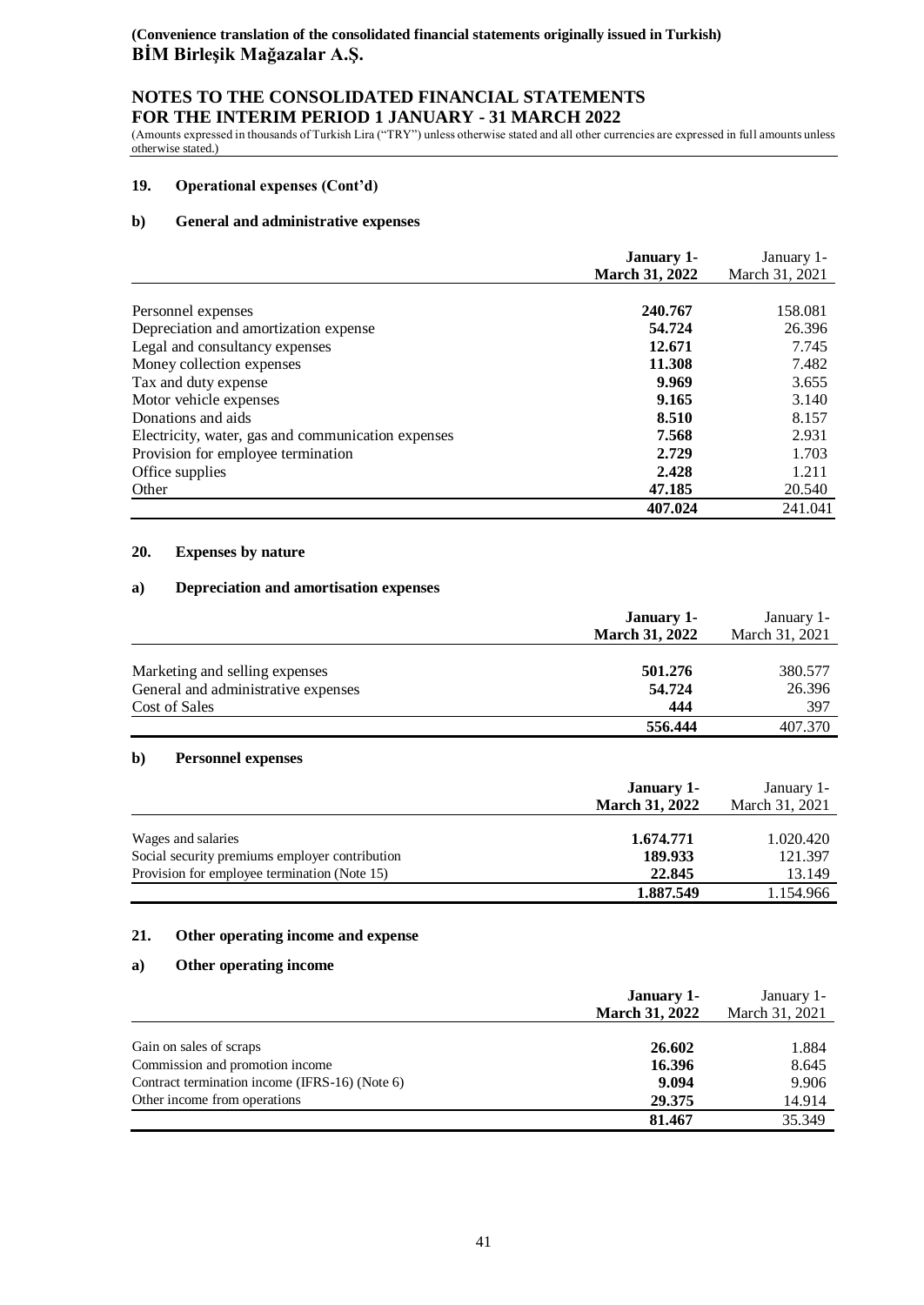**(Convenience translation of the consolidated financial statements originally issued in Turkish)**
**BİM Birleşik Mağazalar A.Ş.**

**NOTES TO THE CONSOLIDATED FINANCIAL STATEMENTS**
**FOR THE INTERIM PERIOD 1 JANUARY - 31 MARCH 2022**

(Amounts expressed in thousands of Turkish Lira ("TRY") unless otherwise stated and all other currencies are expressed in full amounts unless otherwise stated.)

## 19. Operational expenses (Cont'd)

### b) General and administrative expenses

| | **January 1- March 31, 2022** | January 1- March 31, 2021 |
|---|---|---|
| Personnel expenses | **240.767** | 158.081 |
| Depreciation and amortization expense | **54.724** | 26.396 |
| Legal and consultancy expenses | **12.671** | 7.745 |
| Money collection expenses | **11.308** | 7.482 |
| Tax and duty expense | **9.969** | 3.655 |
| Motor vehicle expenses | **9.165** | 3.140 |
| Donations and aids | **8.510** | 8.157 |
| Electricity, water, gas and communication expenses | **7.568** | 2.931 |
| Provision for employee termination | **2.729** | 1.703 |
| Office supplies | **2.428** | 1.211 |
| Other | **47.185** | 20.540 |
| | **407.024** | 241.041 |

## 20. Expenses by nature

### a) Depreciation and amortisation expenses

| | **January 1- March 31, 2022** | January 1- March 31, 2021 |
|---|---|---|
| Marketing and selling expenses | **501.276** | 380.577 |
| General and administrative expenses | **54.724** | 26.396 |
| Cost of Sales | **444** | 397 |
| | **556.444** | 407.370 |

### b) Personnel expenses

| | **January 1- March 31, 2022** | January 1- March 31, 2021 |
|---|---|---|
| Wages and salaries | **1.674.771** | 1.020.420 |
| Social security premiums employer contribution | **189.933** | 121.397 |
| Provision for employee termination (Note 15) | **22.845** | 13.149 |
| | **1.887.549** | 1.154.966 |

## 21. Other operating income and expense

### a) Other operating income

| | **January 1- March 31, 2022** | January 1- March 31, 2021 |
|---|---|---|
| Gain on sales of scraps | **26.602** | 1.884 |
| Commission and promotion income | **16.396** | 8.645 |
| Contract termination income (IFRS-16) (Note 6) | **9.094** | 9.906 |
| Other income from operations | **29.375** | 14.914 |
| | **81.467** | 35.349 |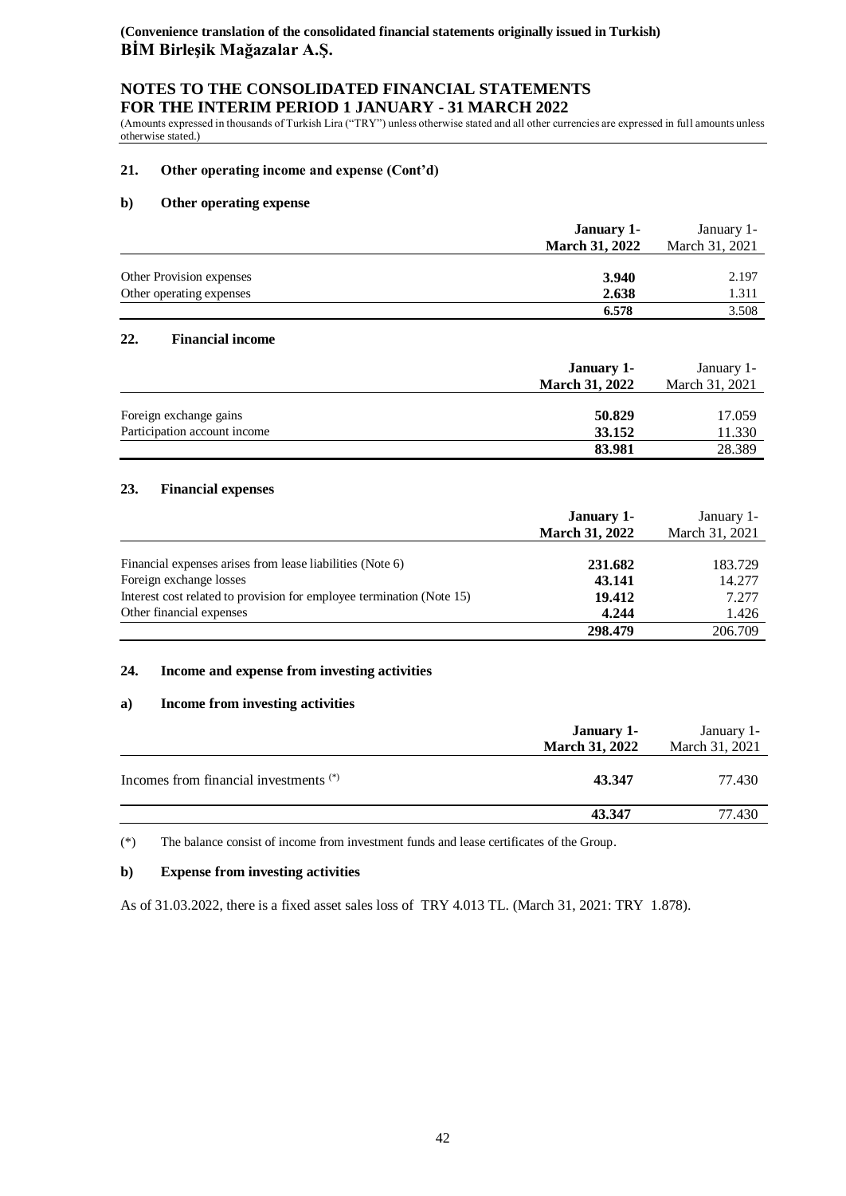## 21. Other operating income and expense (Cont'd)

### b) Other operating expense

| | **January 1- March 31, 2022** | January 1- March 31, 2021 |
|---|---|---|
| Other Provision expenses | **3.940** | 2.197 |
| Other operating expenses | **2.638** | 1.311 |
| | **6.578** | 3.508 |

## 22. Financial income

| | **January 1- March 31, 2022** | January 1- March 31, 2021 |
|---|---|---|
| Foreign exchange gains | **50.829** | 17.059 |
| Participation account income | **33.152** | 11.330 |
| | **83.981** | 28.389 |

## 23. Financial expenses

| | **January 1- March 31, 2022** | January 1- March 31, 2021 |
|---|---|---|
| Financial expenses arises from lease liabilities (Note 6) | **231.682** | 183.729 |
| Foreign exchange losses | **43.141** | 14.277 |
| Interest cost related to provision for employee termination (Note 15) | **19.412** | 7.277 |
| Other financial expenses | **4.244** | 1.426 |
| | **298.479** | 206.709 |

## 24. Income and expense from investing activities

### a) Income from investing activities

| | **January 1- March 31, 2022** | January 1- March 31, 2021 |
|---|---|---|
| Incomes from financial investments (*) | **43.347** | 77.430 |
| | **43.347** | 77.430 |

(*) The balance consist of income from investment funds and lease certificates of the Group.

### b) Expense from investing activities

As of 31.03.2022, there is a fixed asset sales loss of TRY 4.013 TL. (March 31, 2021: TRY 1.878).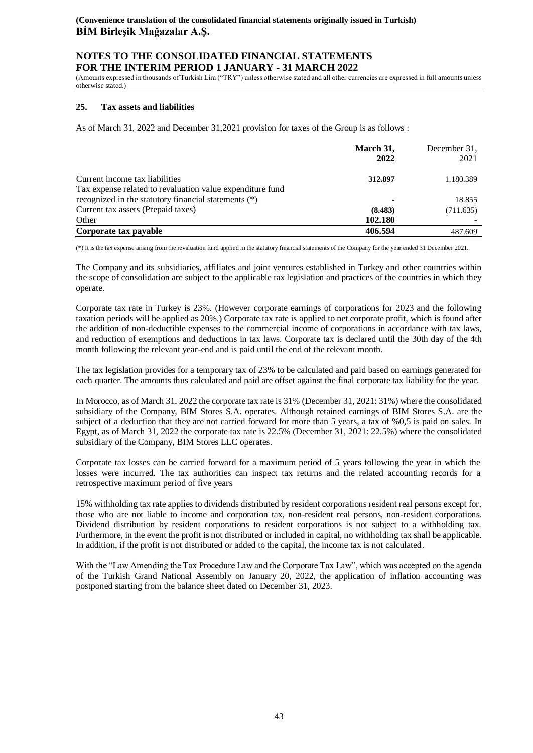## 25. Tax assets and liabilities

As of March 31, 2022 and December 31,2021 provision for taxes of the Group is as follows :

| | **March 31, 2022** | December 31, 2021 |
|---|---|---|
| Current income tax liabilities | **312.897** | 1.180.389 |
| Tax expense related to revaluation value expenditure fund recognized in the statutory financial statements (*) | **-** | 18.855 |
| Current tax assets (Prepaid taxes) | **(8.483)** | (711.635) |
| Other | **102.180** | - |
| **Corporate tax payable** | **406.594** | 487.609 |

(*) It is the tax expense arising from the revaluation fund applied in the statutory financial statements of the Company for the year ended 31 December 2021.

The Company and its subsidiaries, affiliates and joint ventures established in Turkey and other countries within the scope of consolidation are subject to the applicable tax legislation and practices of the countries in which they operate.

Corporate tax rate in Turkey is 23%. (However corporate earnings of corporations for 2023 and the following taxation periods will be applied as 20%.) Corporate tax rate is applied to net corporate profit, which is found after the addition of non-deductible expenses to the commercial income of corporations in accordance with tax laws, and reduction of exemptions and deductions in tax laws. Corporate tax is declared until the 30th day of the 4th month following the relevant year-end and is paid until the end of the relevant month.

The tax legislation provides for a temporary tax of 23% to be calculated and paid based on earnings generated for each quarter. The amounts thus calculated and paid are offset against the final corporate tax liability for the year.

In Morocco, as of March 31, 2022 the corporate tax rate is 31% (December 31, 2021: 31%) where the consolidated subsidiary of the Company, BIM Stores S.A. operates. Although retained earnings of BIM Stores S.A. are the subject of a deduction that they are not carried forward for more than 5 years, a tax of %0,5 is paid on sales. In Egypt, as of March 31, 2022 the corporate tax rate is 22.5% (December 31, 2021: 22.5%) where the consolidated subsidiary of the Company, BIM Stores LLC operates.

Corporate tax losses can be carried forward for a maximum period of 5 years following the year in which the losses were incurred. The tax authorities can inspect tax returns and the related accounting records for a retrospective maximum period of five years

15% withholding tax rate applies to dividends distributed by resident corporations resident real persons except for, those who are not liable to income and corporation tax, non-resident real persons, non-resident corporations. Dividend distribution by resident corporations to resident corporations is not subject to a withholding tax. Furthermore, in the event the profit is not distributed or included in capital, no withholding tax shall be applicable. In addition, if the profit is not distributed or added to the capital, the income tax is not calculated.

With the "Law Amending the Tax Procedure Law and the Corporate Tax Law", which was accepted on the agenda of the Turkish Grand National Assembly on January 20, 2022, the application of inflation accounting was postponed starting from the balance sheet dated on December 31, 2023.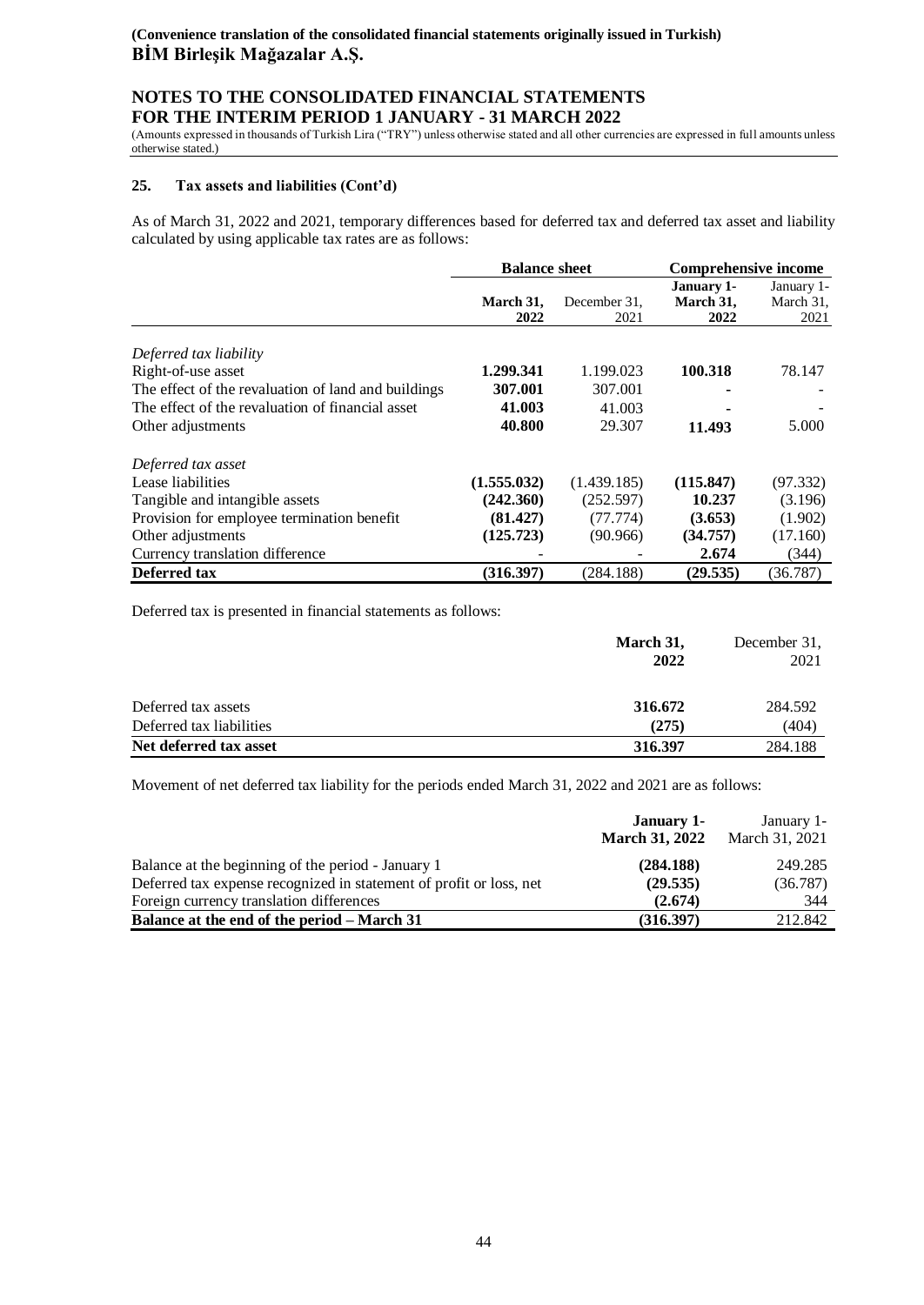**(Convenience translation of the consolidated financial statements originally issued in Turkish)**
**BİM Birleşik Mağazalar A.Ş.**

## NOTES TO THE CONSOLIDATED FINANCIAL STATEMENTS FOR THE INTERIM PERIOD 1 JANUARY - 31 MARCH 2022

(Amounts expressed in thousands of Turkish Lira ("TRY") unless otherwise stated and all other currencies are expressed in full amounts unless otherwise stated.)

### 25. Tax assets and liabilities (Cont'd)

As of March 31, 2022 and 2021, temporary differences based for deferred tax and deferred tax asset and liability calculated by using applicable tax rates are as follows:

| | Balance sheet | | Comprehensive income | |
|---|---|---|---|---|
| | **March 31, 2022** | December 31, 2021 | **January 1- March 31, 2022** | January 1- March 31, 2021 |
| *Deferred tax liability* | | | | |
| Right-of-use asset | **1.299.341** | 1.199.023 | **100.318** | 78.147 |
| The effect of the revaluation of land and buildings | **307.001** | 307.001 | **-** | - |
| The effect of the revaluation of financial asset | **41.003** | 41.003 | **-** | - |
| Other adjustments | **40.800** | 29.307 | **11.493** | 5.000 |
| *Deferred tax asset* | | | | |
| Lease liabilities | **(1.555.032)** | (1.439.185) | **(115.847)** | (97.332) |
| Tangible and intangible assets | **(242.360)** | (252.597) | **10.237** | (3.196) |
| Provision for employee termination benefit | **(81.427)** | (77.774) | **(3.653)** | (1.902) |
| Other adjustments | **(125.723)** | (90.966) | **(34.757)** | (17.160) |
| Currency translation difference | - | - | **2.674** | (344) |
| **Deferred tax** | **(316.397)** | (284.188) | **(29.535)** | (36.787) |

Deferred tax is presented in financial statements as follows:

| | **March 31, 2022** | December 31, 2021 |
|---|---|---|
| Deferred tax assets | **316.672** | 284.592 |
| Deferred tax liabilities | **(275)** | (404) |
| **Net deferred tax asset** | **316.397** | 284.188 |

Movement of net deferred tax liability for the periods ended March 31, 2022 and 2021 are as follows:

| | **January 1- March 31, 2022** | January 1- March 31, 2021 |
|---|---|---|
| Balance at the beginning of the period - January 1 | **(284.188)** | 249.285 |
| Deferred tax expense recognized in statement of profit or loss, net | **(29.535)** | (36.787) |
| Foreign currency translation differences | **(2.674)** | 344 |
| **Balance at the end of the period – March 31** | **(316.397)** | 212.842 |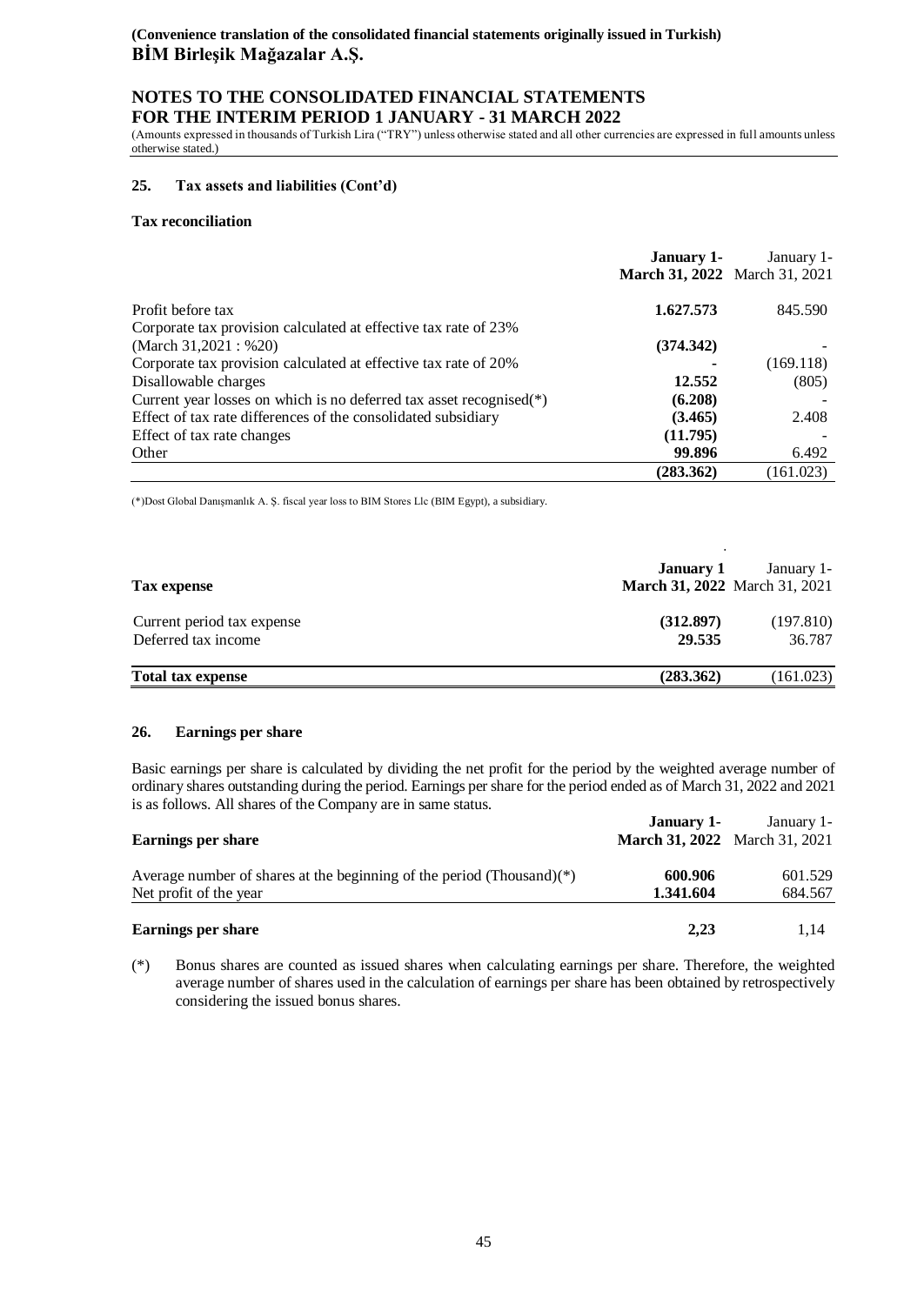**(Convenience translation of the consolidated financial statements originally issued in Turkish)**
**BİM Birleşik Mağazalar A.Ş.**

## NOTES TO THE CONSOLIDATED FINANCIAL STATEMENTS FOR THE INTERIM PERIOD 1 JANUARY - 31 MARCH 2022

(Amounts expressed in thousands of Turkish Lira ("TRY") unless otherwise stated and all other currencies are expressed in full amounts unless otherwise stated.)

### 25. Tax assets and liabilities (Cont'd)

**Tax reconciliation**

| | **January 1- March 31, 2022** | January 1- March 31, 2021 |
|---|---|---|
| Profit before tax | **1.627.573** | 845.590 |
| Corporate tax provision calculated at effective tax rate of 23% (March 31,2021 : %20) | **(374.342)** | - |
| Corporate tax provision calculated at effective tax rate of 20% | **-** | (169.118) |
| Disallowable charges | **12.552** | (805) |
| Current year losses on which is no deferred tax asset recognised(*) | **(6.208)** | - |
| Effect of tax rate differences of the consolidated subsidiary | **(3.465)** | 2.408 |
| Effect of tax rate changes | **(11.795)** | - |
| Other | **99.896** | 6.492 |
| | **(283.362)** | (161.023) |

(*)Dost Global Danışmanlık A. Ş. fiscal year loss to BIM Stores Llc (BIM Egypt), a subsidiary.

| **Tax expense** | **January 1 March 31, 2022** | January 1- March 31, 2021 |
|---|---|---|
| Current period tax expense | **(312.897)** | (197.810) |
| Deferred tax income | **29.535** | 36.787 |
| **Total tax expense** | **(283.362)** | (161.023) |

### 26. Earnings per share

Basic earnings per share is calculated by dividing the net profit for the period by the weighted average number of ordinary shares outstanding during the period. Earnings per share for the period ended as of March 31, 2022 and 2021 is as follows. All shares of the Company are in same status.

| **Earnings per share** | **January 1- March 31, 2022** | January 1- March 31, 2021 |
|---|---|---|
| Average number of shares at the beginning of the period (Thousand)(*) | **600.906** | 601.529 |
| Net profit of the year | **1.341.604** | 684.567 |
| **Earnings per share** | **2,23** | 1,14 |

(*) Bonus shares are counted as issued shares when calculating earnings per share. Therefore, the weighted average number of shares used in the calculation of earnings per share has been obtained by retrospectively considering the issued bonus shares.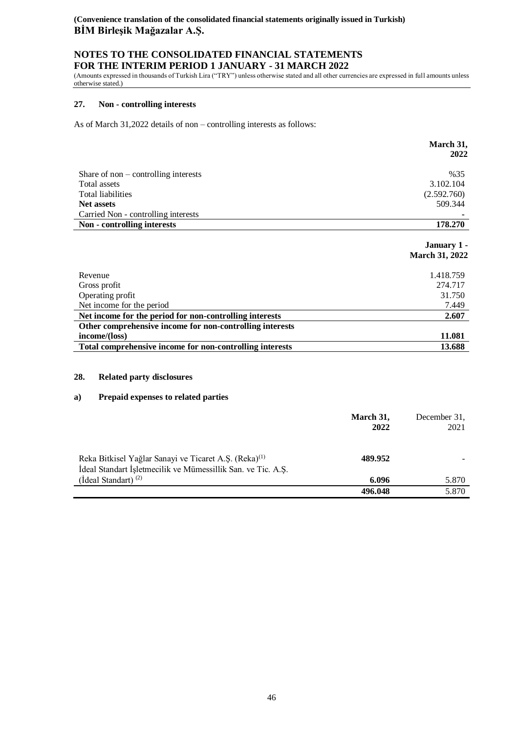## 27. Non - controlling interests

As of March 31,2022 details of non – controlling interests as follows:

| | **March 31, 2022** |
|---|---|
| Share of non – controlling interests | %35 |
| Total assets | 3.102.104 |
| Total liabilities | (2.592.760) |
| **Net assets** | 509.344 |
| Carried Non - controlling interests | - |
| **Non - controlling interests** | **178.270** |

| | **January 1 - March 31, 2022** |
|---|---|
| Revenue | 1.418.759 |
| Gross profit | 274.717 |
| Operating profit | 31.750 |
| Net income for the period | 7.449 |
| **Net income for the period for non-controlling interests** | **2.607** |
| **Other comprehensive income for non-controlling interests income/(loss)** | **11.081** |
| **Total comprehensive income for non-controlling interests** | **13.688** |

## 28. Related party disclosures

### a) Prepaid expenses to related parties

| | **March 31, 2022** | December 31, 2021 |
|---|---|---|
| Reka Bitkisel Yağlar Sanayi ve Ticaret A.Ş. (Reka)[1] | **489.952** | - |
| İdeal Standart İşletmecilik ve Mümessillik San. ve Tic. A.Ş. (İdeal Standart) [2] | **6.096** | 5.870 |
| | **496.048** | 5.870 |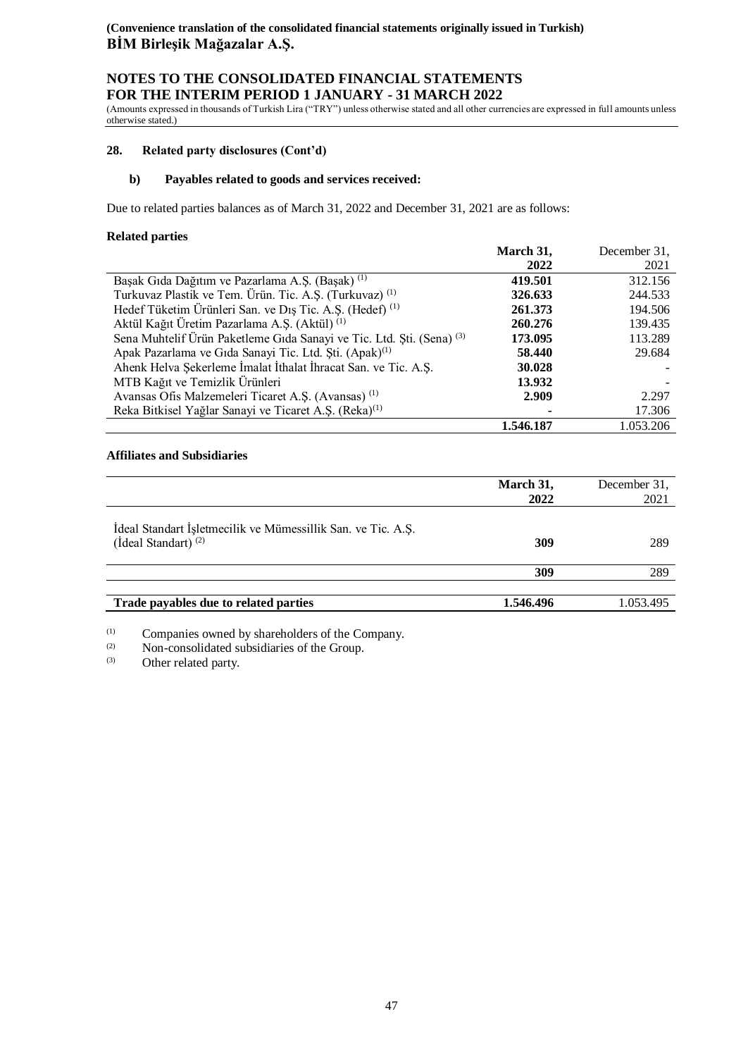**(Convenience translation of the consolidated financial statements originally issued in Turkish)**
**BİM Birleşik Mağazalar A.Ş.**

## NOTES TO THE CONSOLIDATED FINANCIAL STATEMENTS FOR THE INTERIM PERIOD 1 JANUARY - 31 MARCH 2022

(Amounts expressed in thousands of Turkish Lira ("TRY") unless otherwise stated and all other currencies are expressed in full amounts unless otherwise stated.)

### 28. Related party disclosures (Cont'd)

#### b) Payables related to goods and services received:

Due to related parties balances as of March 31, 2022 and December 31, 2021 are as follows:

**Related parties**

| | **March 31, 2022** | December 31, 2021 |
|---|---|---|
| Başak Gıda Dağıtım ve Pazarlama A.Ş. (Başak) [1] | **419.501** | 312.156 |
| Turkuvaz Plastik ve Tem. Ürün. Tic. A.Ş. (Turkuvaz) [1] | **326.633** | 244.533 |
| Hedef Tüketim Ürünleri San. ve Dış Tic. A.Ş. (Hedef) [1] | **261.373** | 194.506 |
| Aktül Kağıt Üretim Pazarlama A.Ş. (Aktül) [1] | **260.276** | 139.435 |
| Sena Muhtelif Ürün Paketleme Gıda Sanayi ve Tic. Ltd. Şti. (Sena) [3] | **173.095** | 113.289 |
| Apak Pazarlama ve Gıda Sanayi Tic. Ltd. Şti. (Apak)[1] | **58.440** | 29.684 |
| Ahenk Helva Şekerleme İmalat İthalat İhracat San. ve Tic. A.Ş. | **30.028** | - |
| MTB Kağıt ve Temizlik Ürünleri | **13.932** | - |
| Avansas Ofis Malzemeleri Ticaret A.Ş. (Avansas) [1] | **2.909** | 2.297 |
| Reka Bitkisel Yağlar Sanayi ve Ticaret A.Ş. (Reka)[1] | **-** | 17.306 |
| | **1.546.187** | 1.053.206 |

**Affiliates and Subsidiaries**

| | **March 31, 2022** | December 31, 2021 |
|---|---|---|
| İdeal Standart İşletmecilik ve Mümessillik San. ve Tic. A.Ş. (İdeal Standart) [2] | **309** | 289 |
| | **309** | 289 |
| **Trade payables due to related parties** | **1.546.496** | 1.053.495 |

[1] Companies owned by shareholders of the Company.
[2] Non-consolidated subsidiaries of the Group.
[3] Other related party.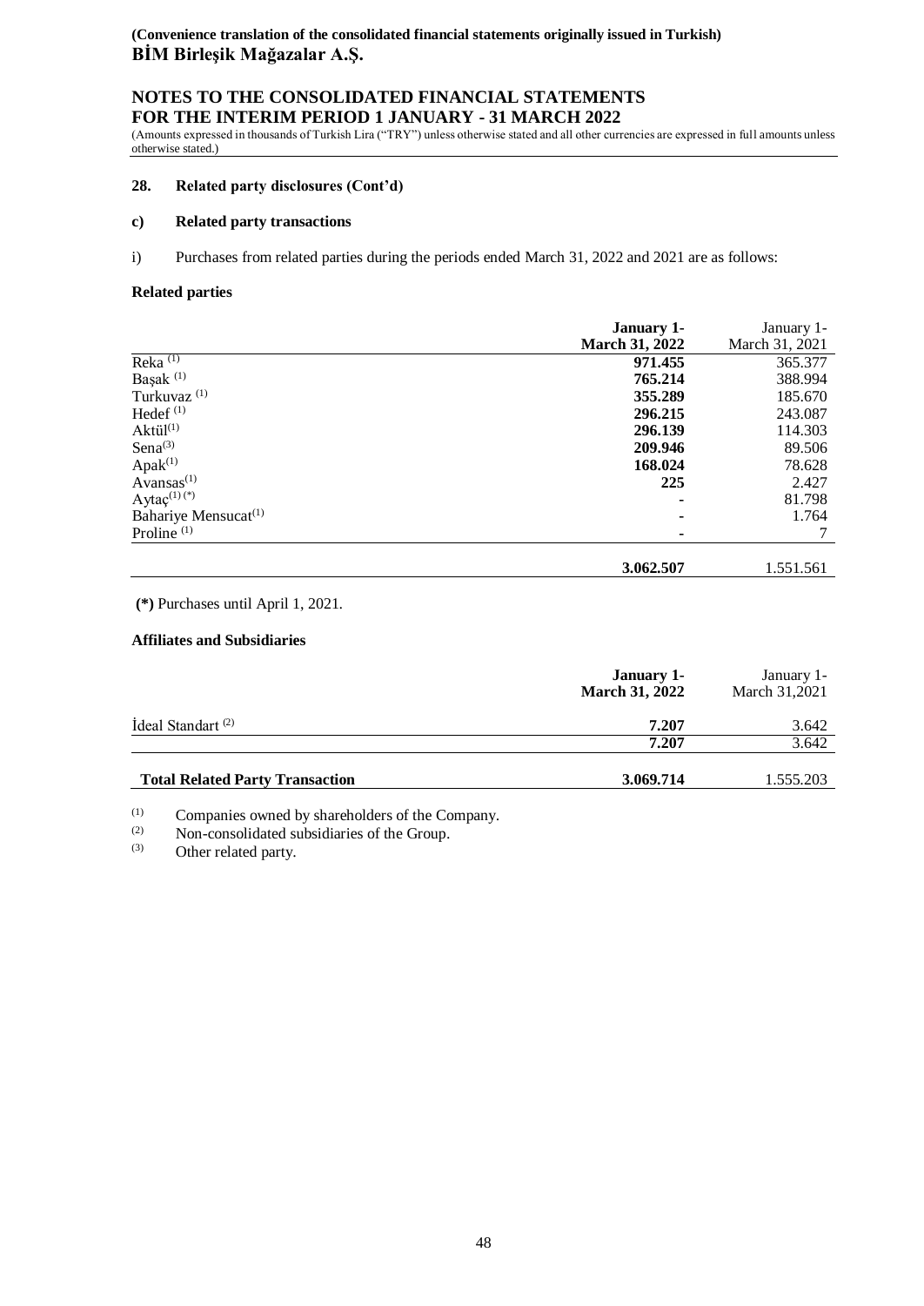(Convenience translation of the consolidated financial statements originally issued in Turkish)

**BİM Birleşik Mağazalar A.Ş.**

**NOTES TO THE CONSOLIDATED FINANCIAL STATEMENTS FOR THE INTERIM PERIOD 1 JANUARY - 31 MARCH 2022**

(Amounts expressed in thousands of Turkish Lira ("TRY") unless otherwise stated and all other currencies are expressed in full amounts unless otherwise stated.)

## 28. Related party disclosures (Cont'd)

### c) Related party transactions

i) Purchases from related parties during the periods ended March 31, 2022 and 2021 are as follows:

**Related parties**

| | **January 1- March 31, 2022** | January 1- March 31, 2021 |
|---|---|---|
| Reka [1] | **971.455** | 365.377 |
| Başak [1] | **765.214** | 388.994 |
| Turkuvaz [1] | **355.289** | 185.670 |
| Hedef [1] | **296.215** | 243.087 |
| Aktül[1] | **296.139** | 114.303 |
| Sena[3] | **209.946** | 89.506 |
| Apak[1] | **168.024** | 78.628 |
| Avansas[1] | **225** | 2.427 |
| Aytaç[1] (*) | - | 81.798 |
| Bahariye Mensucat[1] | - | 1.764 |
| Proline [1] | - | 7 |
| | **3.062.507** | 1.551.561 |

**(*)** Purchases until April 1, 2021.

**Affiliates and Subsidiaries**

| | **January 1- March 31, 2022** | January 1- March 31,2021 |
|---|---|---|
| İdeal Standart [2] | **7.207** | 3.642 |
| | **7.207** | 3.642 |
| **Total Related Party Transaction** | **3.069.714** | 1.555.203 |

[1] Companies owned by shareholders of the Company.
[2] Non-consolidated subsidiaries of the Group.
[3] Other related party.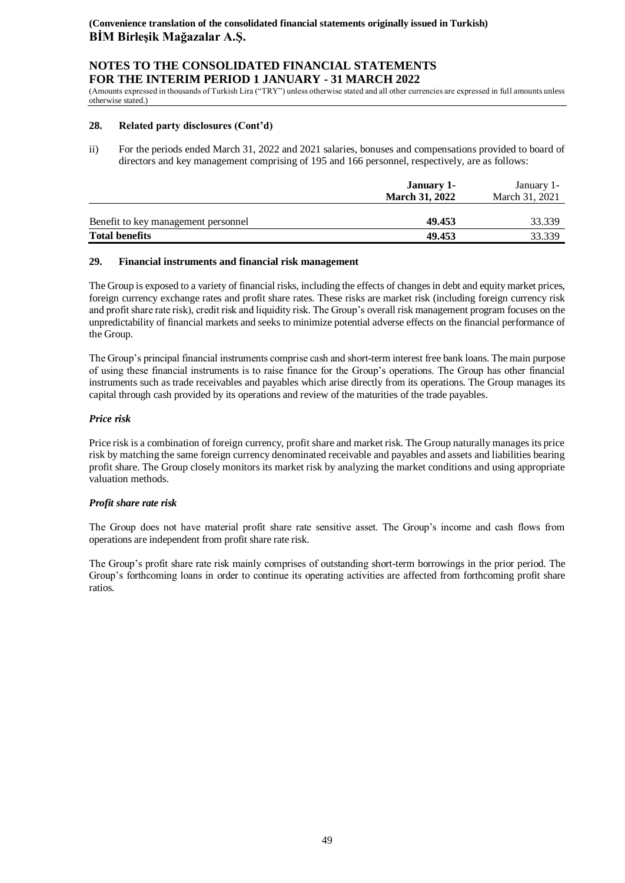**(Convenience translation of the consolidated financial statements originally issued in Turkish)**
**BİM Birleşik Mağazalar A.Ş.**

**NOTES TO THE CONSOLIDATED FINANCIAL STATEMENTS FOR THE INTERIM PERIOD 1 JANUARY - 31 MARCH 2022**

(Amounts expressed in thousands of Turkish Lira ("TRY") unless otherwise stated and all other currencies are expressed in full amounts unless otherwise stated.)

### 28. Related party disclosures (Cont'd)

ii) For the periods ended March 31, 2022 and 2021 salaries, bonuses and compensations provided to board of directors and key management comprising of 195 and 166 personnel, respectively, are as follows:

| | **January 1- March 31, 2022** | January 1- March 31, 2021 |
|---|---|---|
| Benefit to key management personnel | **49.453** | 33.339 |
| **Total benefits** | **49.453** | 33.339 |

### 29. Financial instruments and financial risk management

The Group is exposed to a variety of financial risks, including the effects of changes in debt and equity market prices, foreign currency exchange rates and profit share rates. These risks are market risk (including foreign currency risk and profit share rate risk), credit risk and liquidity risk. The Group's overall risk management program focuses on the unpredictability of financial markets and seeks to minimize potential adverse effects on the financial performance of the Group.

The Group's principal financial instruments comprise cash and short-term interest free bank loans. The main purpose of using these financial instruments is to raise finance for the Group's operations. The Group has other financial instruments such as trade receivables and payables which arise directly from its operations. The Group manages its capital through cash provided by its operations and review of the maturities of the trade payables.

***Price risk***

Price risk is a combination of foreign currency, profit share and market risk. The Group naturally manages its price risk by matching the same foreign currency denominated receivable and payables and assets and liabilities bearing profit share. The Group closely monitors its market risk by analyzing the market conditions and using appropriate valuation methods.

***Profit share rate risk***

The Group does not have material profit share rate sensitive asset. The Group's income and cash flows from operations are independent from profit share rate risk.

The Group's profit share rate risk mainly comprises of outstanding short-term borrowings in the prior period. The Group's forthcoming loans in order to continue its operating activities are affected from forthcoming profit share ratios.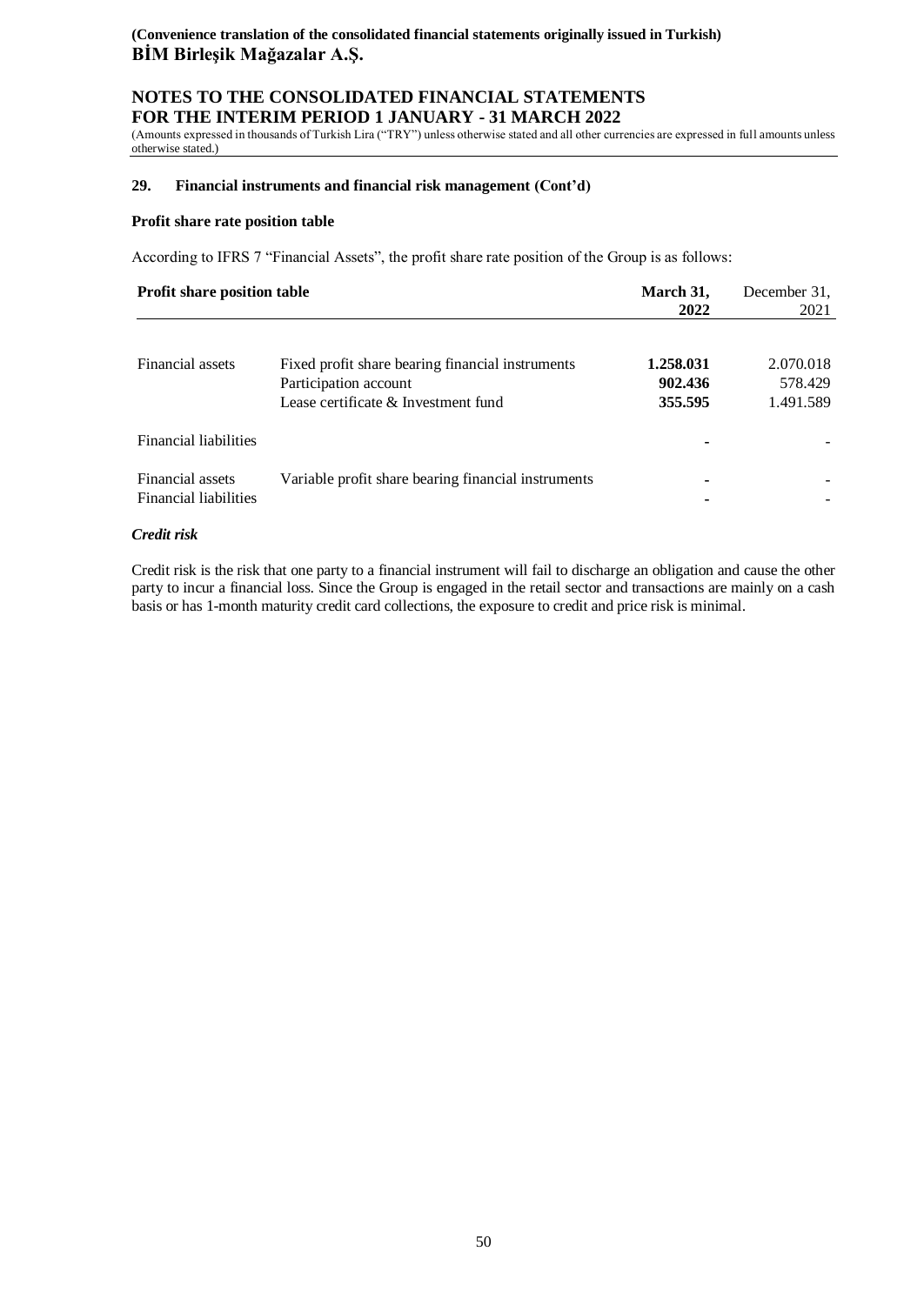(Convenience translation of the consolidated financial statements originally issued in Turkish)
**BİM Birleşik Mağazalar A.Ş.**

## NOTES TO THE CONSOLIDATED FINANCIAL STATEMENTS FOR THE INTERIM PERIOD 1 JANUARY - 31 MARCH 2022

(Amounts expressed in thousands of Turkish Lira ("TRY") unless otherwise stated and all other currencies are expressed in full amounts unless otherwise stated.)

### 29. Financial instruments and financial risk management (Cont'd)

**Profit share rate position table**

According to IFRS 7 "Financial Assets", the profit share rate position of the Group is as follows:

| **Profit share position table** | | **March 31, 2022** | December 31, 2021 |
|---|---|---|---|
| Financial assets | Fixed profit share bearing financial instruments | **1.258.031** | 2.070.018 |
| | Participation account | **902.436** | 578.429 |
| | Lease certificate & Investment fund | **355.595** | 1.491.589 |
| Financial liabilities | | **-** | - |
| Financial assets | Variable profit share bearing financial instruments | **-** | - |
| Financial liabilities | | **-** | - |

***Credit risk***

Credit risk is the risk that one party to a financial instrument will fail to discharge an obligation and cause the other party to incur a financial loss. Since the Group is engaged in the retail sector and transactions are mainly on a cash basis or has 1-month maturity credit card collections, the exposure to credit and price risk is minimal.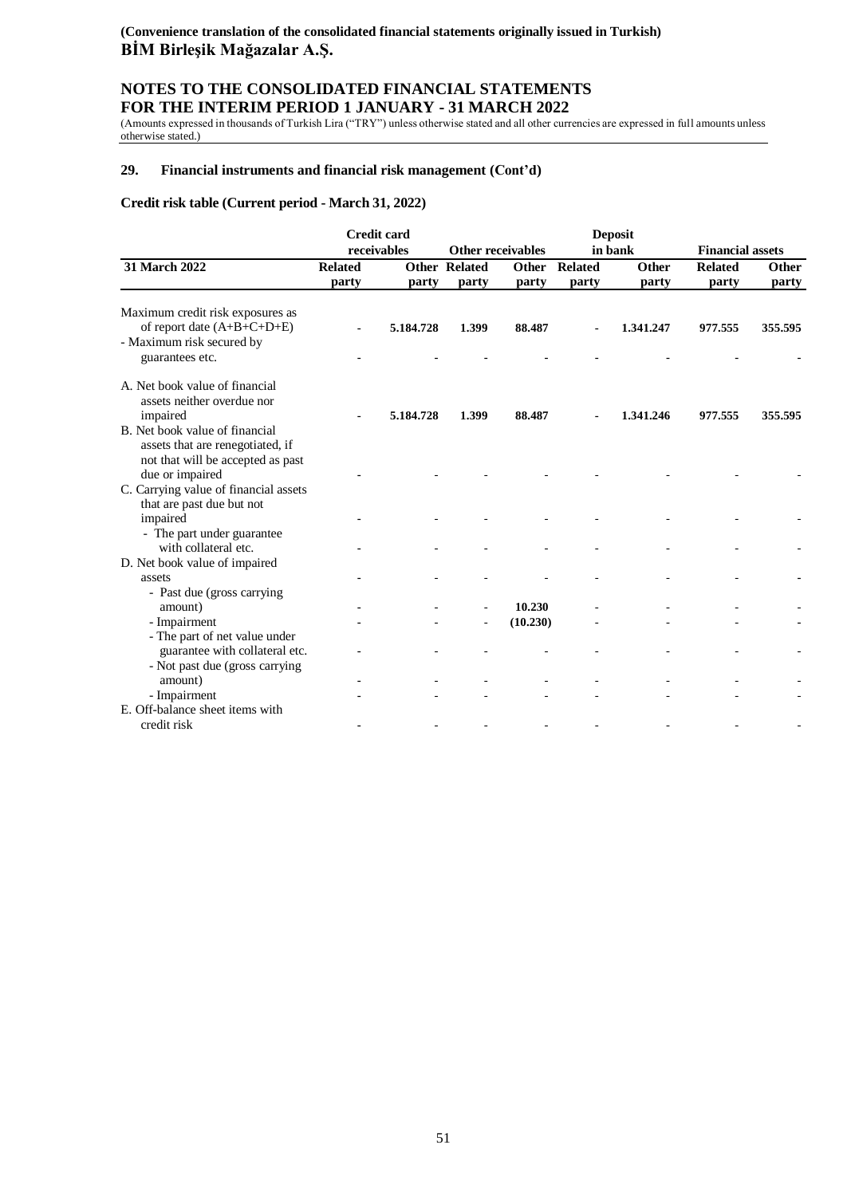**(Convenience translation of the consolidated financial statements originally issued in Turkish)**
**BİM Birleşik Mağazalar A.Ş.**

## NOTES TO THE CONSOLIDATED FINANCIAL STATEMENTS FOR THE INTERIM PERIOD 1 JANUARY - 31 MARCH 2022

(Amounts expressed in thousands of Turkish Lira ("TRY") unless otherwise stated and all other currencies are expressed in full amounts unless otherwise stated.)

### 29. Financial instruments and financial risk management (Cont'd)

**Credit risk table (Current period - March 31, 2022)**

| | Credit card receivables | | Other receivables | | Deposit in bank | | Financial assets | |
|---|---|---|---|---|---|---|---|---|
| **31 March 2022** | **Related party** | **Other party** | **Related party** | **Other party** | **Related party** | **Other party** | **Related party** | **Other party** |
| Maximum credit risk exposures as of report date (A+B+C+D+E) | - | **5.184.728** | **1.399** | **88.487** | - | **1.341.247** | **977.555** | **355.595** |
| - Maximum risk secured by guarantees etc. | - | - | - | - | - | - | - | - |
| A. Net book value of financial assets neither overdue nor impaired | - | **5.184.728** | **1.399** | **88.487** | - | **1.341.246** | **977.555** | **355.595** |
| B. Net book value of financial assets that are renegotiated, if not that will be accepted as past due or impaired | - | - | - | - | - | - | - | - |
| C. Carrying value of financial assets that are past due but not impaired | - | - | - | - | - | - | - | - |
| - The part under guarantee with collateral etc. | - | - | - | - | - | - | - | - |
| D. Net book value of impaired assets | - | - | - | - | - | - | - | - |
| - Past due (gross carrying amount) | - | - | - | **10.230** | - | - | - | - |
| - Impairment | - | - | - | **(10.230)** | - | - | - | - |
| - The part of net value under guarantee with collateral etc. | - | - | - | - | - | - | - | - |
| - Not past due (gross carrying amount) | - | - | - | - | - | - | - | - |
| - Impairment | - | - | - | - | - | - | - | - |
| E. Off-balance sheet items with credit risk | - | - | - | - | - | - | - | - |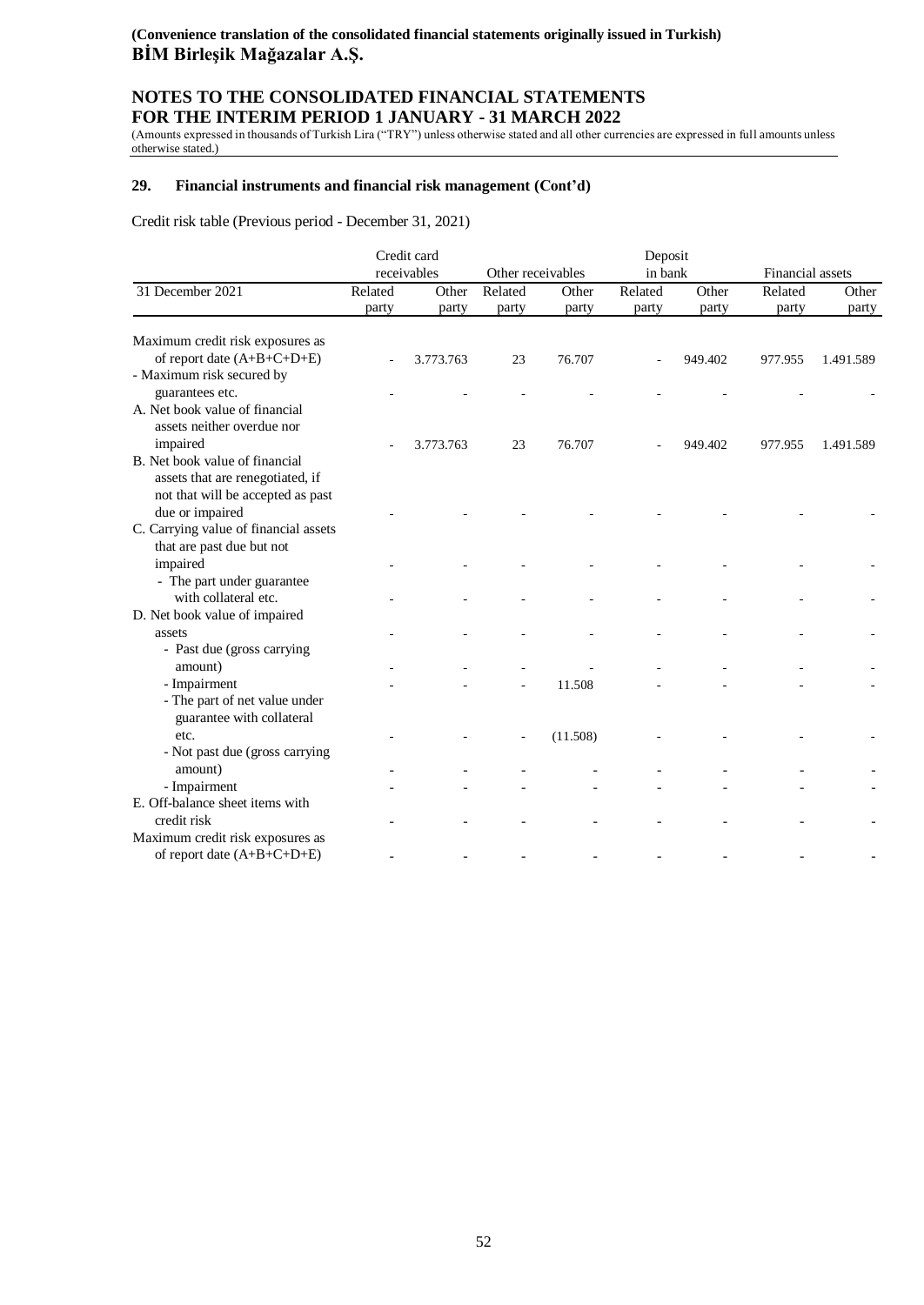**(Convenience translation of the consolidated financial statements originally issued in Turkish)**
**BİM Birleşik Mağazalar A.Ş.**

## NOTES TO THE CONSOLIDATED FINANCIAL STATEMENTS FOR THE INTERIM PERIOD 1 JANUARY - 31 MARCH 2022

(Amounts expressed in thousands of Turkish Lira ("TRY") unless otherwise stated and all other currencies are expressed in full amounts unless otherwise stated.)

### 29. Financial instruments and financial risk management (Cont'd)

Credit risk table (Previous period - December 31, 2021)

| | Credit card receivables | | Other receivables | | Deposit in bank | | Financial assets | |
|---|---|---|---|---|---|---|---|---|
| 31 December 2021 | Related party | Other party | Related party | Other party | Related party | Other party | Related party | Other party |
| Maximum credit risk exposures as of report date (A+B+C+D+E) | - | 3.773.763 | 23 | 76.707 | - | 949.402 | 977.955 | 1.491.589 |
| - Maximum risk secured by guarantees etc. | - | - | - | - | - | - | - | - |
| A. Net book value of financial assets neither overdue nor impaired | - | 3.773.763 | 23 | 76.707 | - | 949.402 | 977.955 | 1.491.589 |
| B. Net book value of financial assets that are renegotiated, if not that will be accepted as past due or impaired | - | - | - | - | - | - | - | - |
| C. Carrying value of financial assets that are past due but not impaired | - | - | - | - | - | - | - | - |
| - The part under guarantee with collateral etc. | - | - | - | - | - | - | - | - |
| D. Net book value of impaired assets | - | - | - | - | - | - | - | - |
| - Past due (gross carrying amount) | - | - | - | - | - | - | - | - |
| - Impairment | - | - | - | 11.508 | - | - | - | - |
| - The part of net value under guarantee with collateral etc. | - | - | - | (11.508) | - | - | - | - |
| - Not past due (gross carrying amount) | - | - | - | - | - | - | - | - |
| - Impairment | - | - | - | - | - | - | - | - |
| E. Off-balance sheet items with credit risk | - | - | - | - | - | - | - | - |
| Maximum credit risk exposures as of report date (A+B+C+D+E) | - | - | - | - | - | - | - | - |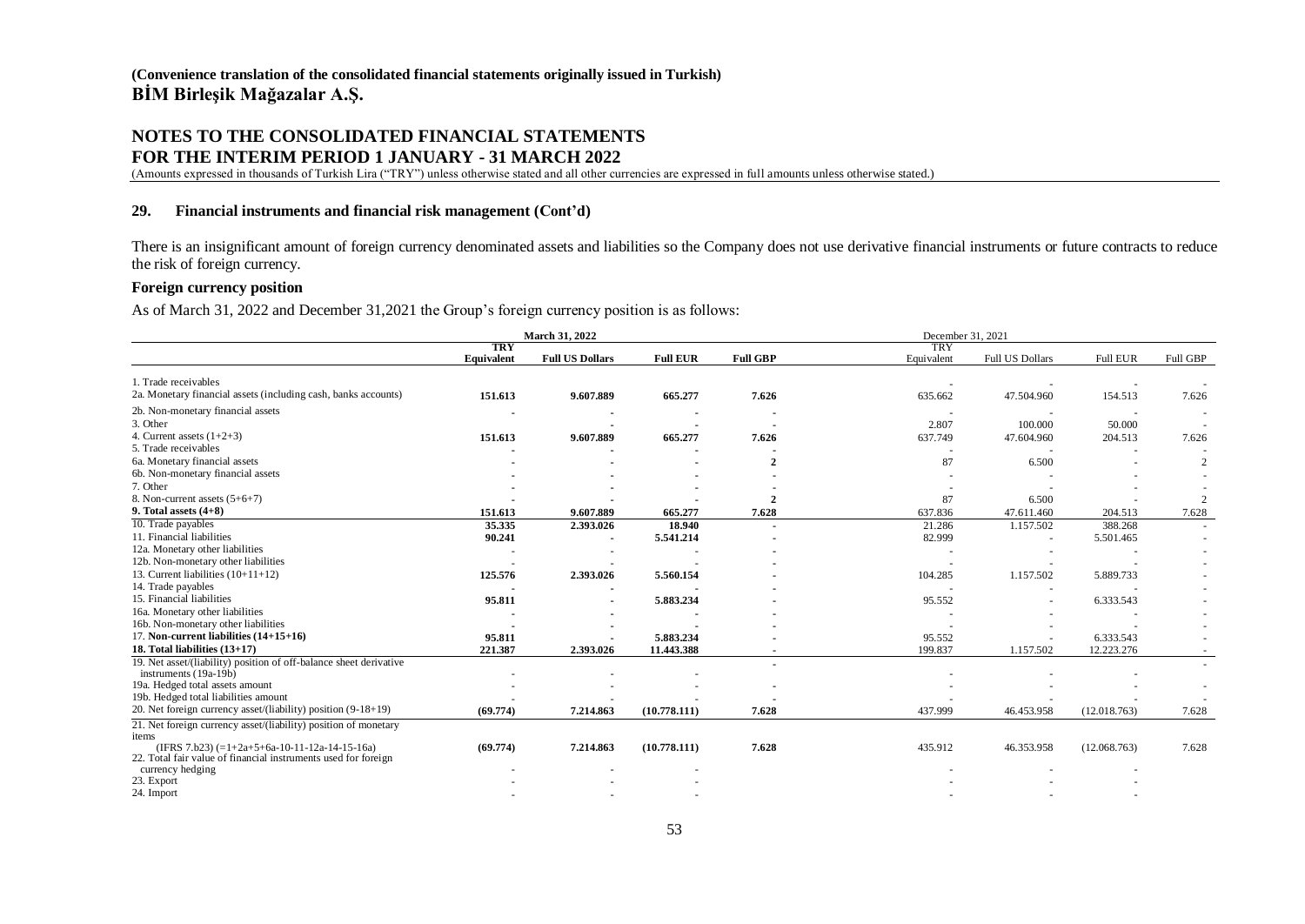**(Convenience translation of the consolidated financial statements originally issued in Turkish)**
**BİM Birleşik Mağazalar A.Ş.**

## NOTES TO THE CONSOLIDATED FINANCIAL STATEMENTS FOR THE INTERIM PERIOD 1 JANUARY - 31 MARCH 2022

(Amounts expressed in thousands of Turkish Lira ("TRY") unless otherwise stated and all other currencies are expressed in full amounts unless otherwise stated.)

### 29. Financial instruments and financial risk management (Cont'd)

There is an insignificant amount of foreign currency denominated assets and liabilities so the Company does not use derivative financial instruments or future contracts to reduce the risk of foreign currency.

**Foreign currency position**

As of March 31, 2022 and December 31,2021 the Group's foreign currency position is as follows:

| | March 31, 2022 | | | | December 31, 2021 | | | |
|---|---|---|---|---|---|---|---|---|
| | TRY Equivalent | Full US Dollars | Full EUR | Full GBP | TRY Equivalent | Full US Dollars | Full EUR | Full GBP |
| 1. Trade receivables | | | | | - | - | - | - |
| 2a. Monetary financial assets (including cash, banks accounts) | 151.613 | 9.607.889 | 665.277 | 7.626 | 635.662 | 47.504.960 | 154.513 | 7.626 |
| 2b. Non-monetary financial assets | - | - | - | - | - | - | - | - |
| 3. Other | - | - | - | - | 2.807 | 100.000 | 50.000 | - |
| 4. Current assets (1+2+3) | 151.613 | 9.607.889 | 665.277 | 7.626 | 637.749 | 47.604.960 | 204.513 | 7.626 |
| 5. Trade receivables | - | - | - | - | - | - | - | - |
| 6a. Monetary financial assets | - | - | - | 2 | 87 | 6.500 | - | 2 |
| 6b. Non-monetary financial assets | - | - | - | - | - | - | - | - |
| 7. Other | - | - | - | - | - | - | - | - |
| 8. Non-current assets (5+6+7) | - | - | - | 2 | 87 | 6.500 | - | 2 |
| **9. Total assets (4+8)** | 151.613 | 9.607.889 | 665.277 | 7.628 | 637.836 | 47.611.460 | 204.513 | 7.628 |
| 10. Trade payables | 35.335 | 2.393.026 | 18.940 | - | 21.286 | 1.157.502 | 388.268 | - |
| 11. Financial liabilities | 90.241 | - | 5.541.214 | - | 82.999 | - | 5.501.465 | - |
| 12a. Monetary other liabilities | - | - | - | - | - | - | - | - |
| 12b. Non-monetary other liabilities | - | - | - | - | - | - | - | - |
| 13. Current liabilities (10+11+12) | 125.576 | 2.393.026 | 5.560.154 | - | 104.285 | 1.157.502 | 5.889.733 | - |
| 14. Trade payables | - | - | - | - | - | - | - | - |
| 15. Financial liabilities | 95.811 | - | 5.883.234 | - | 95.552 | - | 6.333.543 | - |
| 16a. Monetary other liabilities | - | - | - | - | - | - | - | - |
| 16b. Non-monetary other liabilities | - | - | - | - | - | - | - | - |
| **17. Non-current liabilities (14+15+16)** | 95.811 | - | 5.883.234 | - | 95.552 | - | 6.333.543 | - |
| **18. Total liabilities (13+17)** | 221.387 | 2.393.026 | 11.443.388 | - | 199.837 | 1.157.502 | 12.223.276 | - |
| 19. Net asset/(liability) position of off-balance sheet derivative instruments (19a-19b) | - | - | - | - | - | - | - | - |
| 19a. Hedged total assets amount | - | - | - | - | - | - | - | - |
| 19b. Hedged total liabilities amount | - | - | - | - | - | - | - | - |
| 20. Net foreign currency asset/(liability) position (9-18+19) | (69.774) | 7.214.863 | (10.778.111) | 7.628 | 437.999 | 46.453.958 | (12.018.763) | 7.628 |
| 21. Net foreign currency asset/(liability) position of monetary items (IFRS 7.b23) (=1+2a+5+6a-10-11-12a-14-15-16a) | (69.774) | 7.214.863 | (10.778.111) | 7.628 | 435.912 | 46.353.958 | (12.068.763) | 7.628 |
| 22. Total fair value of financial instruments used for foreign currency hedging | - | - | - | | - | - | - | |
| 23. Export | - | - | - | | - | - | - | |
| 24. Import | - | - | - | | - | - | - | |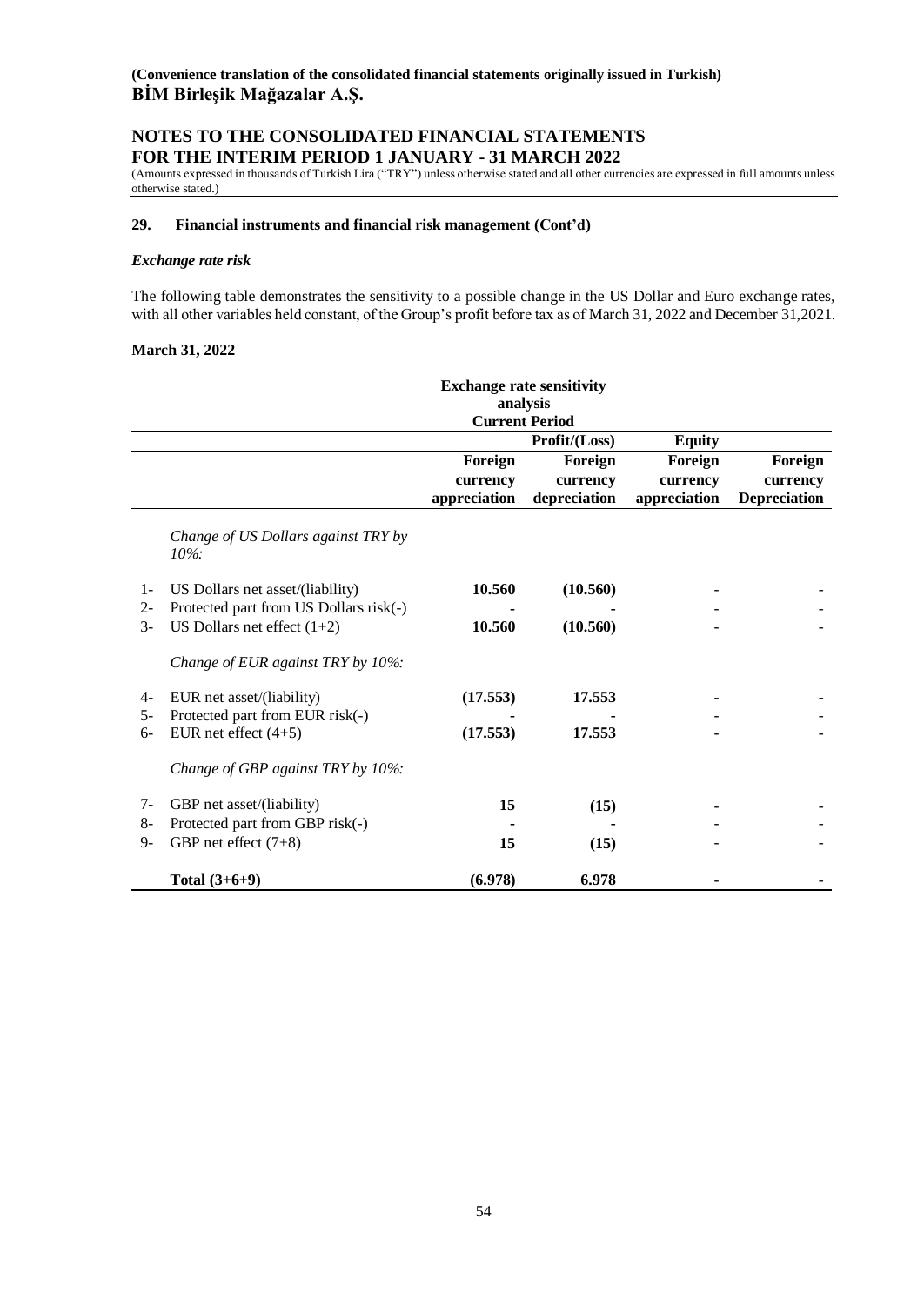**(Convenience translation of the consolidated financial statements originally issued in Turkish)**
**BİM Birleşik Mağazalar A.Ş.**

## NOTES TO THE CONSOLIDATED FINANCIAL STATEMENTS FOR THE INTERIM PERIOD 1 JANUARY - 31 MARCH 2022

(Amounts expressed in thousands of Turkish Lira ("TRY") unless otherwise stated and all other currencies are expressed in full amounts unless otherwise stated.)

### 29. Financial instruments and financial risk management (Cont'd)

*Exchange rate risk*

The following table demonstrates the sensitivity to a possible change in the US Dollar and Euro exchange rates, with all other variables held constant, of the Group's profit before tax as of March 31, 2022 and December 31,2021.

**March 31, 2022**

| | | Exchange rate sensitivity analysis | | | |
|---|---|---|---|---|---|
| | | Current Period | | | |
| | | Profit/(Loss) | | Equity | |
| | | Foreign currency appreciation | Foreign currency depreciation | Foreign currency appreciation | Foreign currency Depreciation |
| | *Change of US Dollars against TRY by 10%:* | | | | |
| 1- | US Dollars net asset/(liability) | **10.560** | **(10.560)** | - | - |
| 2- | Protected part from US Dollars risk(-) | - | - | - | - |
| 3- | US Dollars net effect (1+2) | **10.560** | **(10.560)** | - | - |
| | *Change of EUR against TRY by 10%:* | | | | |
| 4- | EUR net asset/(liability) | **(17.553)** | **17.553** | - | - |
| 5- | Protected part from EUR risk(-) | - | - | - | - |
| 6- | EUR net effect (4+5) | **(17.553)** | **17.553** | - | - |
| | *Change of GBP against TRY by 10%:* | | | | |
| 7- | GBP net asset/(liability) | **15** | **(15)** | - | - |
| 8- | Protected part from GBP risk(-) | - | - | - | - |
| 9- | GBP net effect (7+8) | **15** | **(15)** | - | - |
| | **Total (3+6+9)** | **(6.978)** | **6.978** | - | - |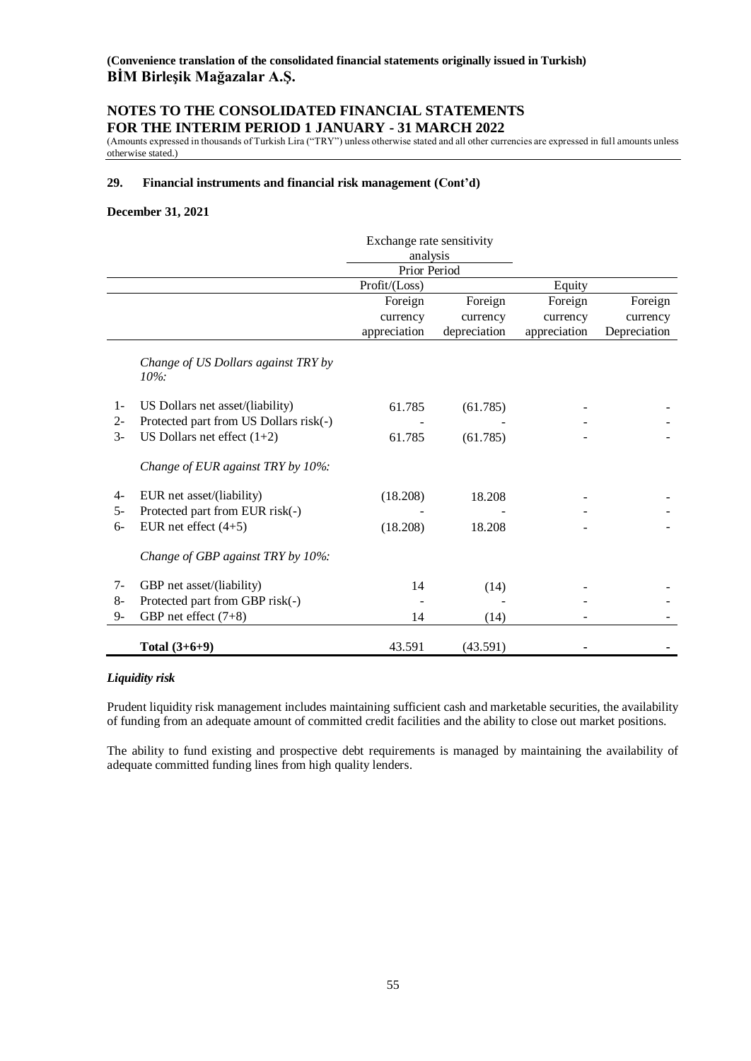**(Convenience translation of the consolidated financial statements originally issued in Turkish)**
**BİM Birleşik Mağazalar A.Ş.**

## NOTES TO THE CONSOLIDATED FINANCIAL STATEMENTS FOR THE INTERIM PERIOD 1 JANUARY - 31 MARCH 2022

(Amounts expressed in thousands of Turkish Lira ("TRY") unless otherwise stated and all other currencies are expressed in full amounts unless otherwise stated.)

### 29. Financial instruments and financial risk management (Cont'd)

**December 31, 2021**

| | | Exchange rate sensitivity analysis | | | |
|---|---|---|---|---|---|
| | | Prior Period | | | |
| | | Profit/(Loss) | | Equity | |
| | | Foreign currency appreciation | Foreign currency depreciation | Foreign currency appreciation | Foreign currency Depreciation |
| | *Change of US Dollars against TRY by 10%:* | | | | |
| 1- | US Dollars net asset/(liability) | 61.785 | (61.785) | - | - |
| 2- | Protected part from US Dollars risk(-) | - | - | - | - |
| 3- | US Dollars net effect (1+2) | 61.785 | (61.785) | - | - |
| | *Change of EUR against TRY by 10%:* | | | | |
| 4- | EUR net asset/(liability) | (18.208) | 18.208 | - | - |
| 5- | Protected part from EUR risk(-) | - | - | - | - |
| 6- | EUR net effect (4+5) | (18.208) | 18.208 | - | - |
| | *Change of GBP against TRY by 10%:* | | | | |
| 7- | GBP net asset/(liability) | 14 | (14) | - | - |
| 8- | Protected part from GBP risk(-) | - | - | - | - |
| 9- | GBP net effect (7+8) | 14 | (14) | - | - |
| | **Total (3+6+9)** | 43.591 | (43.591) | - | - |

***Liquidity risk***

Prudent liquidity risk management includes maintaining sufficient cash and marketable securities, the availability of funding from an adequate amount of committed credit facilities and the ability to close out market positions.

The ability to fund existing and prospective debt requirements is managed by maintaining the availability of adequate committed funding lines from high quality lenders.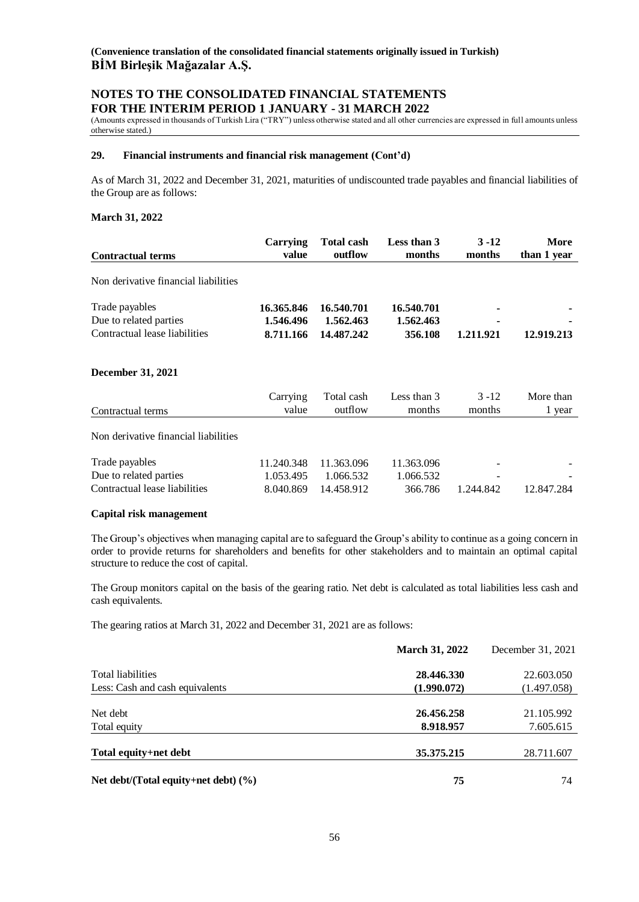**(Convenience translation of the consolidated financial statements originally issued in Turkish)**
**BİM Birleşik Mağazalar A.Ş.**

**NOTES TO THE CONSOLIDATED FINANCIAL STATEMENTS FOR THE INTERIM PERIOD 1 JANUARY - 31 MARCH 2022**

(Amounts expressed in thousands of Turkish Lira ("TRY") unless otherwise stated and all other currencies are expressed in full amounts unless otherwise stated.)

### 29. Financial instruments and financial risk management (Cont'd)

As of March 31, 2022 and December 31, 2021, maturities of undiscounted trade payables and financial liabilities of the Group are as follows:

**March 31, 2022**

| **Contractual terms** | **Carrying value** | **Total cash outflow** | **Less than 3 months** | **3 -12 months** | **More than 1 year** |
|---|---|---|---|---|---|
| Non derivative financial liabilities | | | | | |
| Trade payables | **16.365.846** | **16.540.701** | **16.540.701** | **-** | **-** |
| Due to related parties | **1.546.496** | **1.562.463** | **1.562.463** | **-** | **-** |
| Contractual lease liabilities | **8.711.166** | **14.487.242** | **356.108** | **1.211.921** | **12.919.213** |

**December 31, 2021**

| Contractual terms | Carrying value | Total cash outflow | Less than 3 months | 3 -12 months | More than 1 year |
|---|---|---|---|---|---|
| Non derivative financial liabilities | | | | | |
| Trade payables | 11.240.348 | 11.363.096 | 11.363.096 | - | - |
| Due to related parties | 1.053.495 | 1.066.532 | 1.066.532 | - | - |
| Contractual lease liabilities | 8.040.869 | 14.458.912 | 366.786 | 1.244.842 | 12.847.284 |

**Capital risk management**

The Group's objectives when managing capital are to safeguard the Group's ability to continue as a going concern in order to provide returns for shareholders and benefits for other stakeholders and to maintain an optimal capital structure to reduce the cost of capital.

The Group monitors capital on the basis of the gearing ratio. Net debt is calculated as total liabilities less cash and cash equivalents.

The gearing ratios at March 31, 2022 and December 31, 2021 are as follows:

| | **March 31, 2022** | December 31, 2021 |
|---|---|---|
| Total liabilities | **28.446.330** | 22.603.050 |
| Less: Cash and cash equivalents | **(1.990.072)** | (1.497.058) |
| Net debt | **26.456.258** | 21.105.992 |
| Total equity | **8.918.957** | 7.605.615 |
| **Total equity+net debt** | **35.375.215** | 28.711.607 |
| **Net debt/(Total equity+net debt) (%)** | **75** | 74 |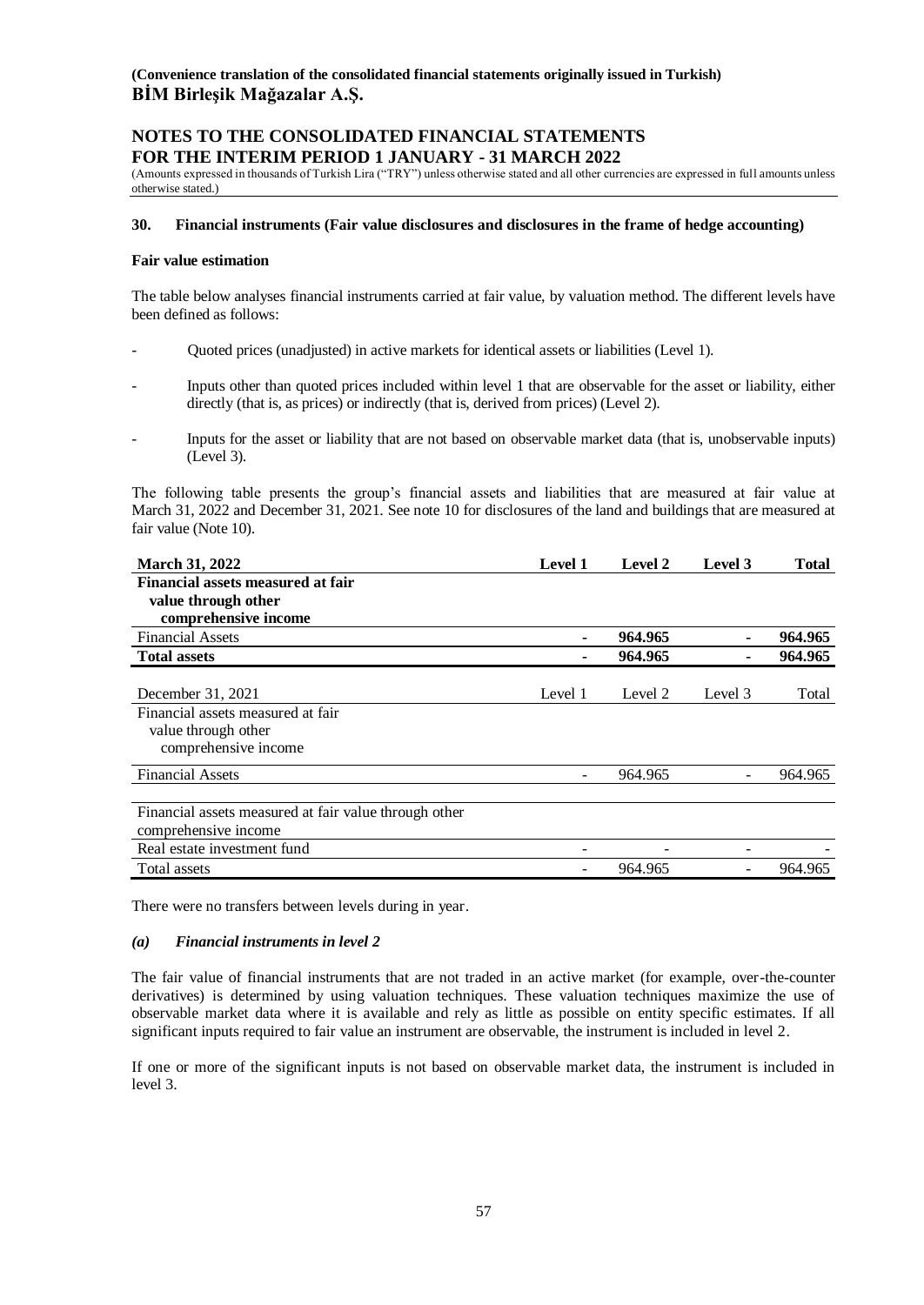(Convenience translation of the consolidated financial statements originally issued in Turkish)
**BİM Birleşik Mağazalar A.Ş.**

**NOTES TO THE CONSOLIDATED FINANCIAL STATEMENTS FOR THE INTERIM PERIOD 1 JANUARY - 31 MARCH 2022**

(Amounts expressed in thousands of Turkish Lira ("TRY") unless otherwise stated and all other currencies are expressed in full amounts unless otherwise stated.)

## 30. Financial instruments (Fair value disclosures and disclosures in the frame of hedge accounting)

### Fair value estimation

The table below analyses financial instruments carried at fair value, by valuation method. The different levels have been defined as follows:

- Quoted prices (unadjusted) in active markets for identical assets or liabilities (Level 1).
- Inputs other than quoted prices included within level 1 that are observable for the asset or liability, either directly (that is, as prices) or indirectly (that is, derived from prices) (Level 2).
- Inputs for the asset or liability that are not based on observable market data (that is, unobservable inputs) (Level 3).

The following table presents the group's financial assets and liabilities that are measured at fair value at March 31, 2022 and December 31, 2021. See note 10 for disclosures of the land and buildings that are measured at fair value (Note 10).

| **March 31, 2022** | **Level 1** | **Level 2** | **Level 3** | **Total** |
|---|---|---|---|---|
| **Financial assets measured at fair value through other comprehensive income** | | | | |
| Financial Assets | **-** | **964.965** | **-** | **964.965** |
| **Total assets** | **-** | **964.965** | **-** | **964.965** |

| December 31, 2021 | Level 1 | Level 2 | Level 3 | Total |
|---|---|---|---|---|
| Financial assets measured at fair value through other comprehensive income | | | | |
| Financial Assets | - | 964.965 | - | 964.965 |
| Financial assets measured at fair value through other comprehensive income | | | | |
| Real estate investment fund | - | - | - | - |
| Total assets | - | 964.965 | - | 964.965 |

There were no transfers between levels during in year.

### *(a) Financial instruments in level 2*

The fair value of financial instruments that are not traded in an active market (for example, over-the-counter derivatives) is determined by using valuation techniques. These valuation techniques maximize the use of observable market data where it is available and rely as little as possible on entity specific estimates. If all significant inputs required to fair value an instrument are observable, the instrument is included in level 2.

If one or more of the significant inputs is not based on observable market data, the instrument is included in level 3.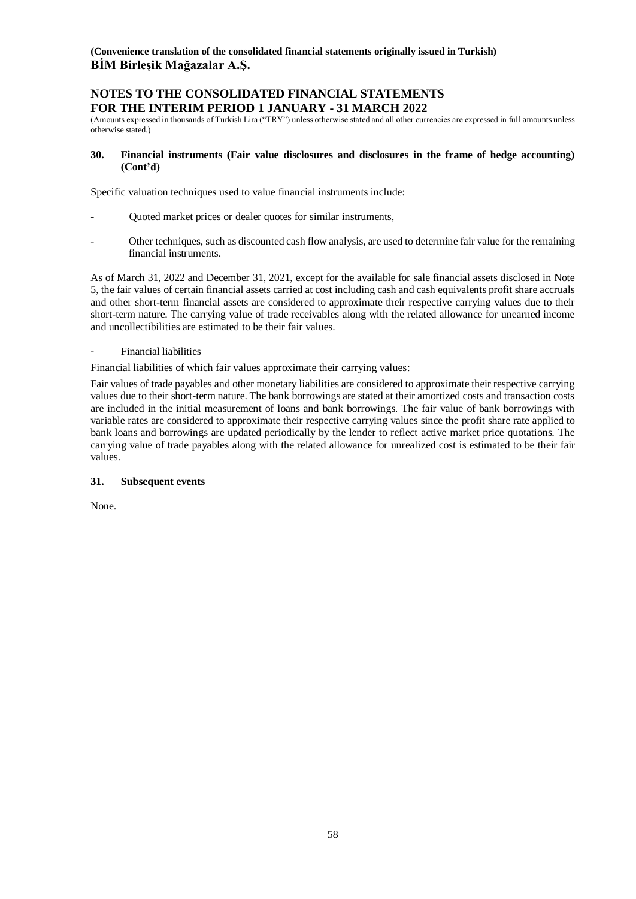## 30. Financial instruments (Fair value disclosures and disclosures in the frame of hedge accounting) (Cont'd)

Specific valuation techniques used to value financial instruments include:

- Quoted market prices or dealer quotes for similar instruments,
- Other techniques, such as discounted cash flow analysis, are used to determine fair value for the remaining financial instruments.

As of March 31, 2022 and December 31, 2021, except for the available for sale financial assets disclosed in Note 5, the fair values of certain financial assets carried at cost including cash and cash equivalents profit share accruals and other short-term financial assets are considered to approximate their respective carrying values due to their short-term nature. The carrying value of trade receivables along with the related allowance for unearned income and uncollectibilities are estimated to be their fair values.

- Financial liabilities

Financial liabilities of which fair values approximate their carrying values:

Fair values of trade payables and other monetary liabilities are considered to approximate their respective carrying values due to their short-term nature. The bank borrowings are stated at their amortized costs and transaction costs are included in the initial measurement of loans and bank borrowings. The fair value of bank borrowings with variable rates are considered to approximate their respective carrying values since the profit share rate applied to bank loans and borrowings are updated periodically by the lender to reflect active market price quotations. The carrying value of trade payables along with the related allowance for unrealized cost is estimated to be their fair values.

## 31. Subsequent events

None.